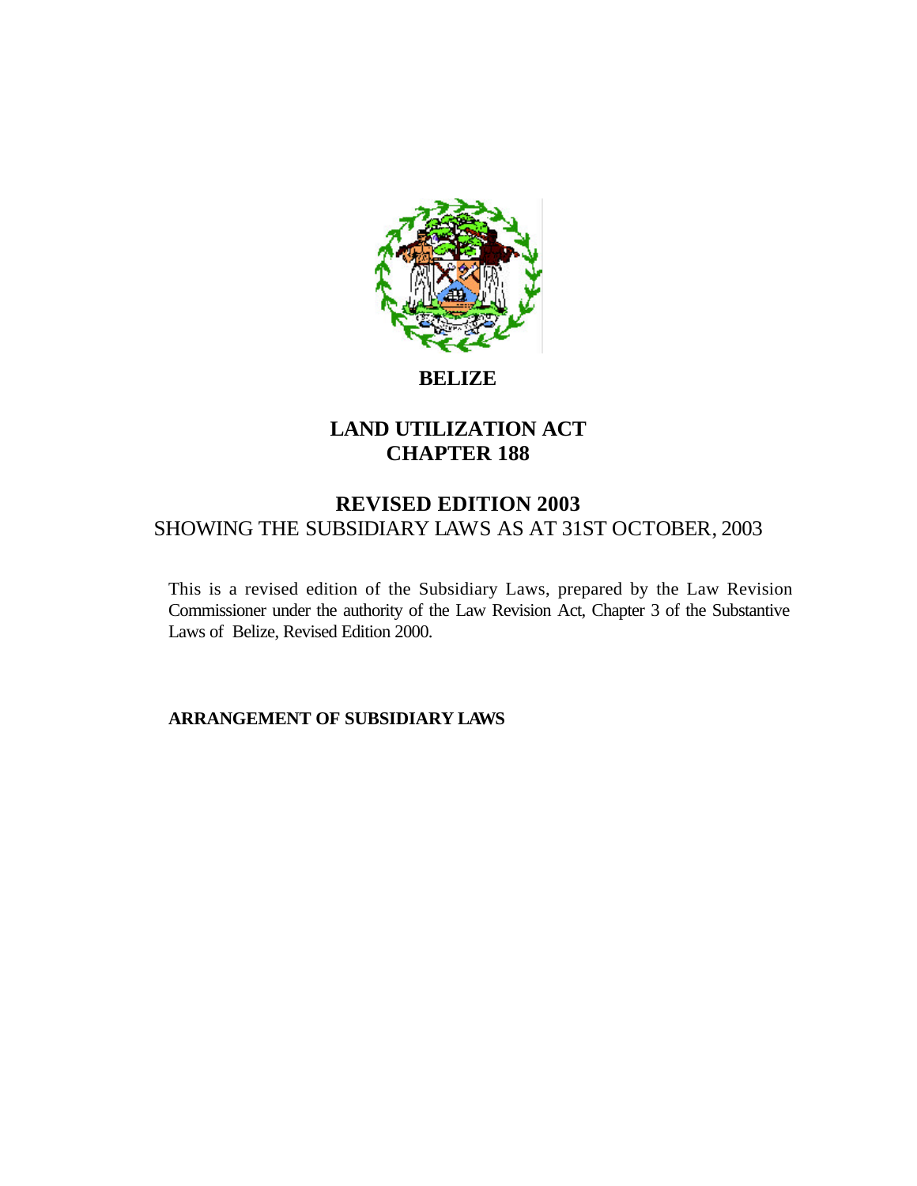# BELIZE

## LAND UTILIZATION ACT
## CHAPTER 188

## REVISED EDITION 2003

SHOWING THE SUBSIDIARY LAWS AS AT 31ST OCTOBER, 2003

This is a revised edition of the Subsidiary Laws, prepared by the Law Revision Commissioner under the authority of the Law Revision Act, Chapter 3 of the Substantive Laws of Belize, Revised Edition 2000.

**ARRANGEMENT OF SUBSIDIARY LAWS**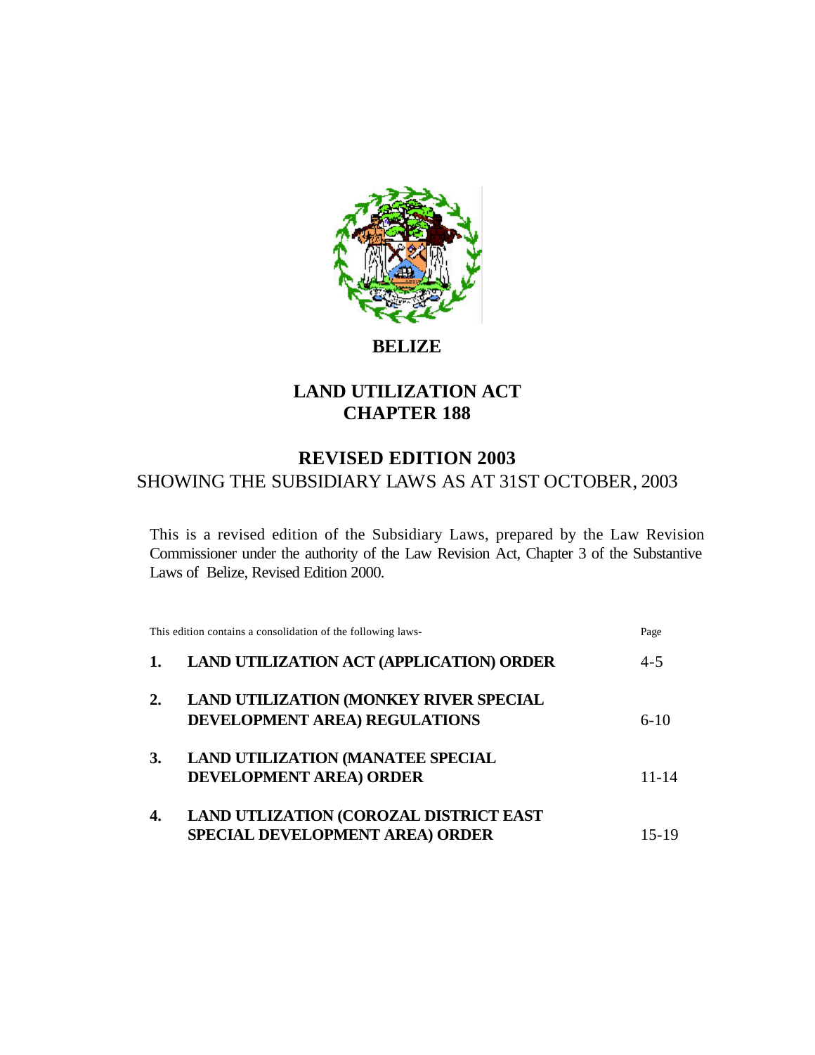# BELIZE

## LAND UTILIZATION ACT CHAPTER 188

## REVISED EDITION 2003

SHOWING THE SUBSIDIARY LAWS AS AT 31ST OCTOBER, 2003

This is a revised edition of the Subsidiary Laws, prepared by the Law Revision Commissioner under the authority of the Law Revision Act, Chapter 3 of the Substantive Laws of Belize, Revised Edition 2000.

This edition contains a consolidation of the following laws-

| | | Page |
|---|---|---|
| **1.** | **LAND UTILIZATION ACT (APPLICATION) ORDER** | 4-5 |
| **2.** | **LAND UTILIZATION (MONKEY RIVER SPECIAL DEVELOPMENT AREA) REGULATIONS** | 6-10 |
| **3.** | **LAND UTILIZATION (MANATEE SPECIAL DEVELOPMENT AREA) ORDER** | 11-14 |
| **4.** | **LAND UTLIZATION (COROZAL DISTRICT EAST SPECIAL DEVELOPMENT AREA) ORDER** | 15-19 |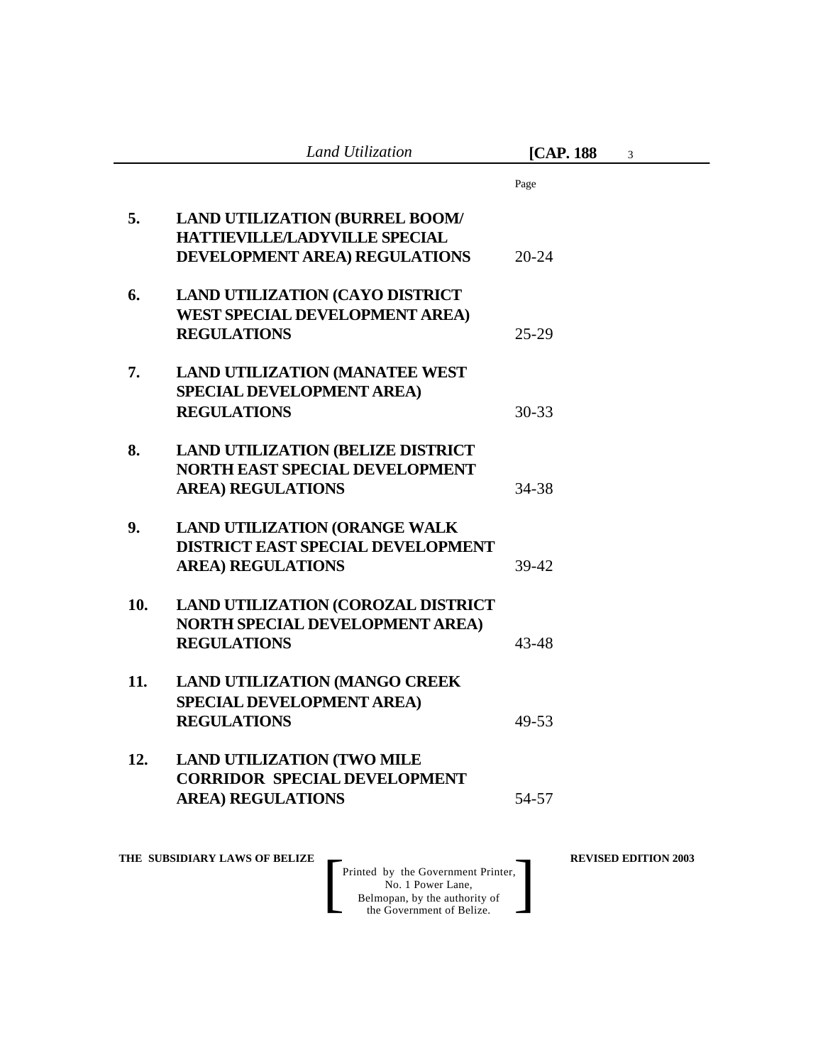| | | Page |
|---|---|---|
| **5.** | **LAND UTILIZATION (BURREL BOOM/ HATTIEVILLE/LADYVILLE SPECIAL DEVELOPMENT AREA) REGULATIONS** | 20-24 |
| **6.** | **LAND UTILIZATION (CAYO DISTRICT WEST SPECIAL DEVELOPMENT AREA) REGULATIONS** | 25-29 |
| **7.** | **LAND UTILIZATION (MANATEE WEST SPECIAL DEVELOPMENT AREA) REGULATIONS** | 30-33 |
| **8.** | **LAND UTILIZATION (BELIZE DISTRICT NORTH EAST SPECIAL DEVELOPMENT AREA) REGULATIONS** | 34-38 |
| **9.** | **LAND UTILIZATION (ORANGE WALK DISTRICT EAST SPECIAL DEVELOPMENT AREA) REGULATIONS** | 39-42 |
| **10.** | **LAND UTILIZATION (COROZAL DISTRICT NORTH SPECIAL DEVELOPMENT AREA) REGULATIONS** | 43-48 |
| **11.** | **LAND UTILIZATION (MANGO CREEK SPECIAL DEVELOPMENT AREA) REGULATIONS** | 49-53 |
| **12.** | **LAND UTILIZATION (TWO MILE CORRIDOR SPECIAL DEVELOPMENT AREA) REGULATIONS** | 54-57 |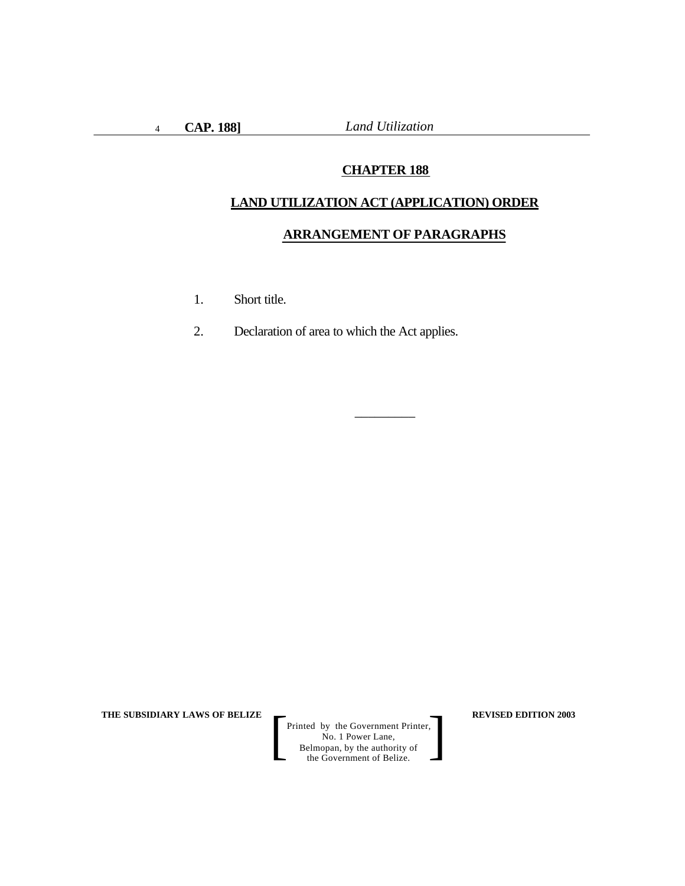# CHAPTER 188

## LAND UTILIZATION ACT (APPLICATION) ORDER

### ARRANGEMENT OF PARAGRAPHS

1. Short title.

2. Declaration of area to which the Act applies.

\_\_\_\_\_\_\_\_\_\_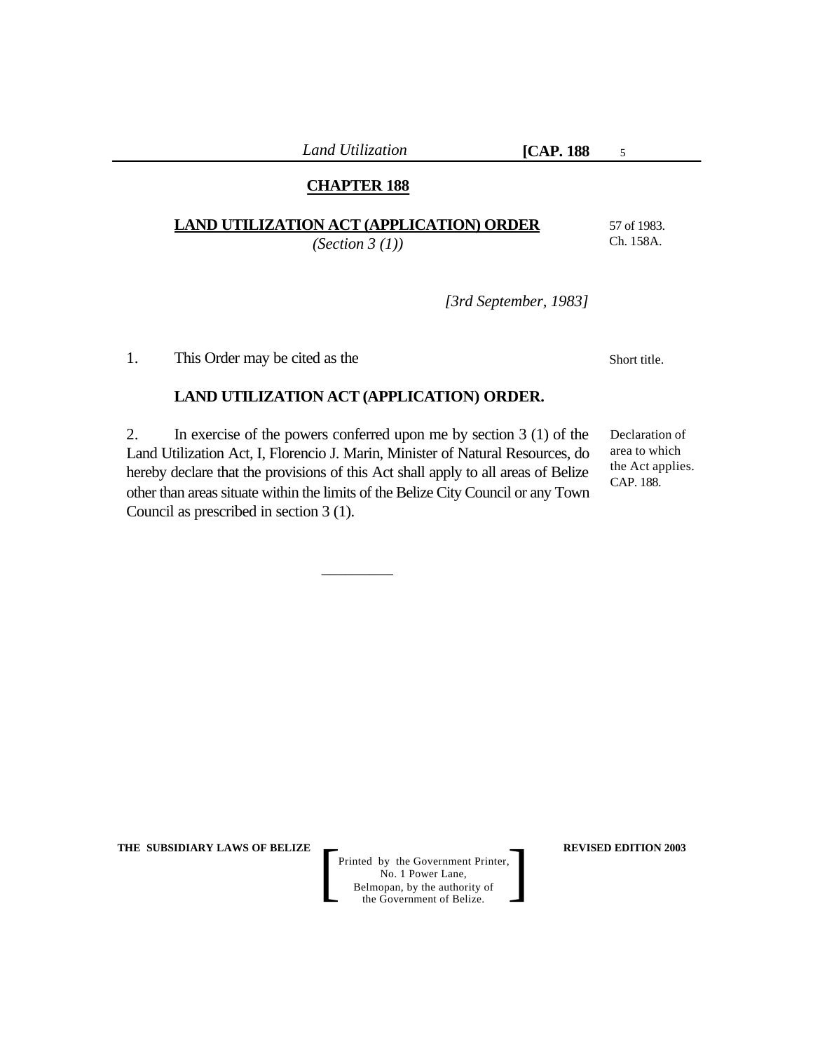## CHAPTER 188

**LAND UTILIZATION ACT (APPLICATION) ORDER**

*(Section 3 (1))*

57 of 1983.
Ch. 158A.

*[3rd September, 1983]*

Short title.

1. This Order may be cited as the

**LAND UTILIZATION ACT (APPLICATION) ORDER.**

Declaration of area to which the Act applies. CAP. 188.

2. In exercise of the powers conferred upon me by section 3 (1) of the Land Utilization Act, I, Florencio J. Marin, Minister of Natural Resources, do hereby declare that the provisions of this Act shall apply to all areas of Belize other than areas situate within the limits of the Belize City Council or any Town Council as prescribed in section 3 (1).

\_\_\_\_\_\_\_\_\_\_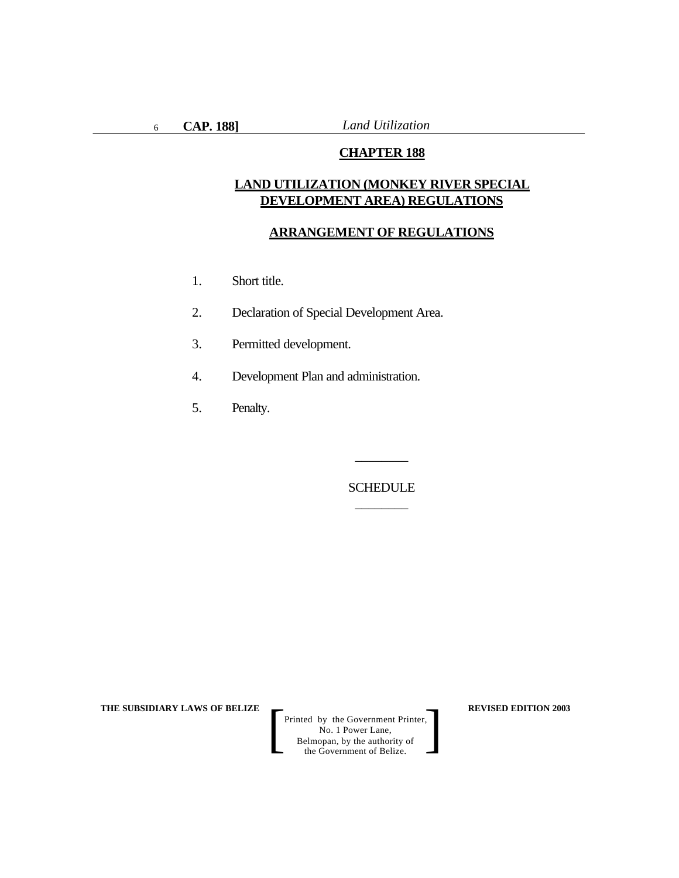# CHAPTER 188

## LAND UTILIZATION (MONKEY RIVER SPECIAL DEVELOPMENT AREA) REGULATIONS

## ARRANGEMENT OF REGULATIONS

1. Short title.
2. Declaration of Special Development Area.
3. Permitted development.
4. Development Plan and administration.
5. Penalty.

---

SCHEDULE

---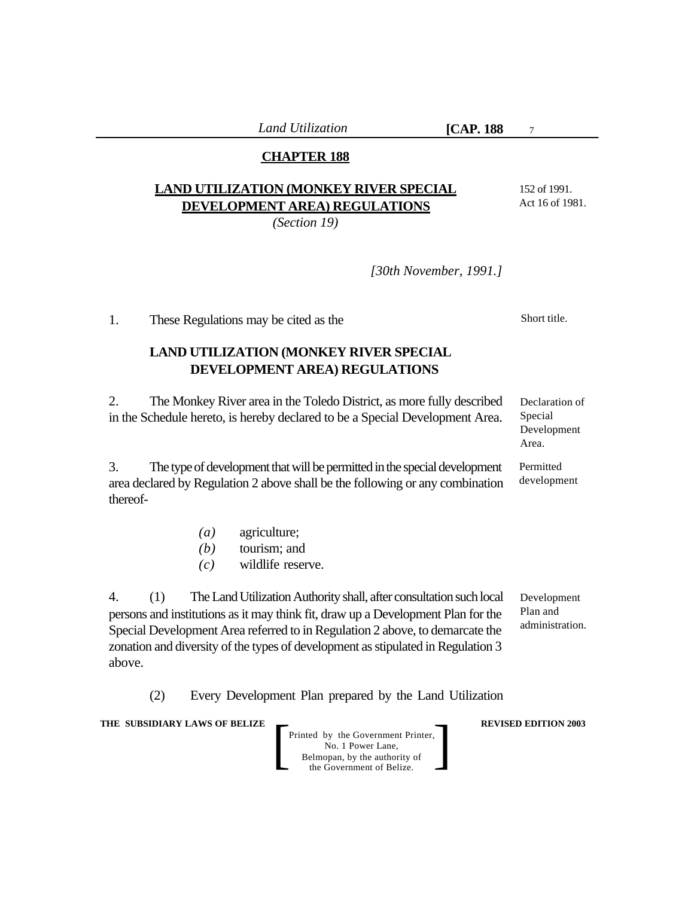## CHAPTER 188

## LAND UTILIZATION (MONKEY RIVER SPECIAL DEVELOPMENT AREA) REGULATIONS

*(Section 19)*

152 of 1991.
Act 16 of 1981.

*[30th November, 1991.]*

Short title.

1. These Regulations may be cited as the

**LAND UTILIZATION (MONKEY RIVER SPECIAL DEVELOPMENT AREA) REGULATIONS**

Declaration of Special Development Area.

2. The Monkey River area in the Toledo District, as more fully described in the Schedule hereto, is hereby declared to be a Special Development Area.

Permitted development

3. The type of development that will be permitted in the special development area declared by Regulation 2 above shall be the following or any combination thereof-

*(a)* agriculture;
*(b)* tourism; and
*(c)* wildlife reserve.

Development Plan and administration.

4. (1) The Land Utilization Authority shall, after consultation such local persons and institutions as it may think fit, draw up a Development Plan for the Special Development Area referred to in Regulation 2 above, to demarcate the zonation and diversity of the types of development as stipulated in Regulation 3 above.

(2) Every Development Plan prepared by the Land Utilization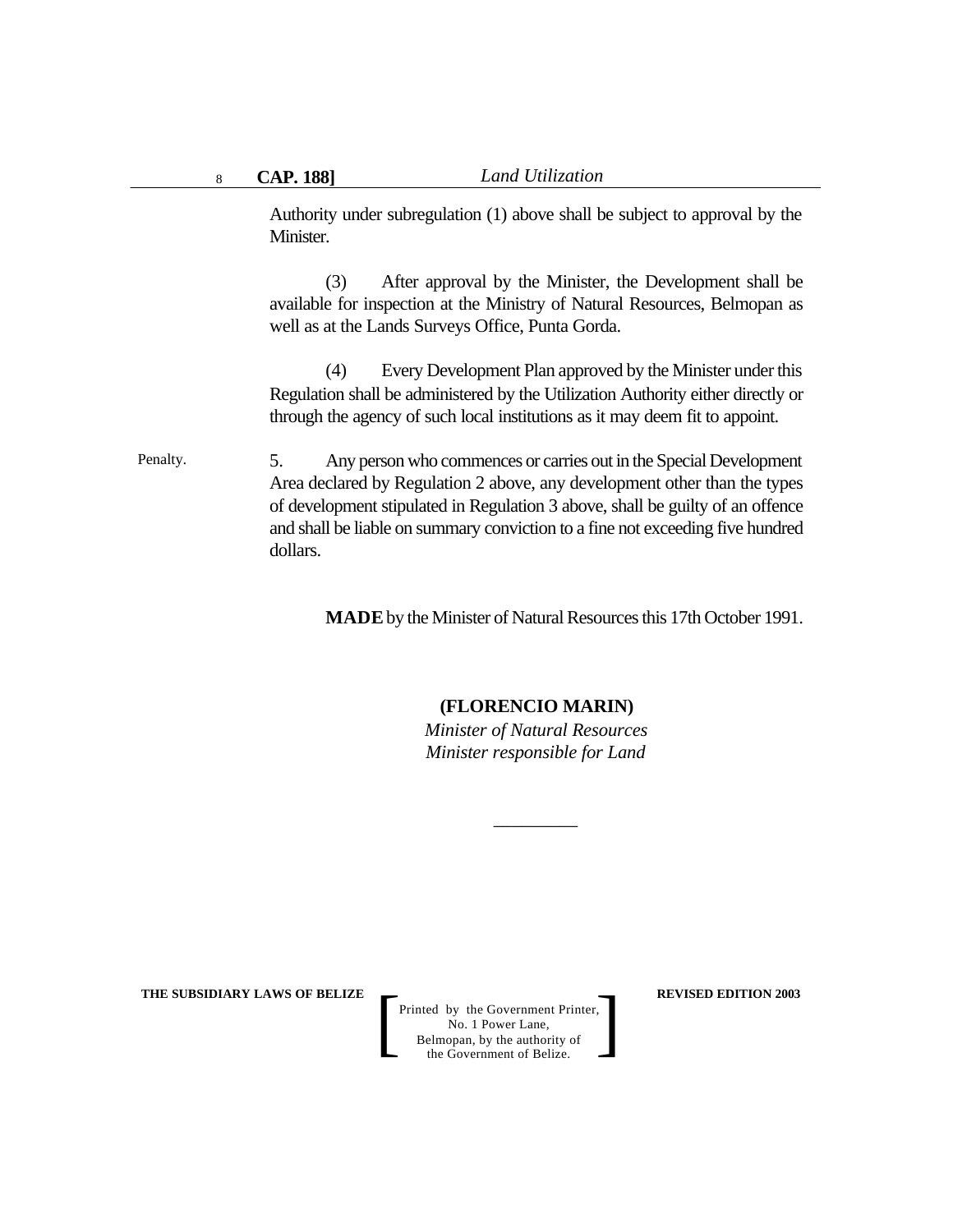Authority under subregulation (1) above shall be subject to approval by the Minister.

(3) After approval by the Minister, the Development shall be available for inspection at the Ministry of Natural Resources, Belmopan as well as at the Lands Surveys Office, Punta Gorda.

(4) Every Development Plan approved by the Minister under this Regulation shall be administered by the Utilization Authority either directly or through the agency of such local institutions as it may deem fit to appoint.

Penalty.

5. Any person who commences or carries out in the Special Development Area declared by Regulation 2 above, any development other than the types of development stipulated in Regulation 3 above, shall be guilty of an offence and shall be liable on summary conviction to a fine not exceeding five hundred dollars.

**MADE** by the Minister of Natural Resources this 17th October 1991.

**(FLORENCIO MARIN)**
*Minister of Natural Resources*
*Minister responsible for Land*

\_\_\_\_\_\_\_\_\_\_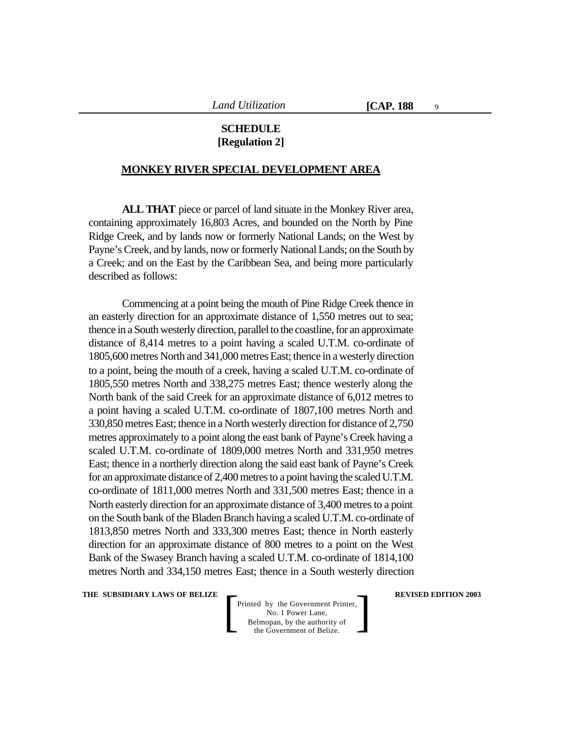## SCHEDULE
**[Regulation 2]**

**MONKEY RIVER SPECIAL DEVELOPMENT AREA**

**ALL THAT** piece or parcel of land situate in the Monkey River area, containing approximately 16,803 Acres, and bounded on the North by Pine Ridge Creek, and by lands now or formerly National Lands; on the West by Payne's Creek, and by lands, now or formerly National Lands; on the South by a Creek; and on the East by the Caribbean Sea, and being more particularly described as follows:

Commencing at a point being the mouth of Pine Ridge Creek thence in an easterly direction for an approximate distance of 1,550 metres out to sea; thence in a South westerly direction, parallel to the coastline, for an approximate distance of 8,414 metres to a point having a scaled U.T.M. co-ordinate of 1805,600 metres North and 341,000 metres East; thence in a westerly direction to a point, being the mouth of a creek, having a scaled U.T.M. co-ordinate of 1805,550 metres North and 338,275 metres East; thence westerly along the North bank of the said Creek for an approximate distance of 6,012 metres to a point having a scaled U.T.M. co-ordinate of 1807,100 metres North and 330,850 metres East; thence in a North westerly direction for distance of 2,750 metres approximately to a point along the east bank of Payne's Creek having a scaled U.T.M. co-ordinate of 1809,000 metres North and 331,950 metres East; thence in a northerly direction along the said east bank of Payne's Creek for an approximate distance of 2,400 metres to a point having the scaled U.T.M. co-ordinate of 1811,000 metres North and 331,500 metres East; thence in a North easterly direction for an approximate distance of 3,400 metres to a point on the South bank of the Bladen Branch having a scaled U.T.M. co-ordinate of 1813,850 metres North and 333,300 metres East; thence in North easterly direction for an approximate distance of 800 metres to a point on the West Bank of the Swasey Branch having a scaled U.T.M. co-ordinate of 1814,100 metres North and 334,150 metres East; thence in a South westerly direction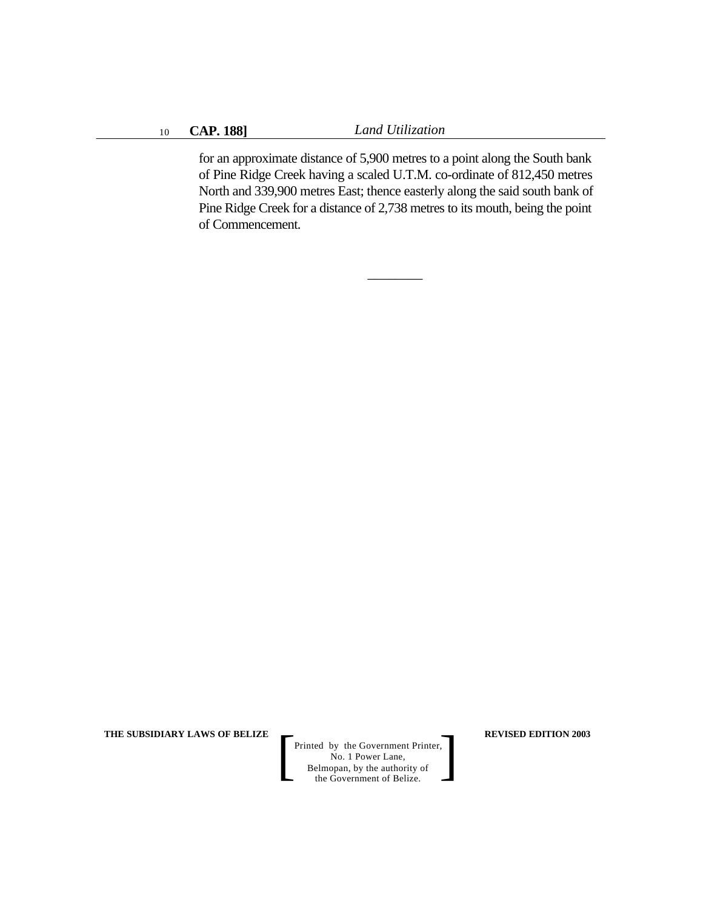for an approximate distance of 5,900 metres to a point along the South bank of Pine Ridge Creek having a scaled U.T.M. co-ordinate of 812,450 metres North and 339,900 metres East; thence easterly along the said south bank of Pine Ridge Creek for a distance of 2,738 metres to its mouth, being the point of Commencement.

\_\_\_\_\_\_\_\_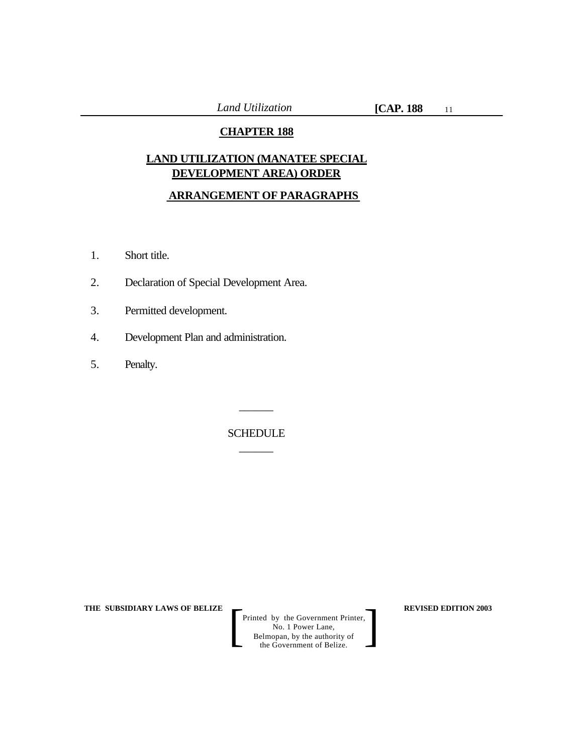# CHAPTER 188

## LAND UTILIZATION (MANATEE SPECIAL DEVELOPMENT AREA) ORDER

## ARRANGEMENT OF PARAGRAPHS

1. Short title.
2. Declaration of Special Development Area.
3. Permitted development.
4. Development Plan and administration.
5. Penalty.

______

SCHEDULE

______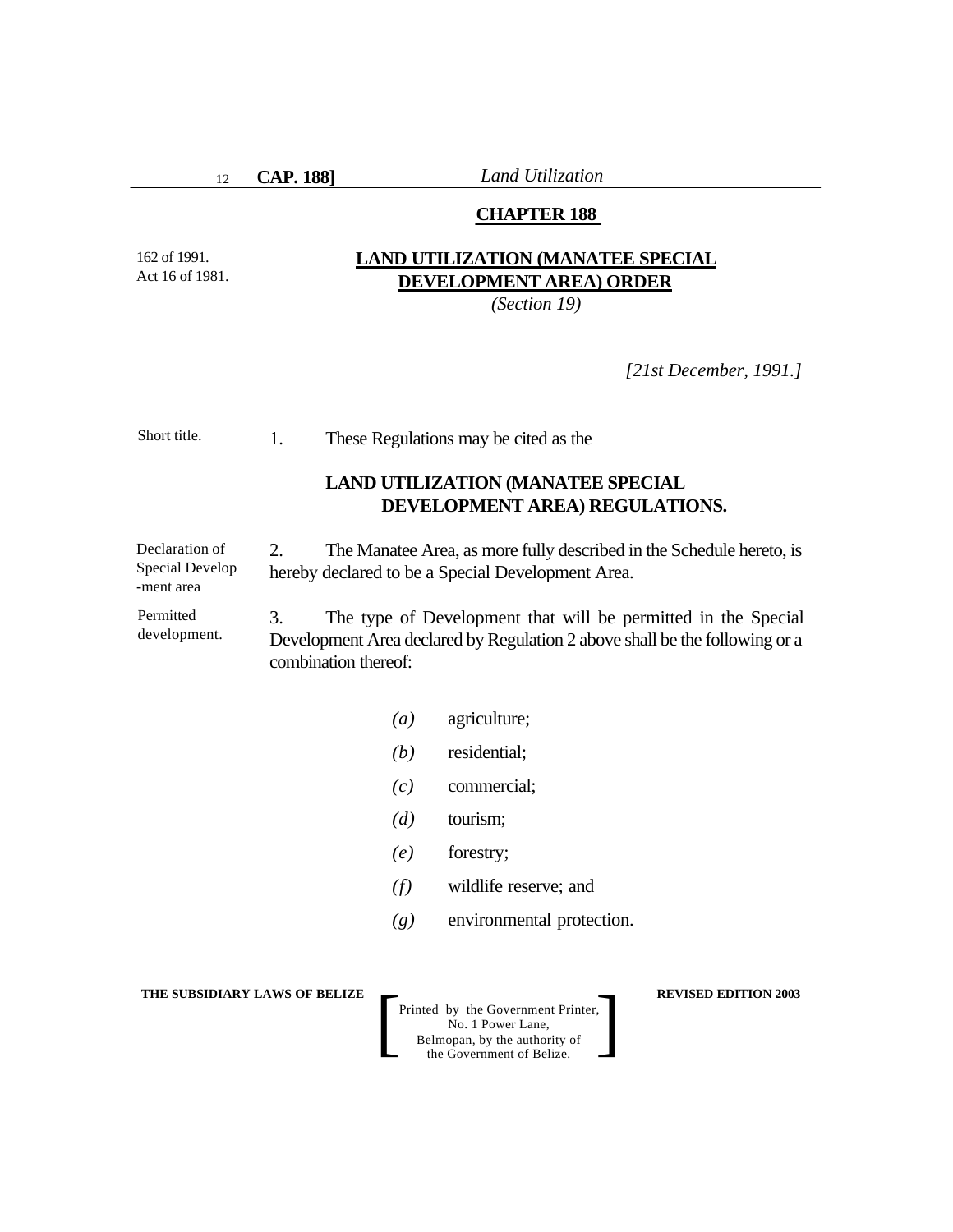## CHAPTER 188

162 of 1991.
Act 16 of 1981.

## LAND UTILIZATION (MANATEE SPECIAL DEVELOPMENT AREA) ORDER

*(Section 19)*

*[21st December, 1991.]*

Short title.

1. These Regulations may be cited as the

**LAND UTILIZATION (MANATEE SPECIAL DEVELOPMENT AREA) REGULATIONS.**

Declaration of Special Development area

2. The Manatee Area, as more fully described in the Schedule hereto, is hereby declared to be a Special Development Area.

Permitted development.

3. The type of Development that will be permitted in the Special Development Area declared by Regulation 2 above shall be the following or a combination thereof:

*(a)* agriculture;

*(b)* residential;

*(c)* commercial;

*(d)* tourism;

*(e)* forestry;

*(f)* wildlife reserve; and

*(g)* environmental protection.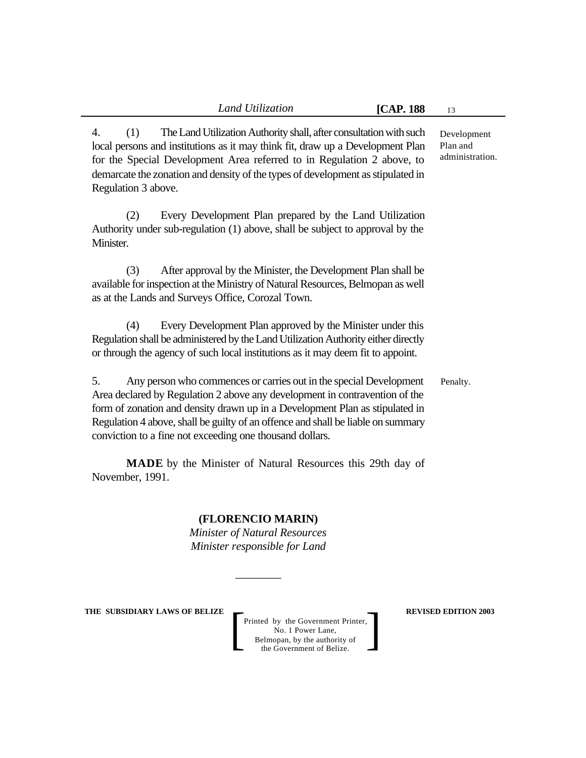4. (1) The Land Utilization Authority shall, after consultation with such local persons and institutions as it may think fit, draw up a Development Plan for the Special Development Area referred to in Regulation 2 above, to demarcate the zonation and density of the types of development as stipulated in Regulation 3 above.

Development Plan and administration.

(2) Every Development Plan prepared by the Land Utilization Authority under sub-regulation (1) above, shall be subject to approval by the Minister.

(3) After approval by the Minister, the Development Plan shall be available for inspection at the Ministry of Natural Resources, Belmopan as well as at the Lands and Surveys Office, Corozal Town.

(4) Every Development Plan approved by the Minister under this Regulation shall be administered by the Land Utilization Authority either directly or through the agency of such local institutions as it may deem fit to appoint.

5. Any person who commences or carries out in the special Development Area declared by Regulation 2 above any development in contravention of the form of zonation and density drawn up in a Development Plan as stipulated in Regulation 4 above, shall be guilty of an offence and shall be liable on summary conviction to a fine not exceeding one thousand dollars.

Penalty.

**MADE** by the Minister of Natural Resources this 29th day of November, 1991.

**(FLORENCIO MARIN)**
*Minister of Natural Resources*
*Minister responsible for Land*

\_\_\_\_\_\_\_\_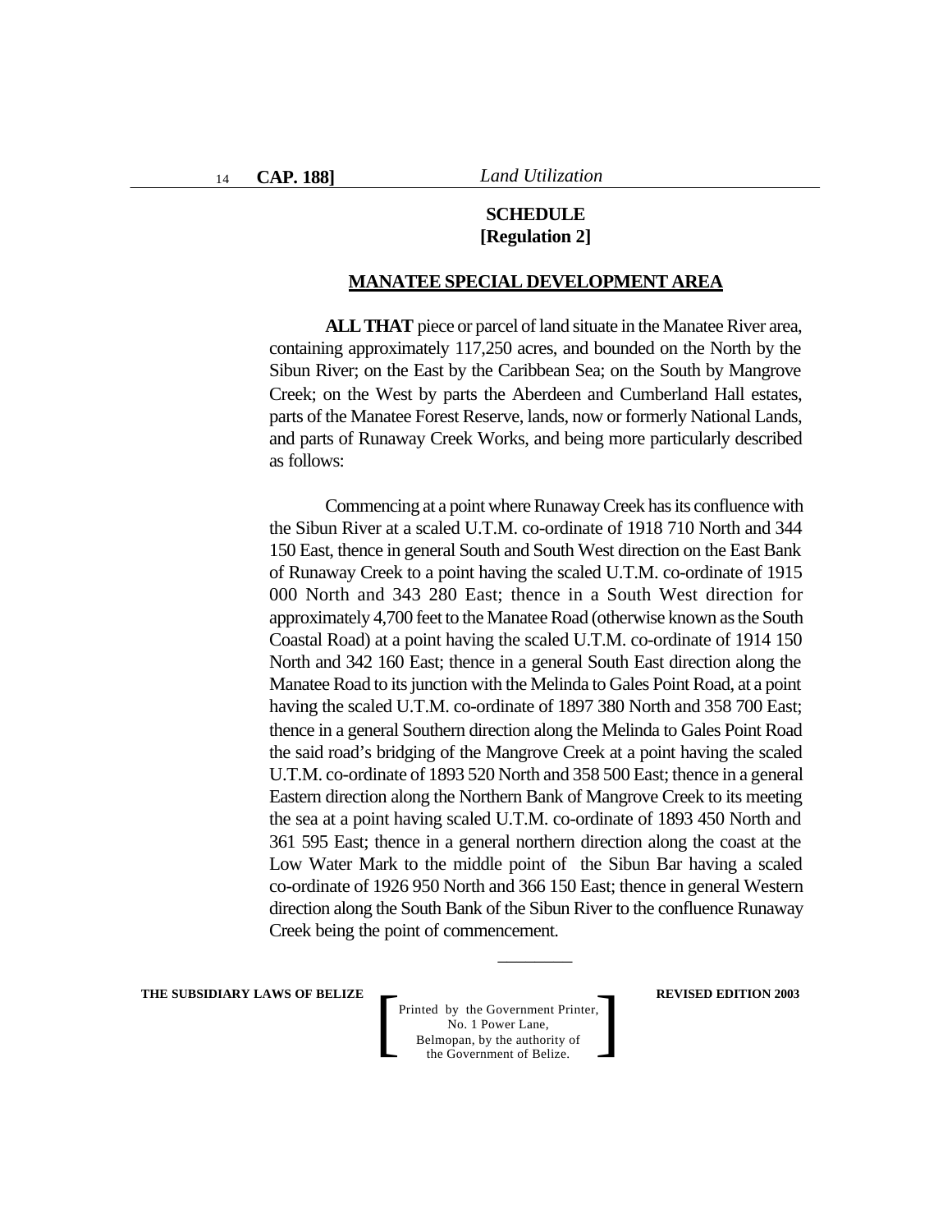**SCHEDULE**
**[Regulation 2]**

**MANATEE SPECIAL DEVELOPMENT AREA**

**ALL THAT** piece or parcel of land situate in the Manatee River area, containing approximately 117,250 acres, and bounded on the North by the Sibun River; on the East by the Caribbean Sea; on the South by Mangrove Creek; on the West by parts the Aberdeen and Cumberland Hall estates, parts of the Manatee Forest Reserve, lands, now or formerly National Lands, and parts of Runaway Creek Works, and being more particularly described as follows:

Commencing at a point where Runaway Creek has its confluence with the Sibun River at a scaled U.T.M. co-ordinate of 1918 710 North and 344 150 East, thence in general South and South West direction on the East Bank of Runaway Creek to a point having the scaled U.T.M. co-ordinate of 1915 000 North and 343 280 East; thence in a South West direction for approximately 4,700 feet to the Manatee Road (otherwise known as the South Coastal Road) at a point having the scaled U.T.M. co-ordinate of 1914 150 North and 342 160 East; thence in a general South East direction along the Manatee Road to its junction with the Melinda to Gales Point Road, at a point having the scaled U.T.M. co-ordinate of 1897 380 North and 358 700 East; thence in a general Southern direction along the Melinda to Gales Point Road the said road's bridging of the Mangrove Creek at a point having the scaled U.T.M. co-ordinate of 1893 520 North and 358 500 East; thence in a general Eastern direction along the Northern Bank of Mangrove Creek to its meeting the sea at a point having scaled U.T.M. co-ordinate of 1893 450 North and 361 595 East; thence in a general northern direction along the coast at the Low Water Mark to the middle point of the Sibun Bar having a scaled co-ordinate of 1926 950 North and 366 150 East; thence in general Western direction along the South Bank of the Sibun River to the confluence Runaway Creek being the point of commencement.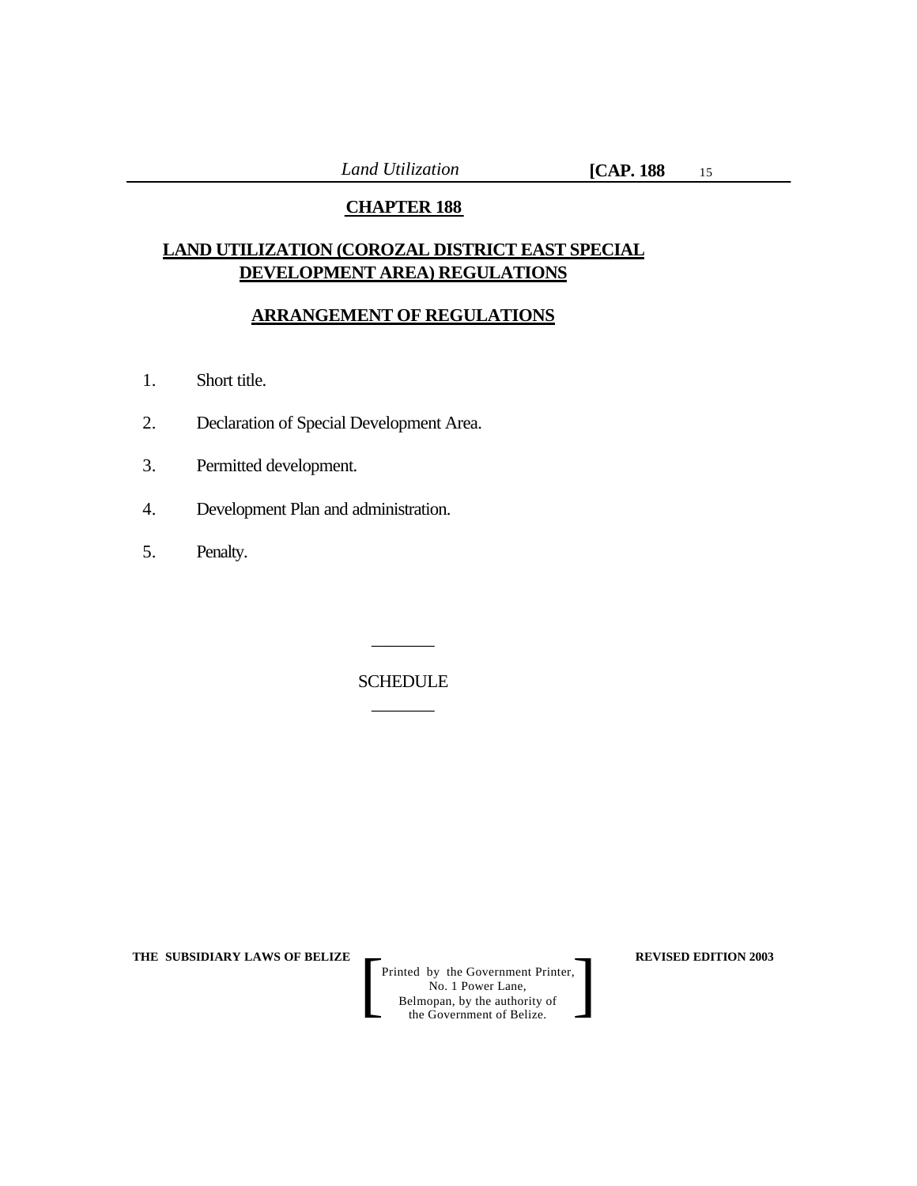# CHAPTER 188

## LAND UTILIZATION (COROZAL DISTRICT EAST SPECIAL DEVELOPMENT AREA) REGULATIONS

## ARRANGEMENT OF REGULATIONS

1. Short title.
2. Declaration of Special Development Area.
3. Permitted development.
4. Development Plan and administration.
5. Penalty.

---

SCHEDULE

---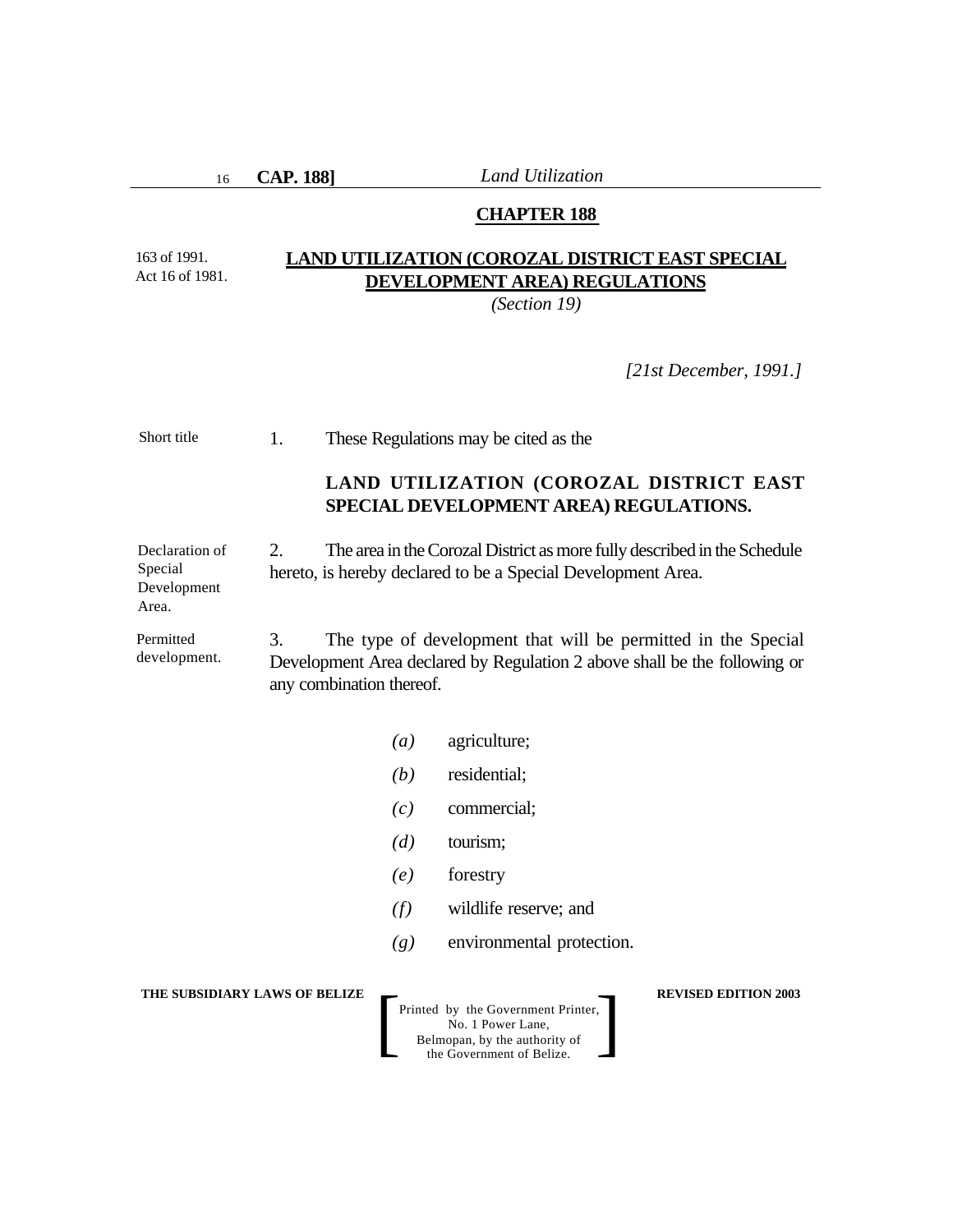## CHAPTER 188

163 of 1991.
Act 16 of 1981.

## LAND UTILIZATION (COROZAL DISTRICT EAST SPECIAL DEVELOPMENT AREA) REGULATIONS

*(Section 19)*

*[21st December, 1991.]*

Short title

1. These Regulations may be cited as the

**LAND UTILIZATION (COROZAL DISTRICT EAST SPECIAL DEVELOPMENT AREA) REGULATIONS.**

Declaration of Special Development Area.

2. The area in the Corozal District as more fully described in the Schedule hereto, is hereby declared to be a Special Development Area.

Permitted development.

3. The type of development that will be permitted in the Special Development Area declared by Regulation 2 above shall be the following or any combination thereof.

*(a)* agriculture;

*(b)* residential;

*(c)* commercial;

*(d)* tourism;

*(e)* forestry

*(f)* wildlife reserve; and

*(g)* environmental protection.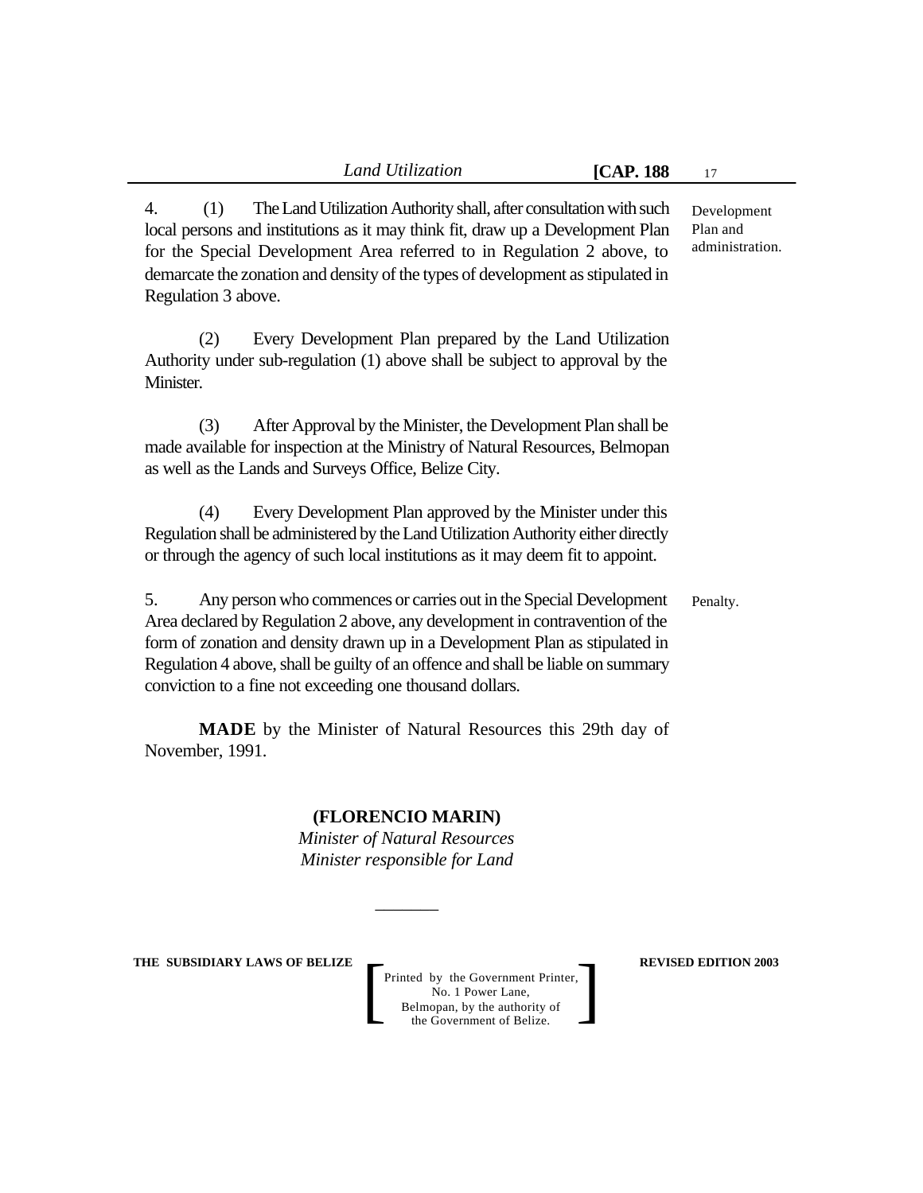4. (1) The Land Utilization Authority shall, after consultation with such local persons and institutions as it may think fit, draw up a Development Plan for the Special Development Area referred to in Regulation 2 above, to demarcate the zonation and density of the types of development as stipulated in Regulation 3 above.

Development Plan and administration.

(2) Every Development Plan prepared by the Land Utilization Authority under sub-regulation (1) above shall be subject to approval by the Minister.

(3) After Approval by the Minister, the Development Plan shall be made available for inspection at the Ministry of Natural Resources, Belmopan as well as the Lands and Surveys Office, Belize City.

(4) Every Development Plan approved by the Minister under this Regulation shall be administered by the Land Utilization Authority either directly or through the agency of such local institutions as it may deem fit to appoint.

5. Any person who commences or carries out in the Special Development Area declared by Regulation 2 above, any development in contravention of the form of zonation and density drawn up in a Development Plan as stipulated in Regulation 4 above, shall be guilty of an offence and shall be liable on summary conviction to a fine not exceeding one thousand dollars.

Penalty.

**MADE** by the Minister of Natural Resources this 29th day of November, 1991.

**(FLORENCIO MARIN)**
*Minister of Natural Resources*
*Minister responsible for Land*

\_\_\_\_\_\_\_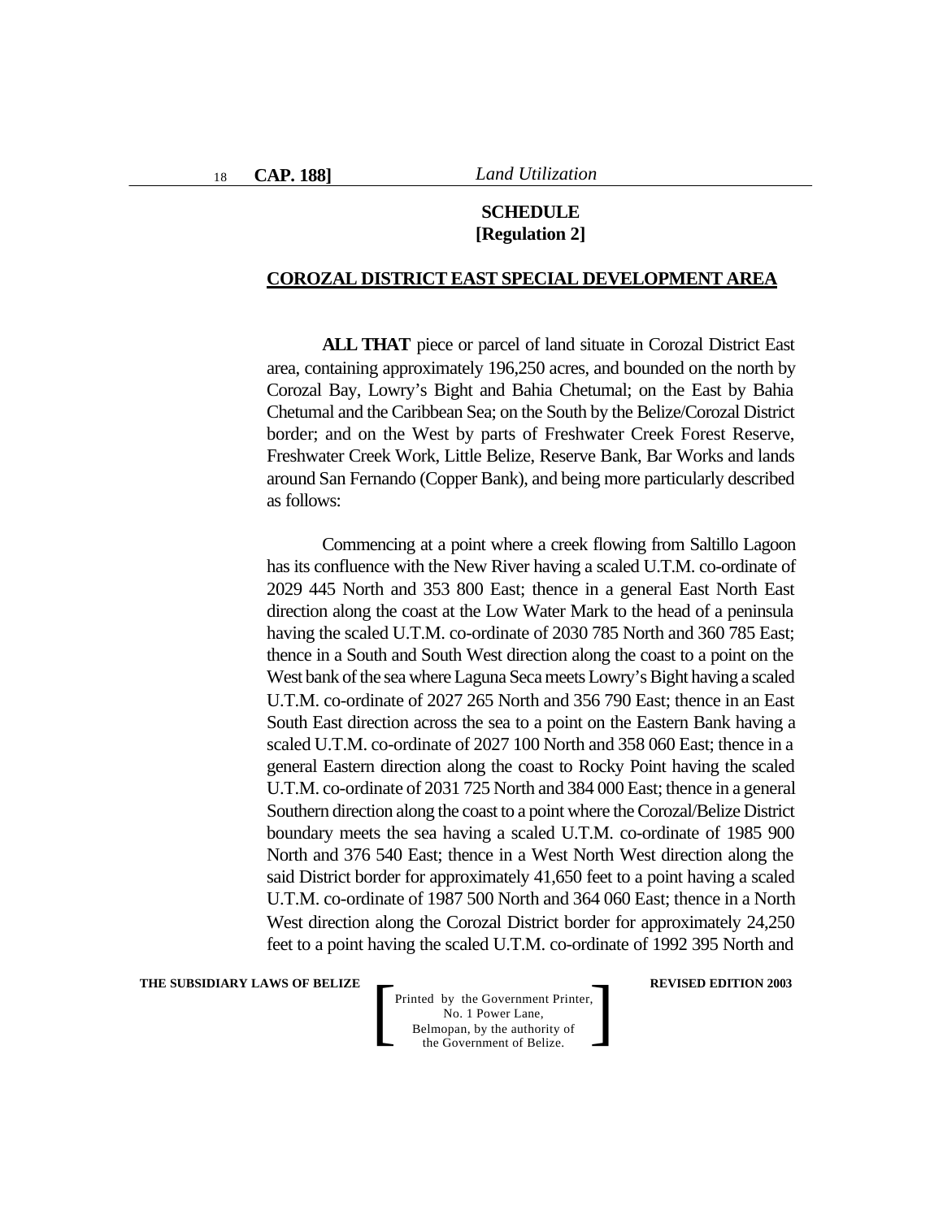**SCHEDULE**
**[Regulation 2]**

**COROZAL DISTRICT EAST SPECIAL DEVELOPMENT AREA**

**ALL THAT** piece or parcel of land situate in Corozal District East area, containing approximately 196,250 acres, and bounded on the north by Corozal Bay, Lowry's Bight and Bahia Chetumal; on the East by Bahia Chetumal and the Caribbean Sea; on the South by the Belize/Corozal District border; and on the West by parts of Freshwater Creek Forest Reserve, Freshwater Creek Work, Little Belize, Reserve Bank, Bar Works and lands around San Fernando (Copper Bank), and being more particularly described as follows:

Commencing at a point where a creek flowing from Saltillo Lagoon has its confluence with the New River having a scaled U.T.M. co-ordinate of 2029 445 North and 353 800 East; thence in a general East North East direction along the coast at the Low Water Mark to the head of a peninsula having the scaled U.T.M. co-ordinate of 2030 785 North and 360 785 East; thence in a South and South West direction along the coast to a point on the West bank of the sea where Laguna Seca meets Lowry's Bight having a scaled U.T.M. co-ordinate of 2027 265 North and 356 790 East; thence in an East South East direction across the sea to a point on the Eastern Bank having a scaled U.T.M. co-ordinate of 2027 100 North and 358 060 East; thence in a general Eastern direction along the coast to Rocky Point having the scaled U.T.M. co-ordinate of 2031 725 North and 384 000 East; thence in a general Southern direction along the coast to a point where the Corozal/Belize District boundary meets the sea having a scaled U.T.M. co-ordinate of 1985 900 North and 376 540 East; thence in a West North West direction along the said District border for approximately 41,650 feet to a point having a scaled U.T.M. co-ordinate of 1987 500 North and 364 060 East; thence in a North West direction along the Corozal District border for approximately 24,250 feet to a point having the scaled U.T.M. co-ordinate of 1992 395 North and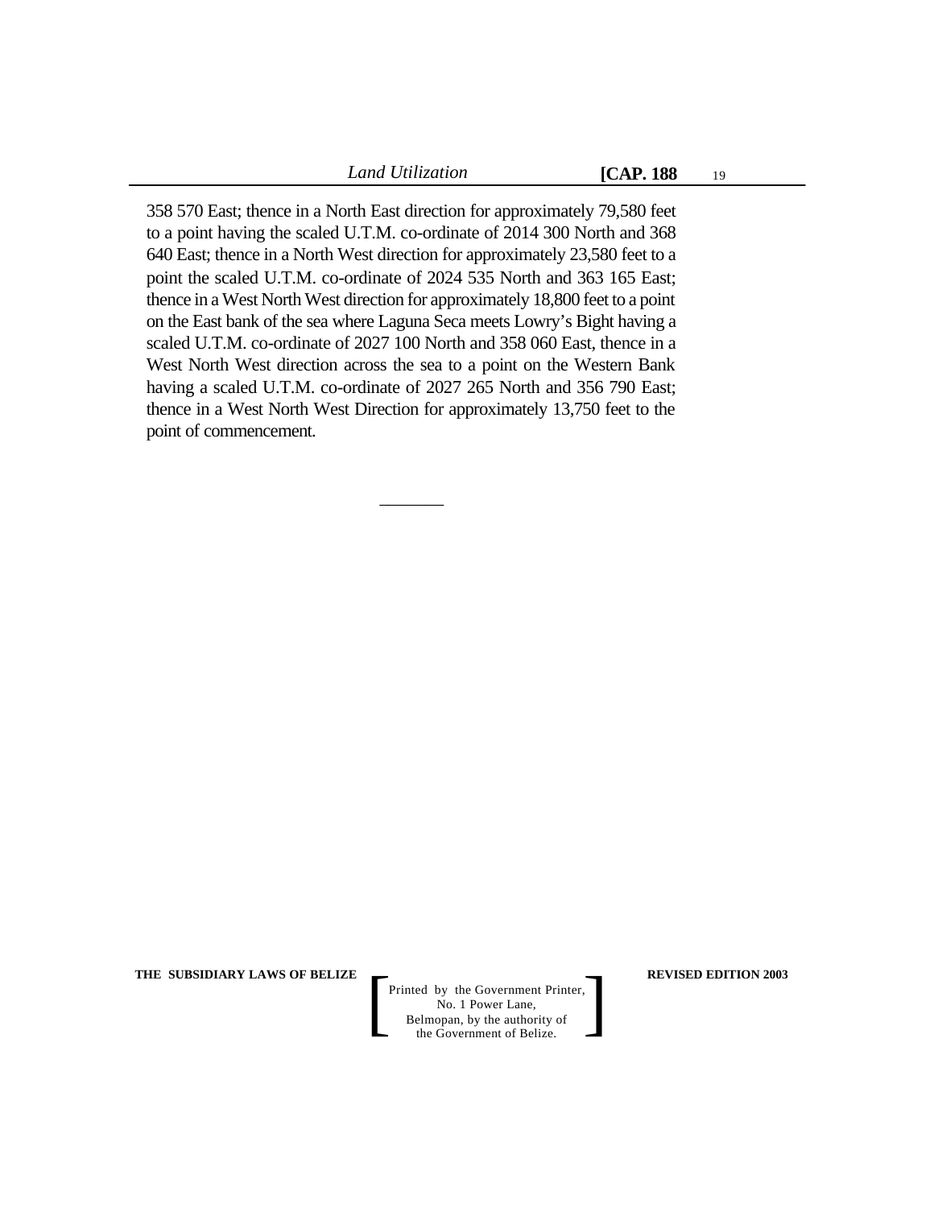358 570 East; thence in a North East direction for approximately 79,580 feet to a point having the scaled U.T.M. co-ordinate of 2014 300 North and 368 640 East; thence in a North West direction for approximately 23,580 feet to a point the scaled U.T.M. co-ordinate of 2024 535 North and 363 165 East; thence in a West North West direction for approximately 18,800 feet to a point on the East bank of the sea where Laguna Seca meets Lowry's Bight having a scaled U.T.M. co-ordinate of 2027 100 North and 358 060 East, thence in a West North West direction across the sea to a point on the Western Bank having a scaled U.T.M. co-ordinate of 2027 265 North and 356 790 East; thence in a West North West Direction for approximately 13,750 feet to the point of commencement.

---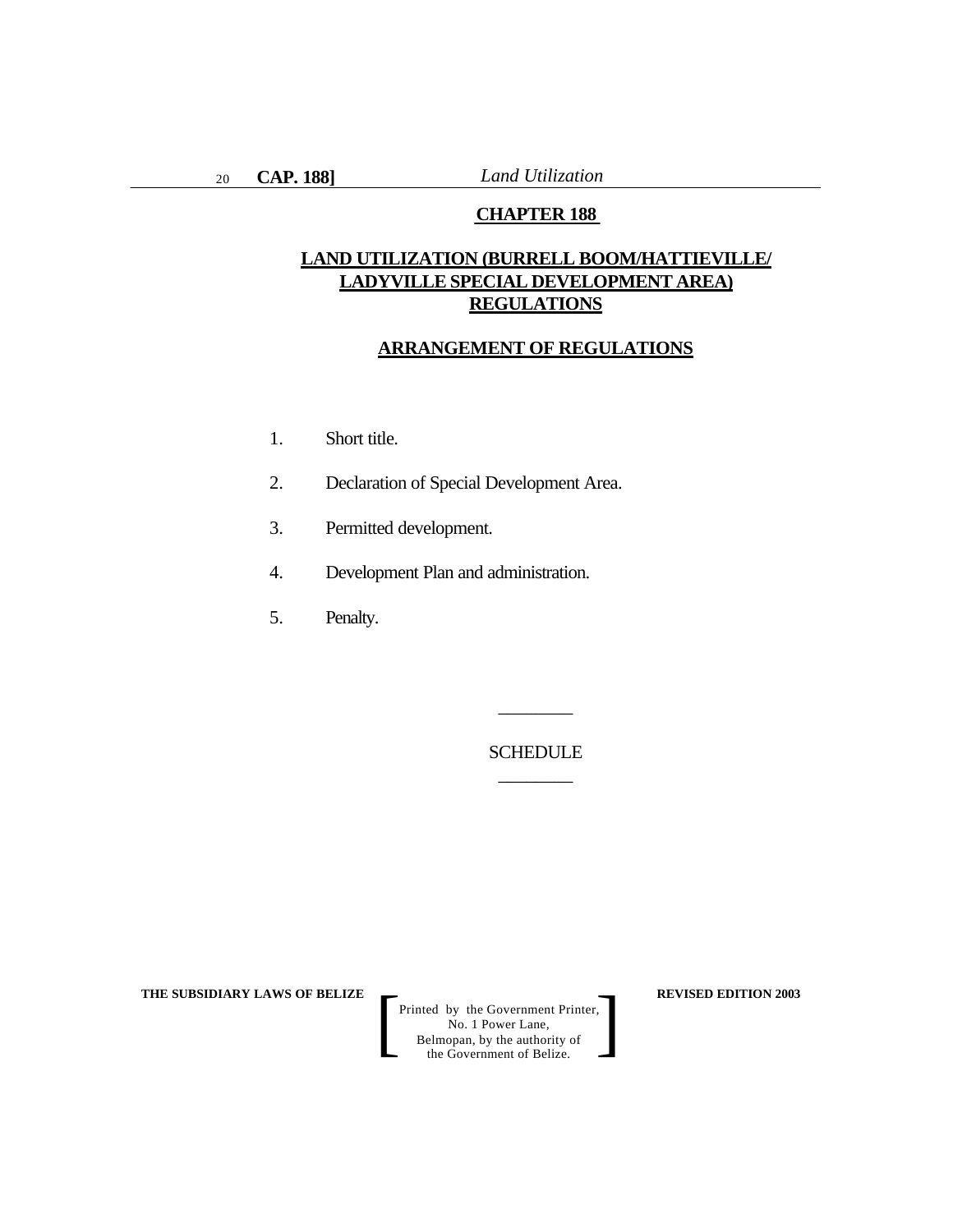# CHAPTER 188

## LAND UTILIZATION (BURRELL BOOM/HATTIEVILLE/ LADYVILLE SPECIAL DEVELOPMENT AREA) REGULATIONS

## ARRANGEMENT OF REGULATIONS

1. Short title.
2. Declaration of Special Development Area.
3. Permitted development.
4. Development Plan and administration.
5. Penalty.

---

SCHEDULE

---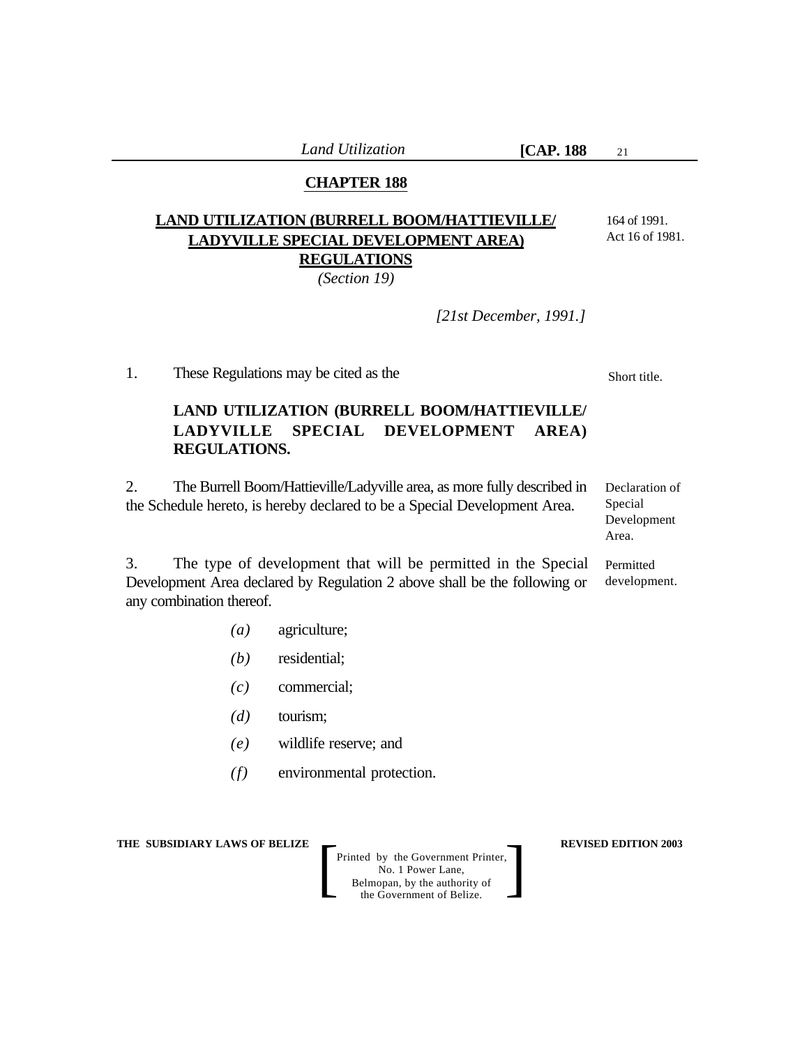## CHAPTER 188

## LAND UTILIZATION (BURRELL BOOM/HATTIEVILLE/ LADYVILLE SPECIAL DEVELOPMENT AREA) REGULATIONS

*(Section 19)*

164 of 1991.
Act 16 of 1981.

*[21st December, 1991.]*

Short title.

1. These Regulations may be cited as the

**LAND UTILIZATION (BURRELL BOOM/HATTIEVILLE/ LADYVILLE SPECIAL DEVELOPMENT AREA) REGULATIONS.**

Declaration of Special Development Area.

2. The Burrell Boom/Hattieville/Ladyville area, as more fully described in the Schedule hereto, is hereby declared to be a Special Development Area.

Permitted development.

3. The type of development that will be permitted in the Special Development Area declared by Regulation 2 above shall be the following or any combination thereof.

*(a)* agriculture;

*(b)* residential;

*(c)* commercial;

*(d)* tourism;

*(e)* wildlife reserve; and

*(f)* environmental protection.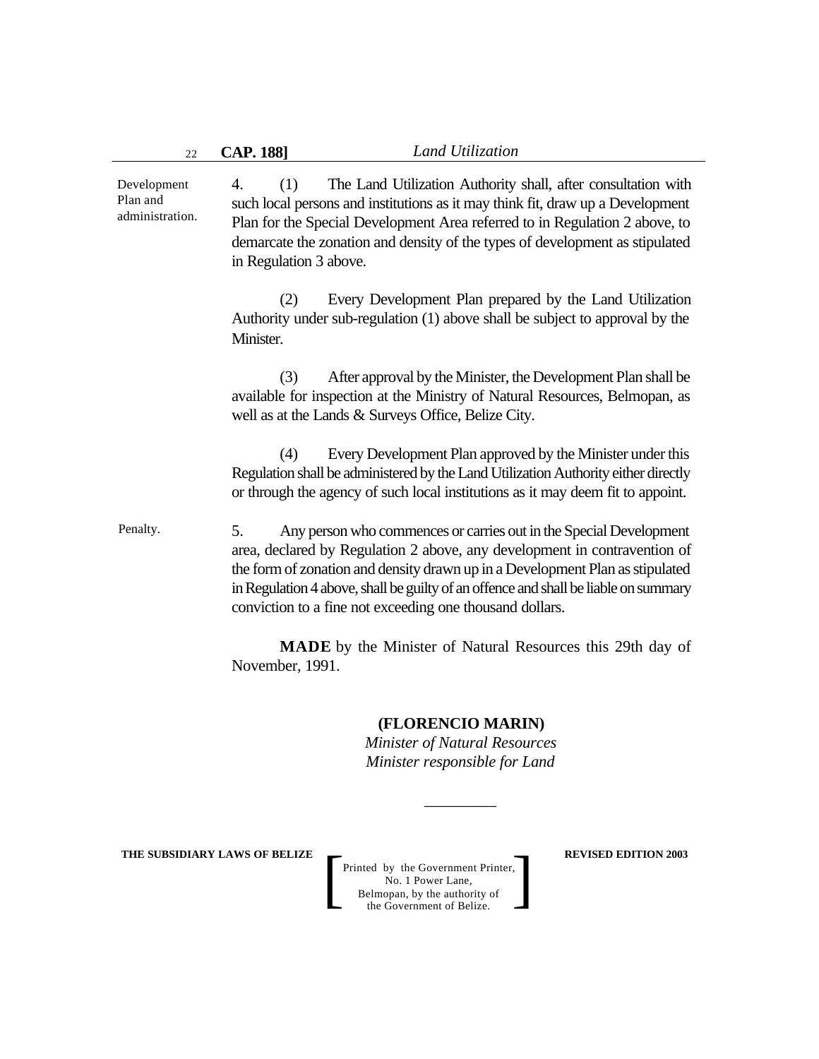Development Plan and administration.

4. (1) The Land Utilization Authority shall, after consultation with such local persons and institutions as it may think fit, draw up a Development Plan for the Special Development Area referred to in Regulation 2 above, to demarcate the zonation and density of the types of development as stipulated in Regulation 3 above.

(2) Every Development Plan prepared by the Land Utilization Authority under sub-regulation (1) above shall be subject to approval by the Minister.

(3) After approval by the Minister, the Development Plan shall be available for inspection at the Ministry of Natural Resources, Belmopan, as well as at the Lands & Surveys Office, Belize City.

(4) Every Development Plan approved by the Minister under this Regulation shall be administered by the Land Utilization Authority either directly or through the agency of such local institutions as it may deem fit to appoint.

Penalty.

5. Any person who commences or carries out in the Special Development area, declared by Regulation 2 above, any development in contravention of the form of zonation and density drawn up in a Development Plan as stipulated in Regulation 4 above, shall be guilty of an offence and shall be liable on summary conviction to a fine not exceeding one thousand dollars.

**MADE** by the Minister of Natural Resources this 29th day of November, 1991.

**(FLORENCIO MARIN)**
*Minister of Natural Resources*
*Minister responsible for Land*

---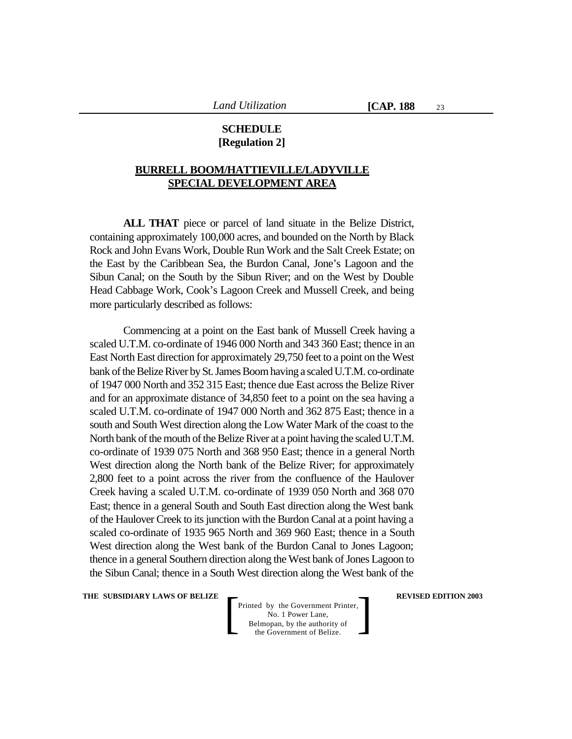## SCHEDULE
**[Regulation 2]**

### BURRELL BOOM/HATTIEVILLE/LADYVILLE SPECIAL DEVELOPMENT AREA

**ALL THAT** piece or parcel of land situate in the Belize District, containing approximately 100,000 acres, and bounded on the North by Black Rock and John Evans Work, Double Run Work and the Salt Creek Estate; on the East by the Caribbean Sea, the Burdon Canal, Jone's Lagoon and the Sibun Canal; on the South by the Sibun River; and on the West by Double Head Cabbage Work, Cook's Lagoon Creek and Mussell Creek, and being more particularly described as follows:

Commencing at a point on the East bank of Mussell Creek having a scaled U.T.M. co-ordinate of 1946 000 North and 343 360 East; thence in an East North East direction for approximately 29,750 feet to a point on the West bank of the Belize River by St. James Boom having a scaled U.T.M. co-ordinate of 1947 000 North and 352 315 East; thence due East across the Belize River and for an approximate distance of 34,850 feet to a point on the sea having a scaled U.T.M. co-ordinate of 1947 000 North and 362 875 East; thence in a south and South West direction along the Low Water Mark of the coast to the North bank of the mouth of the Belize River at a point having the scaled U.T.M. co-ordinate of 1939 075 North and 368 950 East; thence in a general North West direction along the North bank of the Belize River; for approximately 2,800 feet to a point across the river from the confluence of the Haulover Creek having a scaled U.T.M. co-ordinate of 1939 050 North and 368 070 East; thence in a general South and South East direction along the West bank of the Haulover Creek to its junction with the Burdon Canal at a point having a scaled co-ordinate of 1935 965 North and 369 960 East; thence in a South West direction along the West bank of the Burdon Canal to Jones Lagoon; thence in a general Southern direction along the West bank of Jones Lagoon to the Sibun Canal; thence in a South West direction along the West bank of the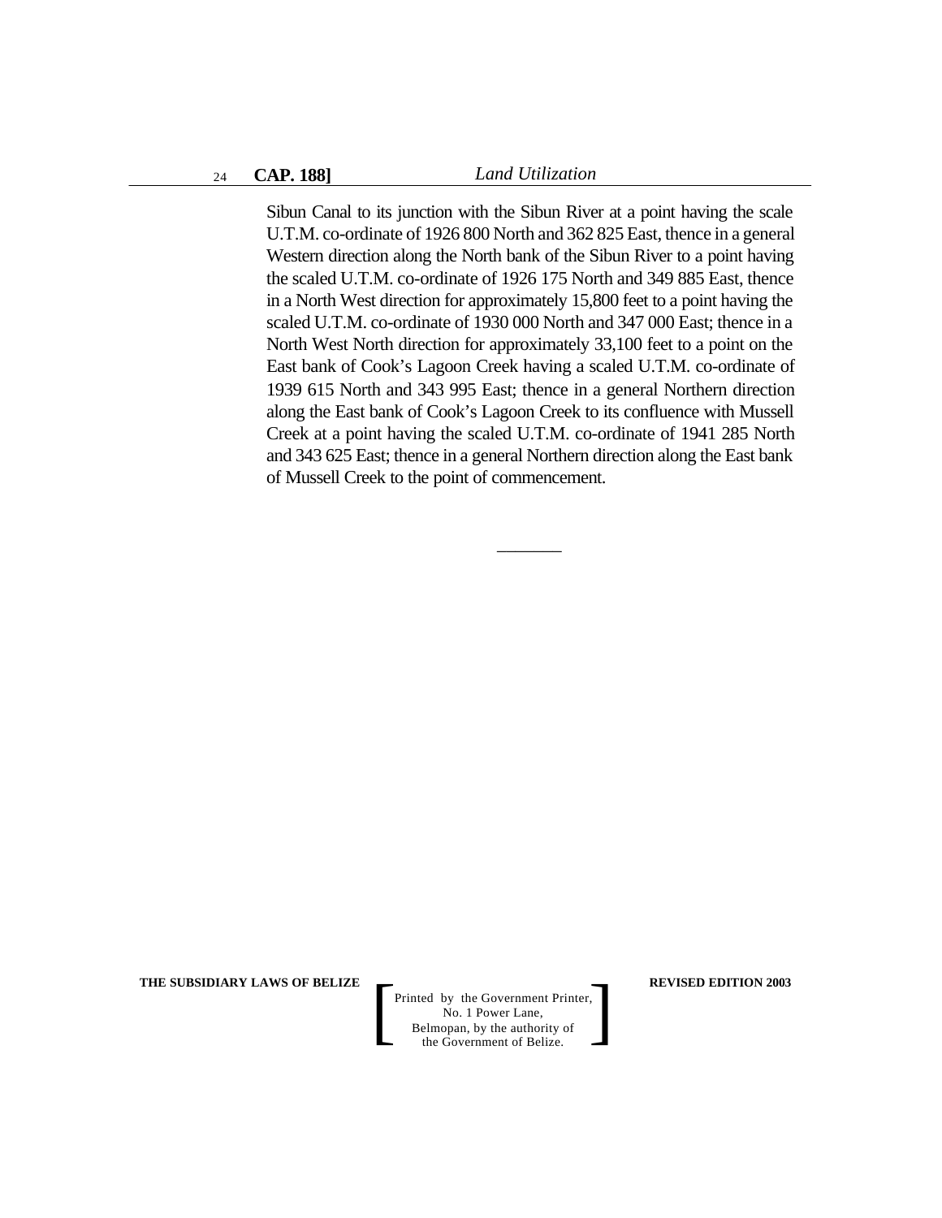Sibun Canal to its junction with the Sibun River at a point having the scale U.T.M. co-ordinate of 1926 800 North and 362 825 East, thence in a general Western direction along the North bank of the Sibun River to a point having the scaled U.T.M. co-ordinate of 1926 175 North and 349 885 East, thence in a North West direction for approximately 15,800 feet to a point having the scaled U.T.M. co-ordinate of 1930 000 North and 347 000 East; thence in a North West North direction for approximately 33,100 feet to a point on the East bank of Cook's Lagoon Creek having a scaled U.T.M. co-ordinate of 1939 615 North and 343 995 East; thence in a general Northern direction along the East bank of Cook's Lagoon Creek to its confluence with Mussell Creek at a point having the scaled U.T.M. co-ordinate of 1941 285 North and 343 625 East; thence in a general Northern direction along the East bank of Mussell Creek to the point of commencement.

\_\_\_\_\_\_\_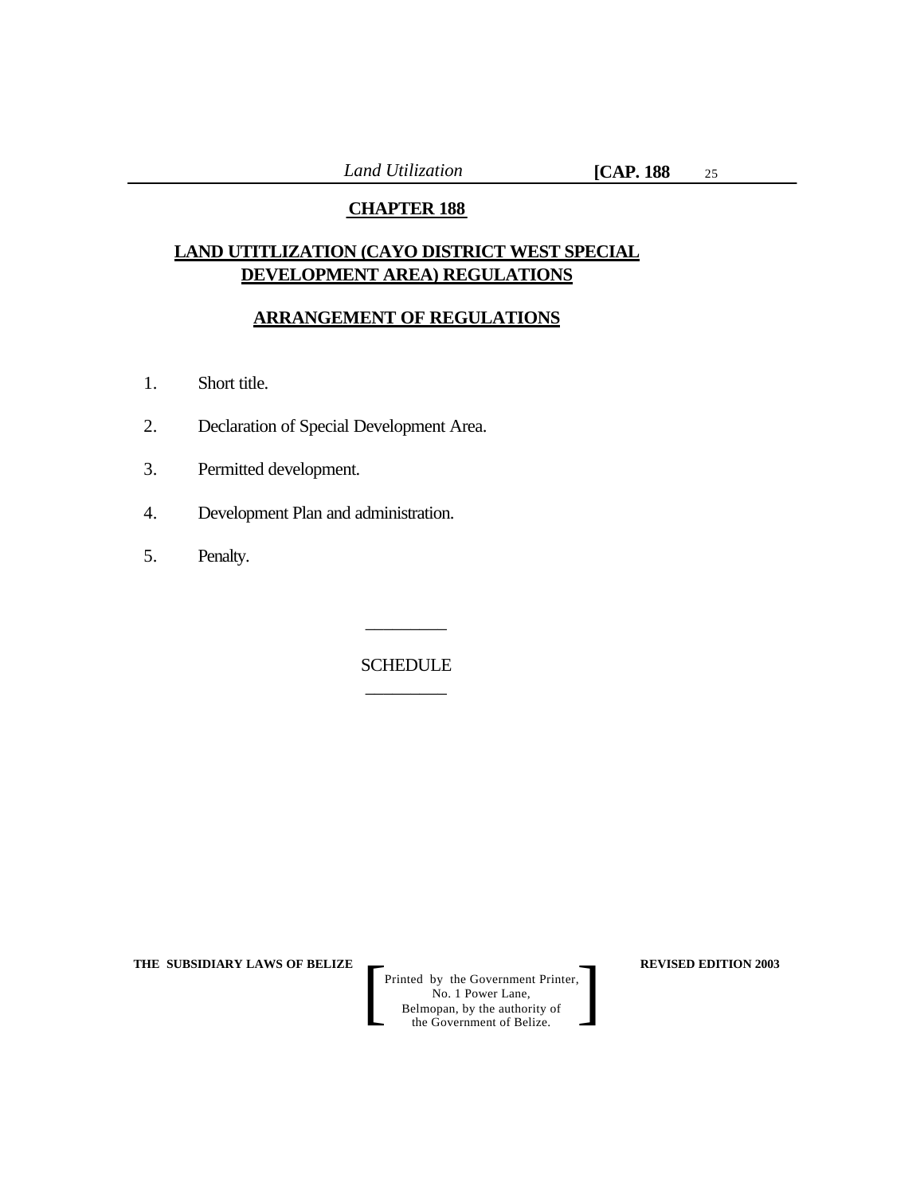# CHAPTER 188

## LAND UTITLIZATION (CAYO DISTRICT WEST SPECIAL DEVELOPMENT AREA) REGULATIONS

## ARRANGEMENT OF REGULATIONS

1. Short title.
2. Declaration of Special Development Area.
3. Permitted development.
4. Development Plan and administration.
5. Penalty.

---

SCHEDULE

---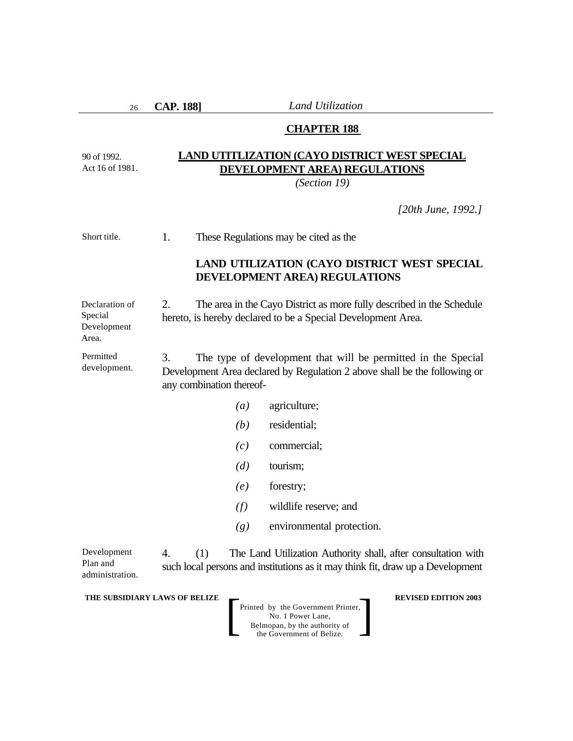## CHAPTER 188

90 of 1992.
Act 16 of 1981.

## LAND UTITLIZATION (CAYO DISTRICT WEST SPECIAL DEVELOPMENT AREA) REGULATIONS

*(Section 19)*

*[20th June, 1992.]*

Short title.

1. These Regulations may be cited as the

**LAND UTILIZATION (CAYO DISTRICT WEST SPECIAL DEVELOPMENT AREA) REGULATIONS**

Declaration of Special Development Area.

2. The area in the Cayo District as more fully described in the Schedule hereto, is hereby declared to be a Special Development Area.

Permitted development.

3. The type of development that will be permitted in the Special Development Area declared by Regulation 2 above shall be the following or any combination thereof-

*(a)* agriculture;

*(b)* residential;

*(c)* commercial;

*(d)* tourism;

*(e)* forestry;

*(f)* wildlife reserve; and

*(g)* environmental protection.

Development Plan and administration.

4. (1) The Land Utilization Authority shall, after consultation with such local persons and institutions as it may think fit, draw up a Development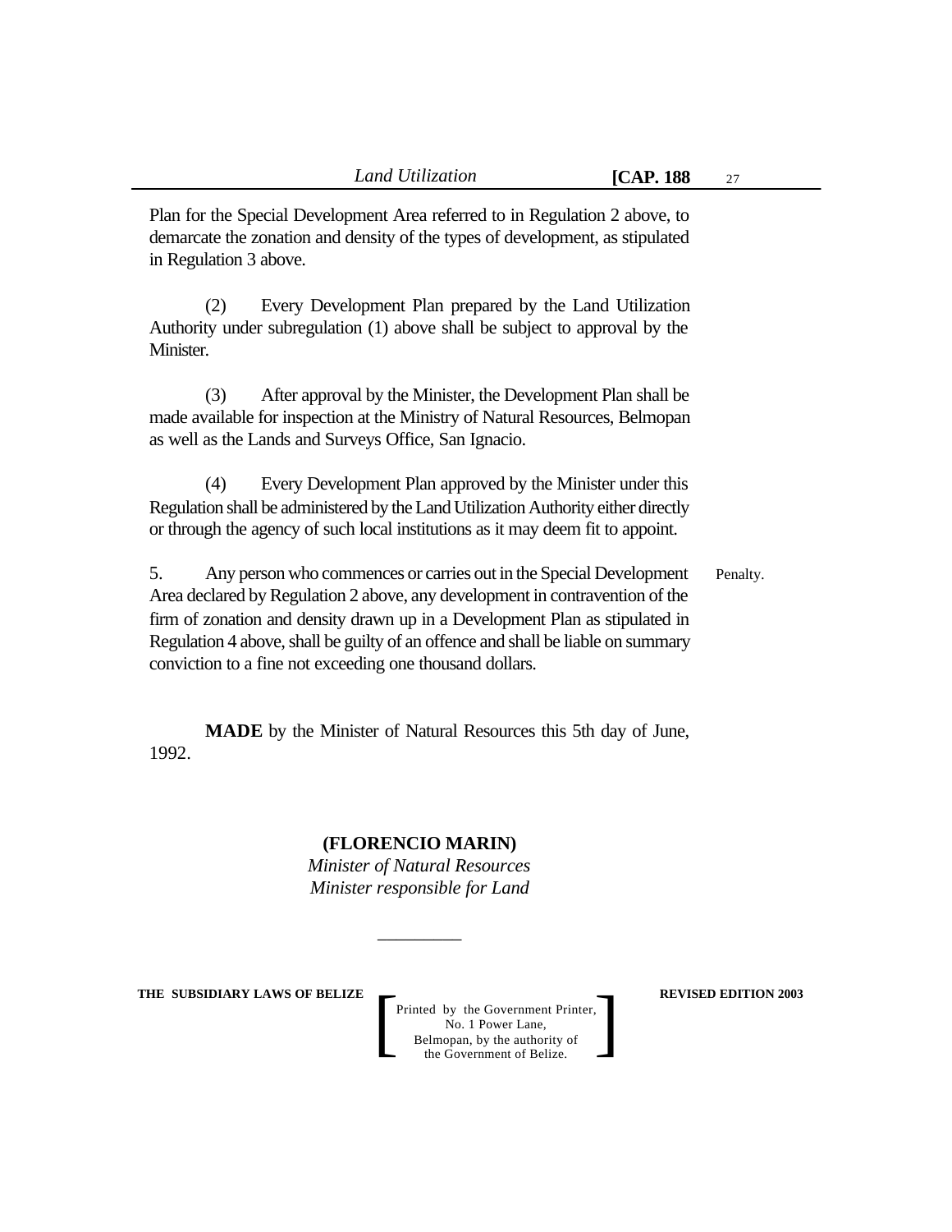Plan for the Special Development Area referred to in Regulation 2 above, to demarcate the zonation and density of the types of development, as stipulated in Regulation 3 above.

(2) Every Development Plan prepared by the Land Utilization Authority under subregulation (1) above shall be subject to approval by the Minister.

(3) After approval by the Minister, the Development Plan shall be made available for inspection at the Ministry of Natural Resources, Belmopan as well as the Lands and Surveys Office, San Ignacio.

(4) Every Development Plan approved by the Minister under this Regulation shall be administered by the Land Utilization Authority either directly or through the agency of such local institutions as it may deem fit to appoint.

Penalty.

5. Any person who commences or carries out in the Special Development Area declared by Regulation 2 above, any development in contravention of the firm of zonation and density drawn up in a Development Plan as stipulated in Regulation 4 above, shall be guilty of an offence and shall be liable on summary conviction to a fine not exceeding one thousand dollars.

**MADE** by the Minister of Natural Resources this 5th day of June, 1992.

**(FLORENCIO MARIN)**
*Minister of Natural Resources*
*Minister responsible for Land*

\_\_\_\_\_\_\_\_\_\_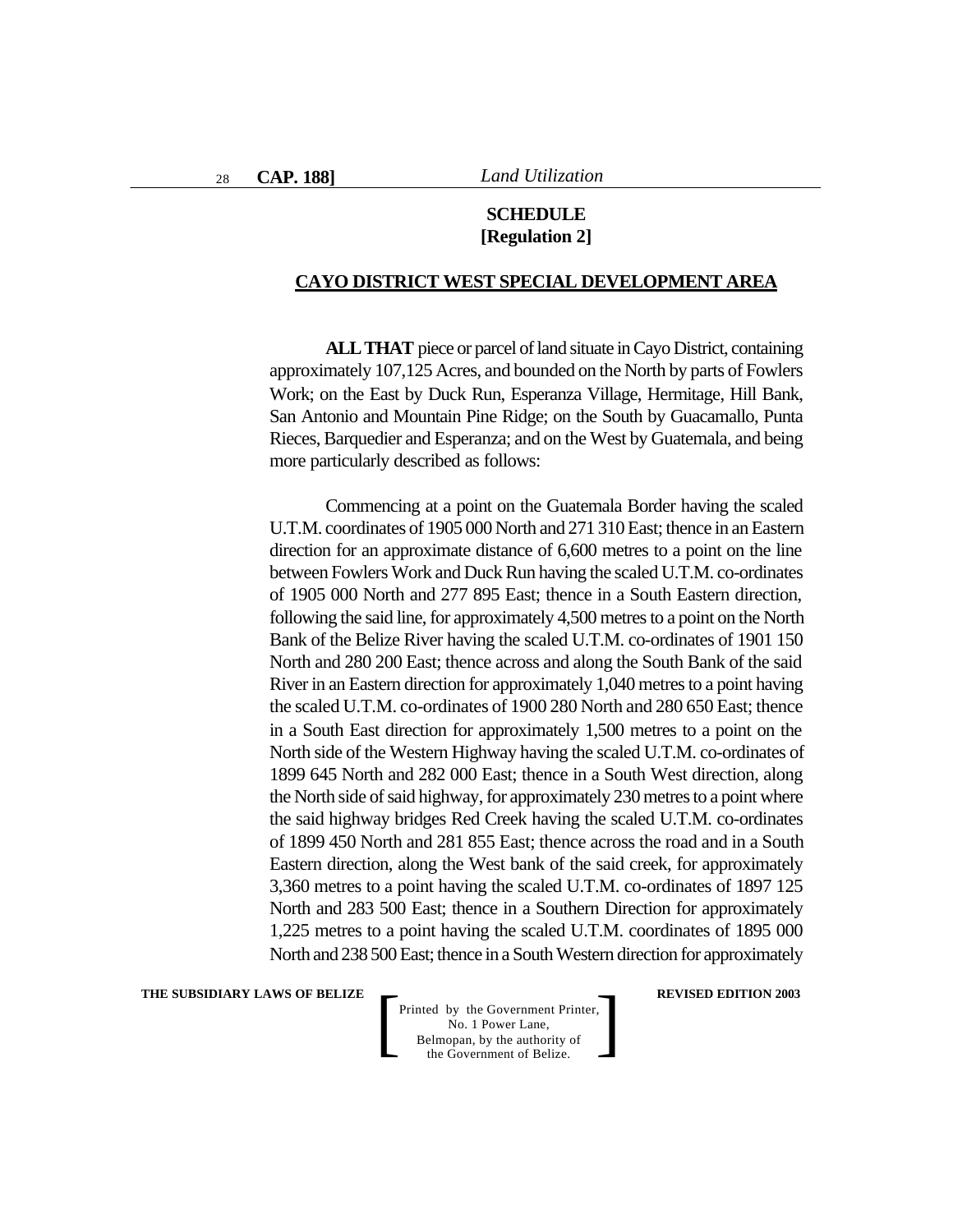**SCHEDULE**
**[Regulation 2]**

**CAYO DISTRICT WEST SPECIAL DEVELOPMENT AREA**

**ALL THAT** piece or parcel of land situate in Cayo District, containing approximately 107,125 Acres, and bounded on the North by parts of Fowlers Work; on the East by Duck Run, Esperanza Village, Hermitage, Hill Bank, San Antonio and Mountain Pine Ridge; on the South by Guacamallo, Punta Rieces, Barquedier and Esperanza; and on the West by Guatemala, and being more particularly described as follows:

Commencing at a point on the Guatemala Border having the scaled U.T.M. coordinates of 1905 000 North and 271 310 East; thence in an Eastern direction for an approximate distance of 6,600 metres to a point on the line between Fowlers Work and Duck Run having the scaled U.T.M. co-ordinates of 1905 000 North and 277 895 East; thence in a South Eastern direction, following the said line, for approximately 4,500 metres to a point on the North Bank of the Belize River having the scaled U.T.M. co-ordinates of 1901 150 North and 280 200 East; thence across and along the South Bank of the said River in an Eastern direction for approximately 1,040 metres to a point having the scaled U.T.M. co-ordinates of 1900 280 North and 280 650 East; thence in a South East direction for approximately 1,500 metres to a point on the North side of the Western Highway having the scaled U.T.M. co-ordinates of 1899 645 North and 282 000 East; thence in a South West direction, along the North side of said highway, for approximately 230 metres to a point where the said highway bridges Red Creek having the scaled U.T.M. co-ordinates of 1899 450 North and 281 855 East; thence across the road and in a South Eastern direction, along the West bank of the said creek, for approximately 3,360 metres to a point having the scaled U.T.M. co-ordinates of 1897 125 North and 283 500 East; thence in a Southern Direction for approximately 1,225 metres to a point having the scaled U.T.M. coordinates of 1895 000 North and 238 500 East; thence in a South Western direction for approximately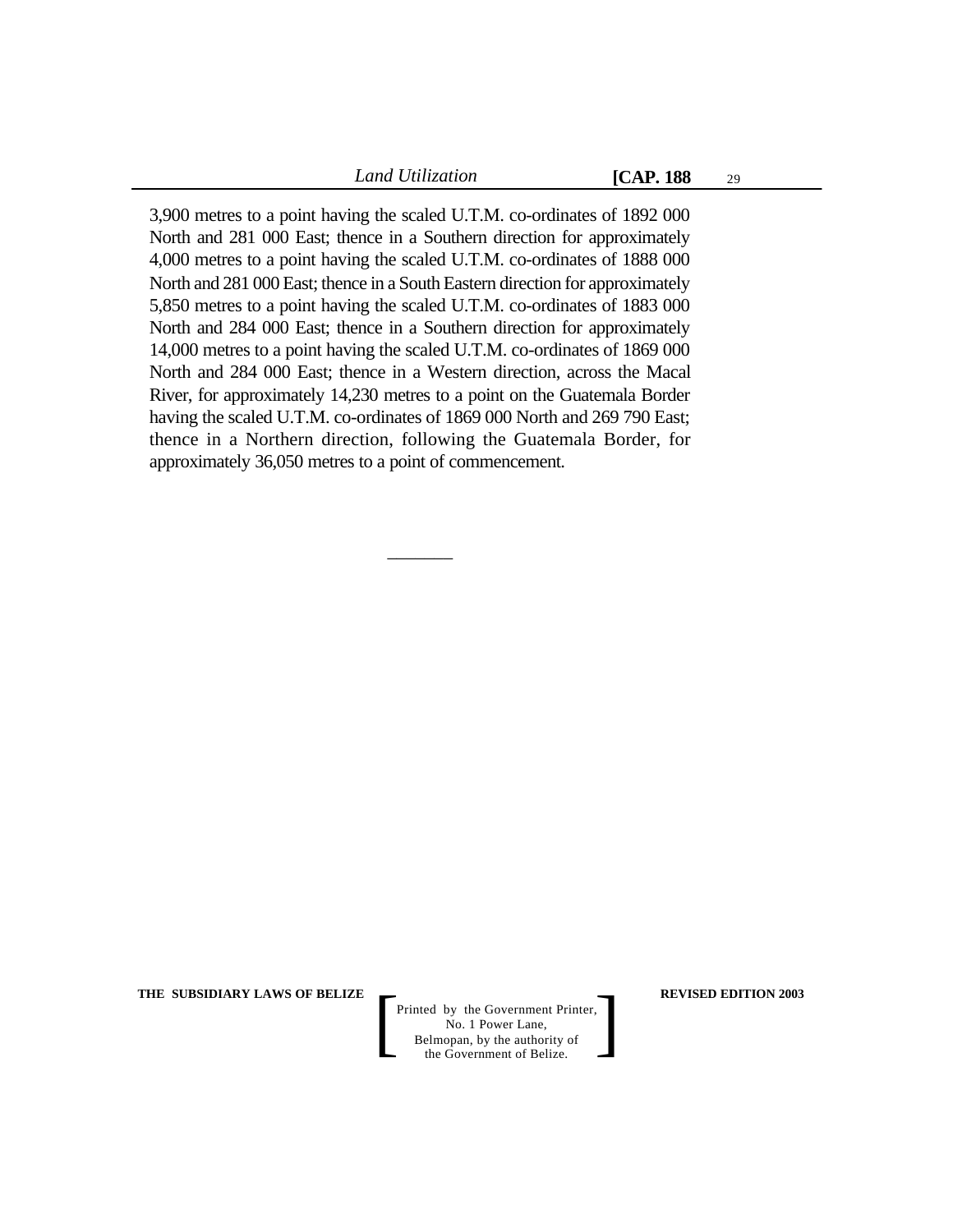3,900 metres to a point having the scaled U.T.M. co-ordinates of 1892 000 North and 281 000 East; thence in a Southern direction for approximately 4,000 metres to a point having the scaled U.T.M. co-ordinates of 1888 000 North and 281 000 East; thence in a South Eastern direction for approximately 5,850 metres to a point having the scaled U.T.M. co-ordinates of 1883 000 North and 284 000 East; thence in a Southern direction for approximately 14,000 metres to a point having the scaled U.T.M. co-ordinates of 1869 000 North and 284 000 East; thence in a Western direction, across the Macal River, for approximately 14,230 metres to a point on the Guatemala Border having the scaled U.T.M. co-ordinates of 1869 000 North and 269 790 East; thence in a Northern direction, following the Guatemala Border, for approximately 36,050 metres to a point of commencement.

---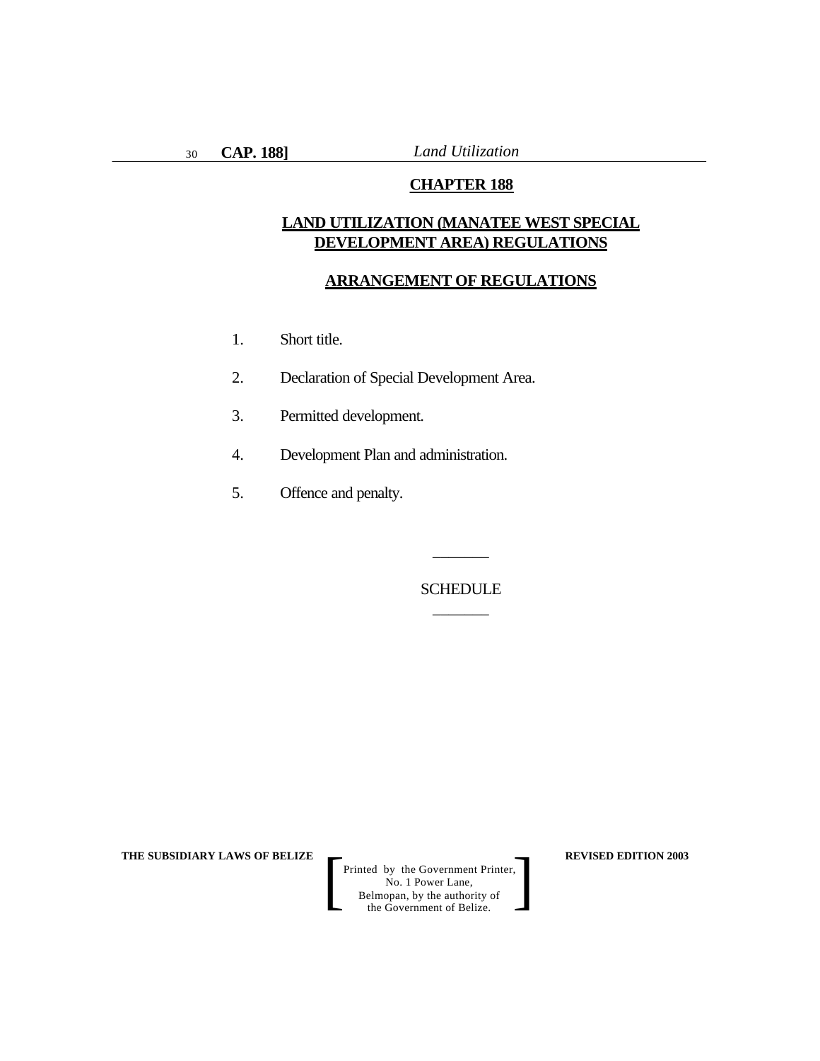## CHAPTER 188

## LAND UTILIZATION (MANATEE WEST SPECIAL DEVELOPMENT AREA) REGULATIONS

### ARRANGEMENT OF REGULATIONS

1. Short title.
2. Declaration of Special Development Area.
3. Permitted development.
4. Development Plan and administration.
5. Offence and penalty.

---

SCHEDULE

---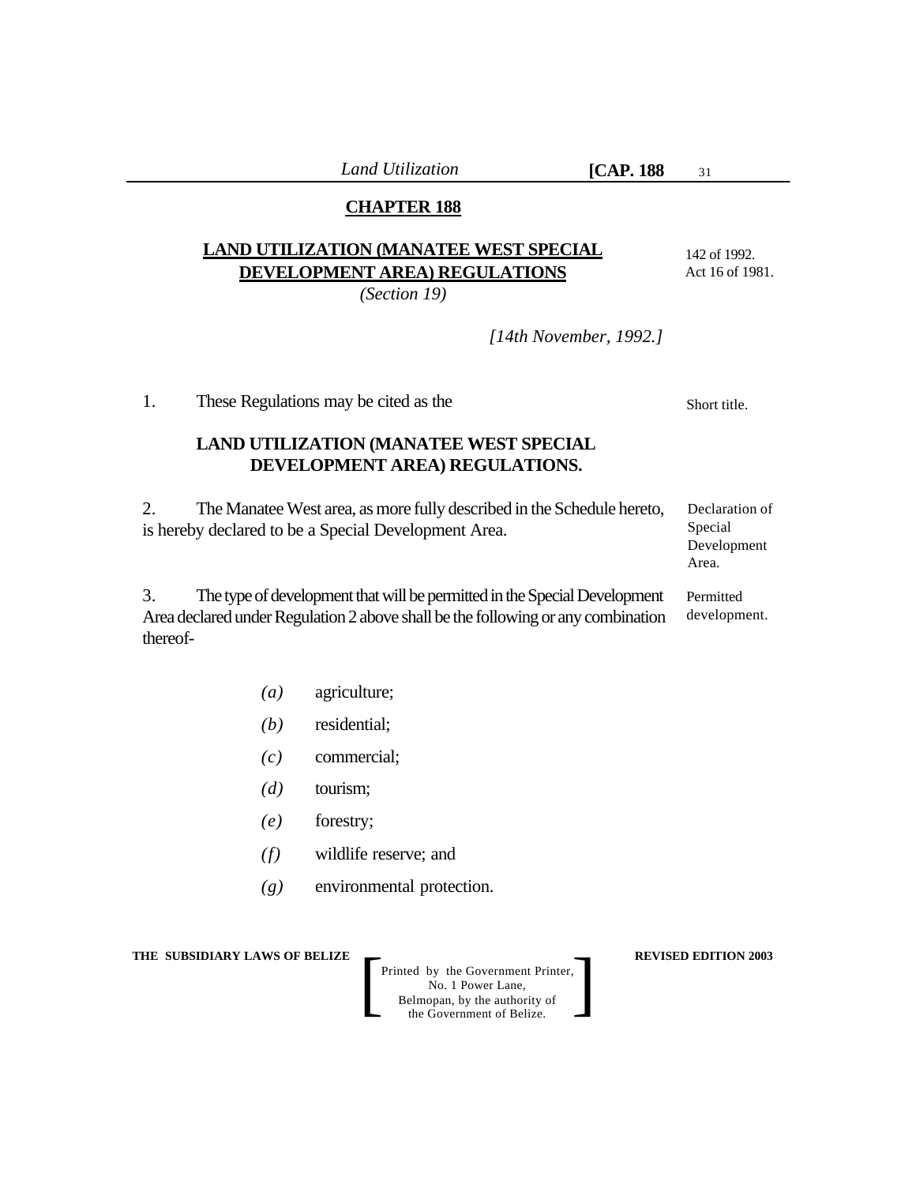## CHAPTER 188

### LAND UTILIZATION (MANATEE WEST SPECIAL DEVELOPMENT AREA) REGULATIONS

*(Section 19)*

142 of 1992.
Act 16 of 1981.

*[14th November, 1992.]*

Short title.

1. These Regulations may be cited as the

**LAND UTILIZATION (MANATEE WEST SPECIAL DEVELOPMENT AREA) REGULATIONS.**

Declaration of Special Development Area.

2. The Manatee West area, as more fully described in the Schedule hereto, is hereby declared to be a Special Development Area.

Permitted development.

3. The type of development that will be permitted in the Special Development Area declared under Regulation 2 above shall be the following or any combination thereof-

*(a)* agriculture;

*(b)* residential;

*(c)* commercial;

*(d)* tourism;

*(e)* forestry;

*(f)* wildlife reserve; and

*(g)* environmental protection.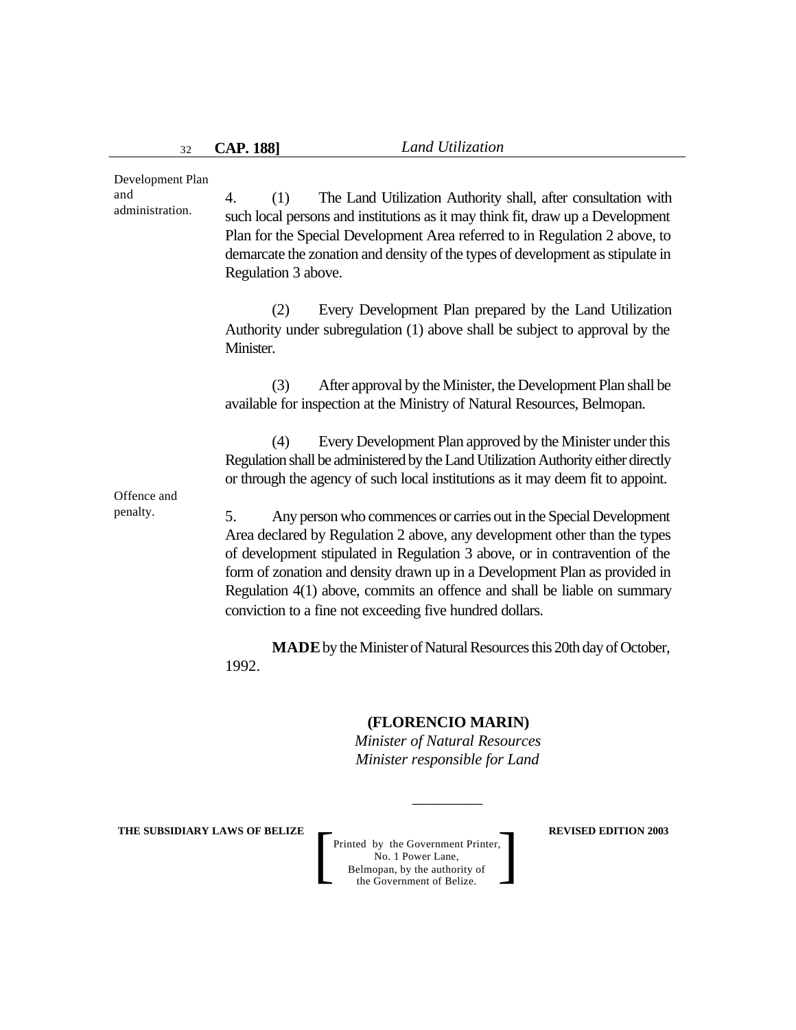Development Plan and administration.

4. (1) The Land Utilization Authority shall, after consultation with such local persons and institutions as it may think fit, draw up a Development Plan for the Special Development Area referred to in Regulation 2 above, to demarcate the zonation and density of the types of development as stipulate in Regulation 3 above.

(2) Every Development Plan prepared by the Land Utilization Authority under subregulation (1) above shall be subject to approval by the Minister.

(3) After approval by the Minister, the Development Plan shall be available for inspection at the Ministry of Natural Resources, Belmopan.

(4) Every Development Plan approved by the Minister under this Regulation shall be administered by the Land Utilization Authority either directly or through the agency of such local institutions as it may deem fit to appoint.

Offence and penalty.

5. Any person who commences or carries out in the Special Development Area declared by Regulation 2 above, any development other than the types of development stipulated in Regulation 3 above, or in contravention of the form of zonation and density drawn up in a Development Plan as provided in Regulation 4(1) above, commits an offence and shall be liable on summary conviction to a fine not exceeding five hundred dollars.

**MADE** by the Minister of Natural Resources this 20th day of October, 1992.

**(FLORENCIO MARIN)**
*Minister of Natural Resources*
*Minister responsible for Land*

\_\_\_\_\_\_\_\_\_\_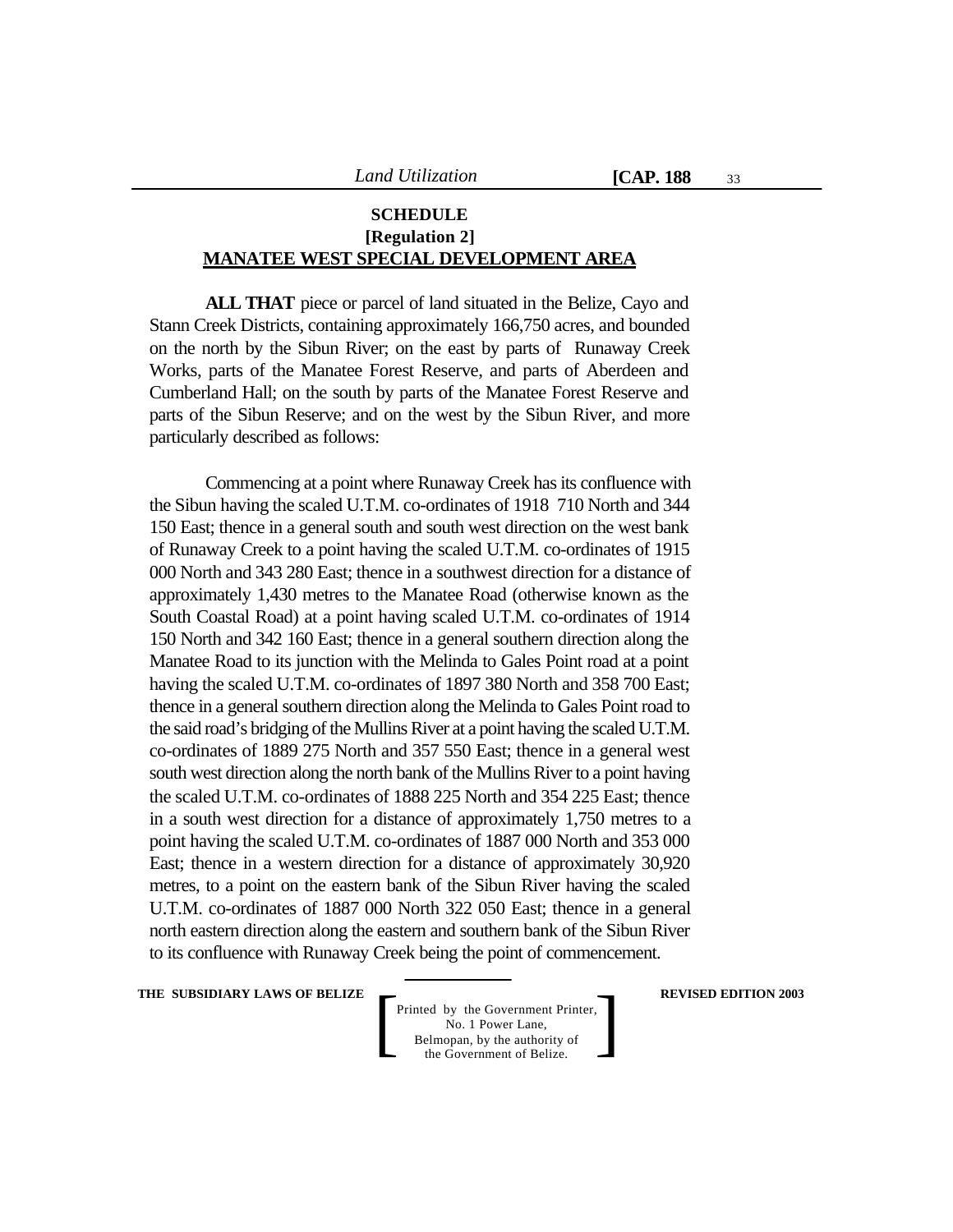**SCHEDULE**
**[Regulation 2]**
**MANATEE WEST SPECIAL DEVELOPMENT AREA**

**ALL THAT** piece or parcel of land situated in the Belize, Cayo and Stann Creek Districts, containing approximately 166,750 acres, and bounded on the north by the Sibun River; on the east by parts of Runaway Creek Works, parts of the Manatee Forest Reserve, and parts of Aberdeen and Cumberland Hall; on the south by parts of the Manatee Forest Reserve and parts of the Sibun Reserve; and on the west by the Sibun River, and more particularly described as follows:

Commencing at a point where Runaway Creek has its confluence with the Sibun having the scaled U.T.M. co-ordinates of 1918 710 North and 344 150 East; thence in a general south and south west direction on the west bank of Runaway Creek to a point having the scaled U.T.M. co-ordinates of 1915 000 North and 343 280 East; thence in a southwest direction for a distance of approximately 1,430 metres to the Manatee Road (otherwise known as the South Coastal Road) at a point having scaled U.T.M. co-ordinates of 1914 150 North and 342 160 East; thence in a general southern direction along the Manatee Road to its junction with the Melinda to Gales Point road at a point having the scaled U.T.M. co-ordinates of 1897 380 North and 358 700 East; thence in a general southern direction along the Melinda to Gales Point road to the said road's bridging of the Mullins River at a point having the scaled U.T.M. co-ordinates of 1889 275 North and 357 550 East; thence in a general west south west direction along the north bank of the Mullins River to a point having the scaled U.T.M. co-ordinates of 1888 225 North and 354 225 East; thence in a south west direction for a distance of approximately 1,750 metres to a point having the scaled U.T.M. co-ordinates of 1887 000 North and 353 000 East; thence in a western direction for a distance of approximately 30,920 metres, to a point on the eastern bank of the Sibun River having the scaled U.T.M. co-ordinates of 1887 000 North 322 050 East; thence in a general north eastern direction along the eastern and southern bank of the Sibun River to its confluence with Runaway Creek being the point of commencement.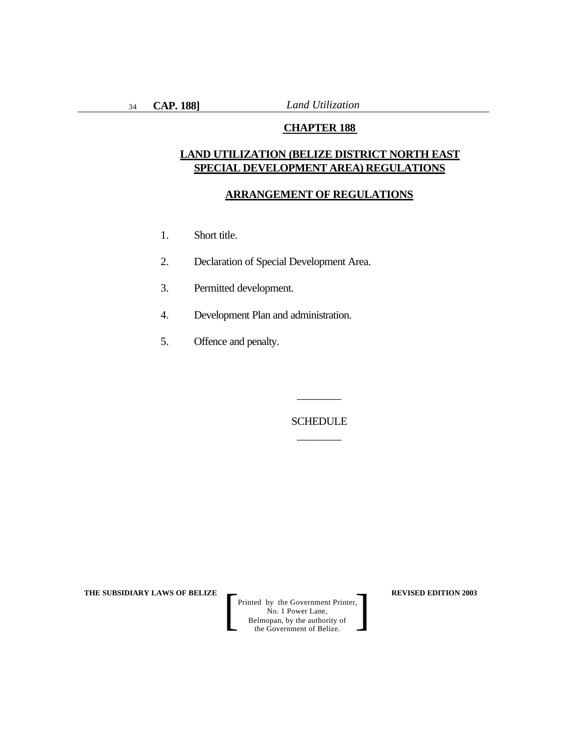## CHAPTER 188

## LAND UTILIZATION (BELIZE DISTRICT NORTH EAST SPECIAL DEVELOPMENT AREA) REGULATIONS

### ARRANGEMENT OF REGULATIONS

1. Short title.
2. Declaration of Special Development Area.
3. Permitted development.
4. Development Plan and administration.
5. Offence and penalty.

________

SCHEDULE

________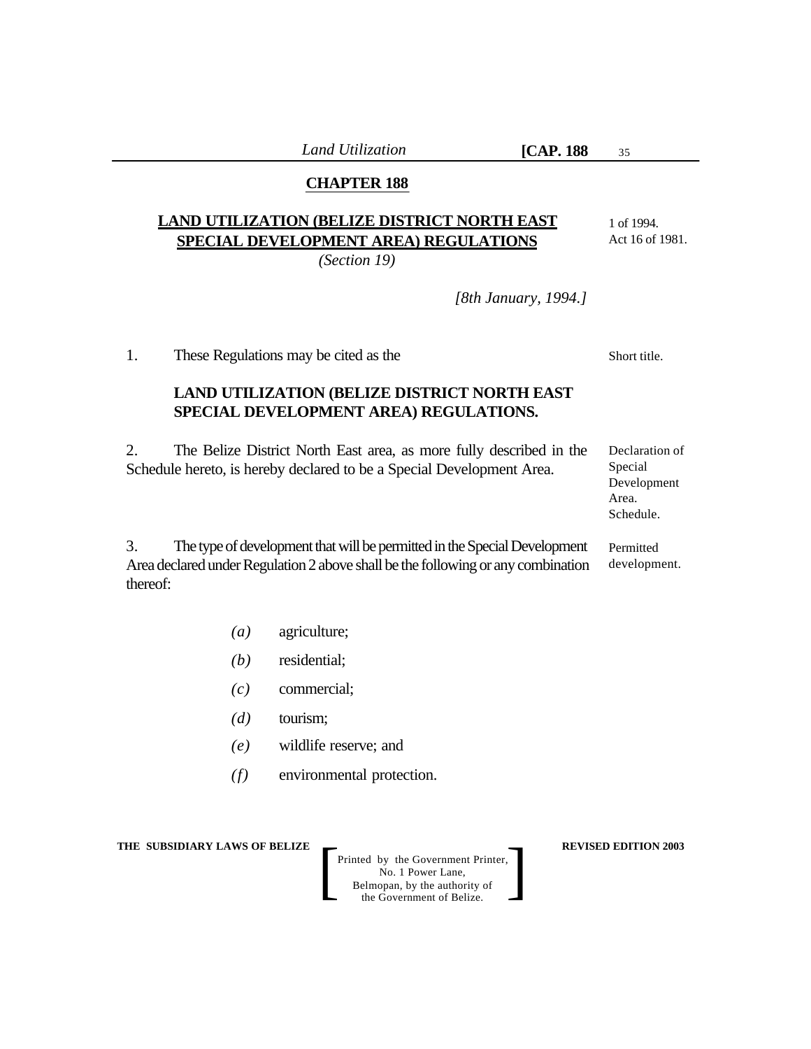## CHAPTER 188

## LAND UTILIZATION (BELIZE DISTRICT NORTH EAST SPECIAL DEVELOPMENT AREA) REGULATIONS

*(Section 19)*

1 of 1994.
Act 16 of 1981.

*[8th January, 1994.]*

Short title.

1. These Regulations may be cited as the

**LAND UTILIZATION (BELIZE DISTRICT NORTH EAST SPECIAL DEVELOPMENT AREA) REGULATIONS.**

Declaration of Special Development Area.
Schedule.

2. The Belize District North East area, as more fully described in the Schedule hereto, is hereby declared to be a Special Development Area.

Permitted development.

3. The type of development that will be permitted in the Special Development Area declared under Regulation 2 above shall be the following or any combination thereof:

*(a)* agriculture;

*(b)* residential;

*(c)* commercial;

*(d)* tourism;

*(e)* wildlife reserve; and

*(f)* environmental protection.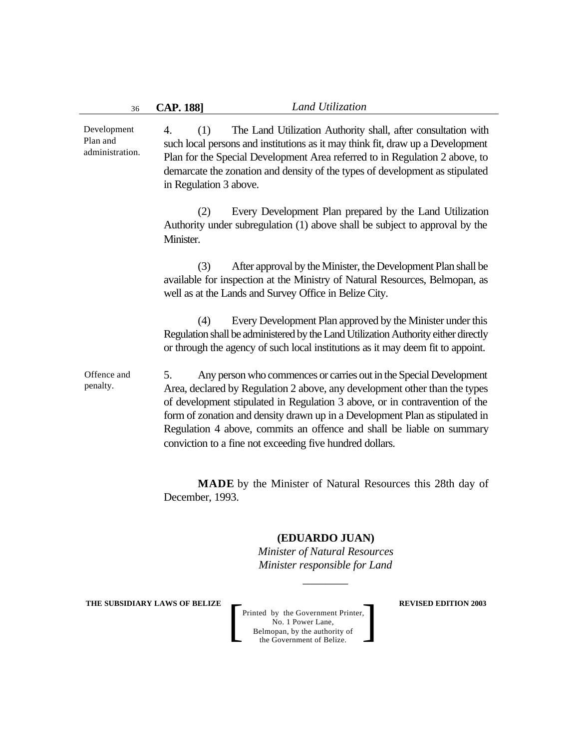**Development Plan and administration.**

4. (1) The Land Utilization Authority shall, after consultation with such local persons and institutions as it may think fit, draw up a Development Plan for the Special Development Area referred to in Regulation 2 above, to demarcate the zonation and density of the types of development as stipulated in Regulation 3 above.

(2) Every Development Plan prepared by the Land Utilization Authority under subregulation (1) above shall be subject to approval by the Minister.

(3) After approval by the Minister, the Development Plan shall be available for inspection at the Ministry of Natural Resources, Belmopan, as well as at the Lands and Survey Office in Belize City.

(4) Every Development Plan approved by the Minister under this Regulation shall be administered by the Land Utilization Authority either directly or through the agency of such local institutions as it may deem fit to appoint.

**Offence and penalty.**

5. Any person who commences or carries out in the Special Development Area, declared by Regulation 2 above, any development other than the types of development stipulated in Regulation 3 above, or in contravention of the form of zonation and density drawn up in a Development Plan as stipulated in Regulation 4 above, commits an offence and shall be liable on summary conviction to a fine not exceeding five hundred dollars.

**MADE** by the Minister of Natural Resources this 28th day of December, 1993.

**(EDUARDO JUAN)**
*Minister of Natural Resources*
*Minister responsible for Land*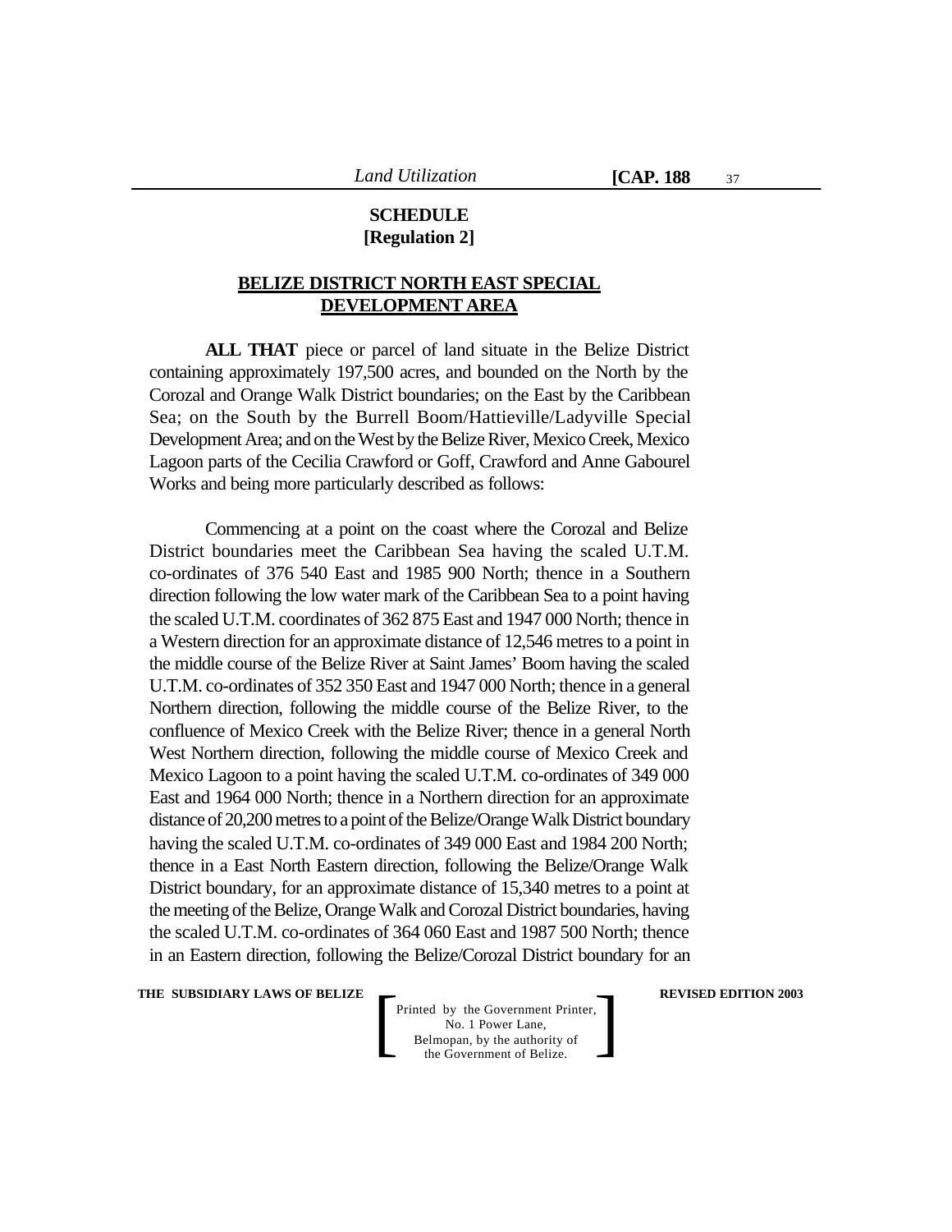## SCHEDULE
## [Regulation 2]

### BELIZE DISTRICT NORTH EAST SPECIAL DEVELOPMENT AREA

**ALL THAT** piece or parcel of land situate in the Belize District containing approximately 197,500 acres, and bounded on the North by the Corozal and Orange Walk District boundaries; on the East by the Caribbean Sea; on the South by the Burrell Boom/Hattieville/Ladyville Special Development Area; and on the West by the Belize River, Mexico Creek, Mexico Lagoon parts of the Cecilia Crawford or Goff, Crawford and Anne Gabourel Works and being more particularly described as follows:

Commencing at a point on the coast where the Corozal and Belize District boundaries meet the Caribbean Sea having the scaled U.T.M. co-ordinates of 376 540 East and 1985 900 North; thence in a Southern direction following the low water mark of the Caribbean Sea to a point having the scaled U.T.M. coordinates of 362 875 East and 1947 000 North; thence in a Western direction for an approximate distance of 12,546 metres to a point in the middle course of the Belize River at Saint James' Boom having the scaled U.T.M. co-ordinates of 352 350 East and 1947 000 North; thence in a general Northern direction, following the middle course of the Belize River, to the confluence of Mexico Creek with the Belize River; thence in a general North West Northern direction, following the middle course of Mexico Creek and Mexico Lagoon to a point having the scaled U.T.M. co-ordinates of 349 000 East and 1964 000 North; thence in a Northern direction for an approximate distance of 20,200 metres to a point of the Belize/Orange Walk District boundary having the scaled U.T.M. co-ordinates of 349 000 East and 1984 200 North; thence in a East North Eastern direction, following the Belize/Orange Walk District boundary, for an approximate distance of 15,340 metres to a point at the meeting of the Belize, Orange Walk and Corozal District boundaries, having the scaled U.T.M. co-ordinates of 364 060 East and 1987 500 North; thence in an Eastern direction, following the Belize/Corozal District boundary for an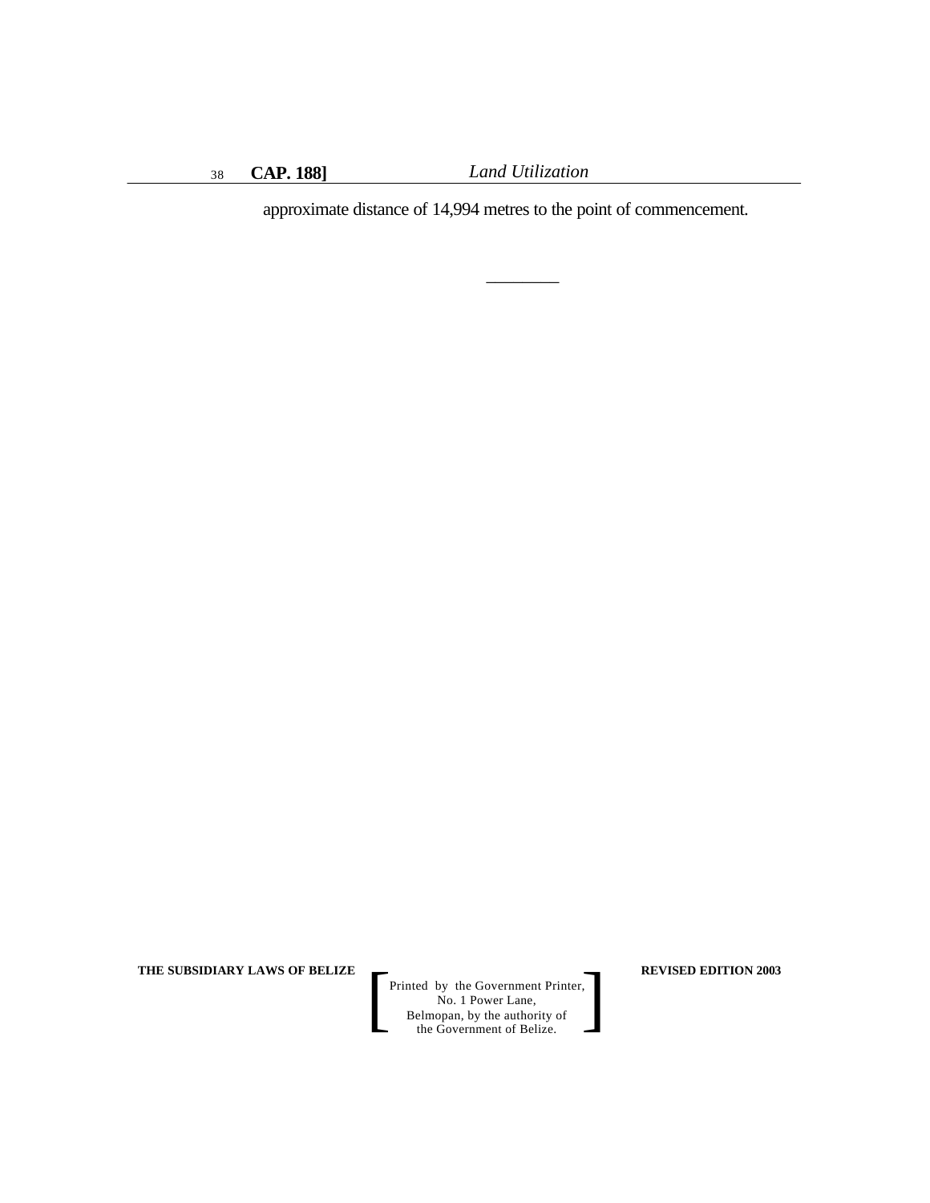approximate distance of 14,994 metres to the point of commencement.

________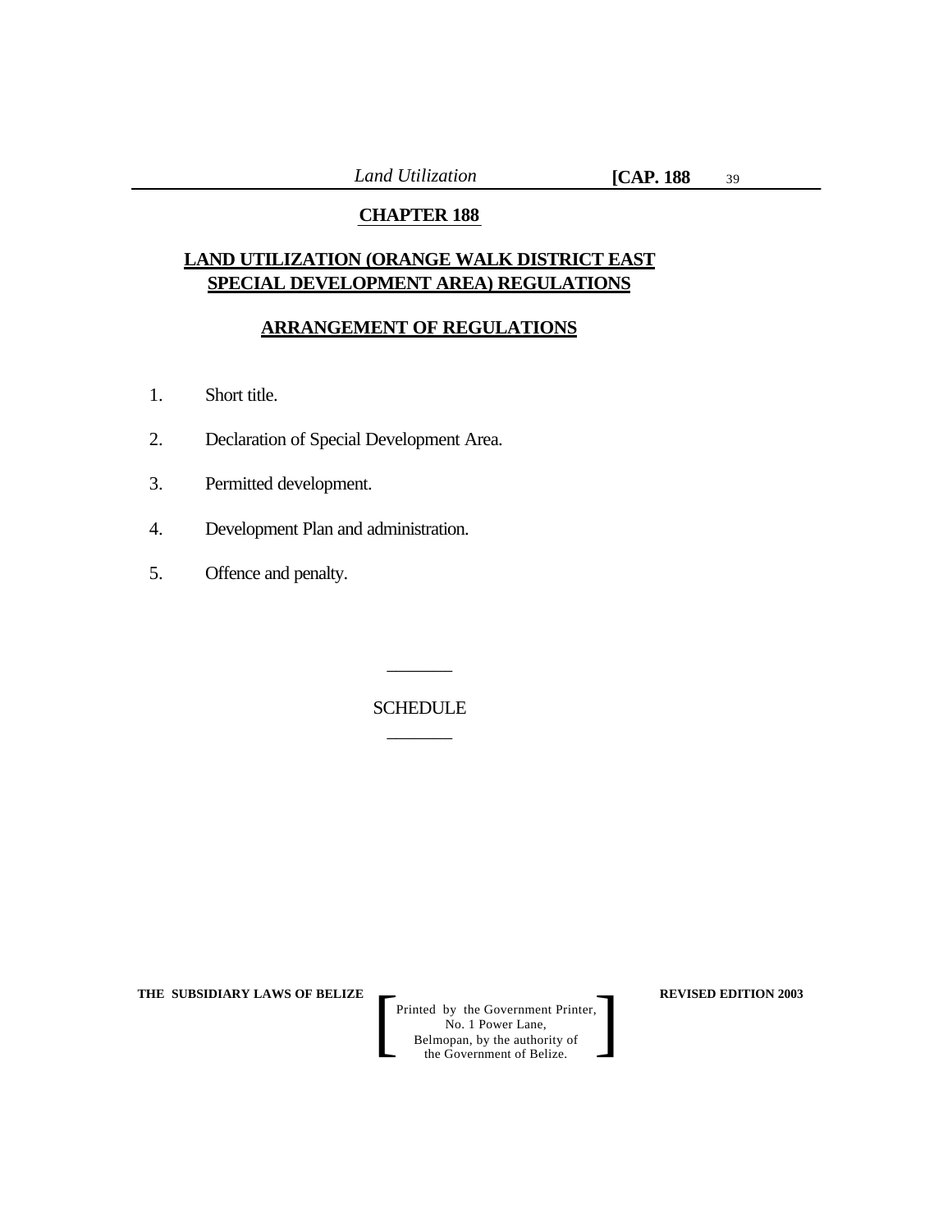# CHAPTER 188

## LAND UTILIZATION (ORANGE WALK DISTRICT EAST SPECIAL DEVELOPMENT AREA) REGULATIONS

### ARRANGEMENT OF REGULATIONS

1. Short title.
2. Declaration of Special Development Area.
3. Permitted development.
4. Development Plan and administration.
5. Offence and penalty.

---

SCHEDULE

---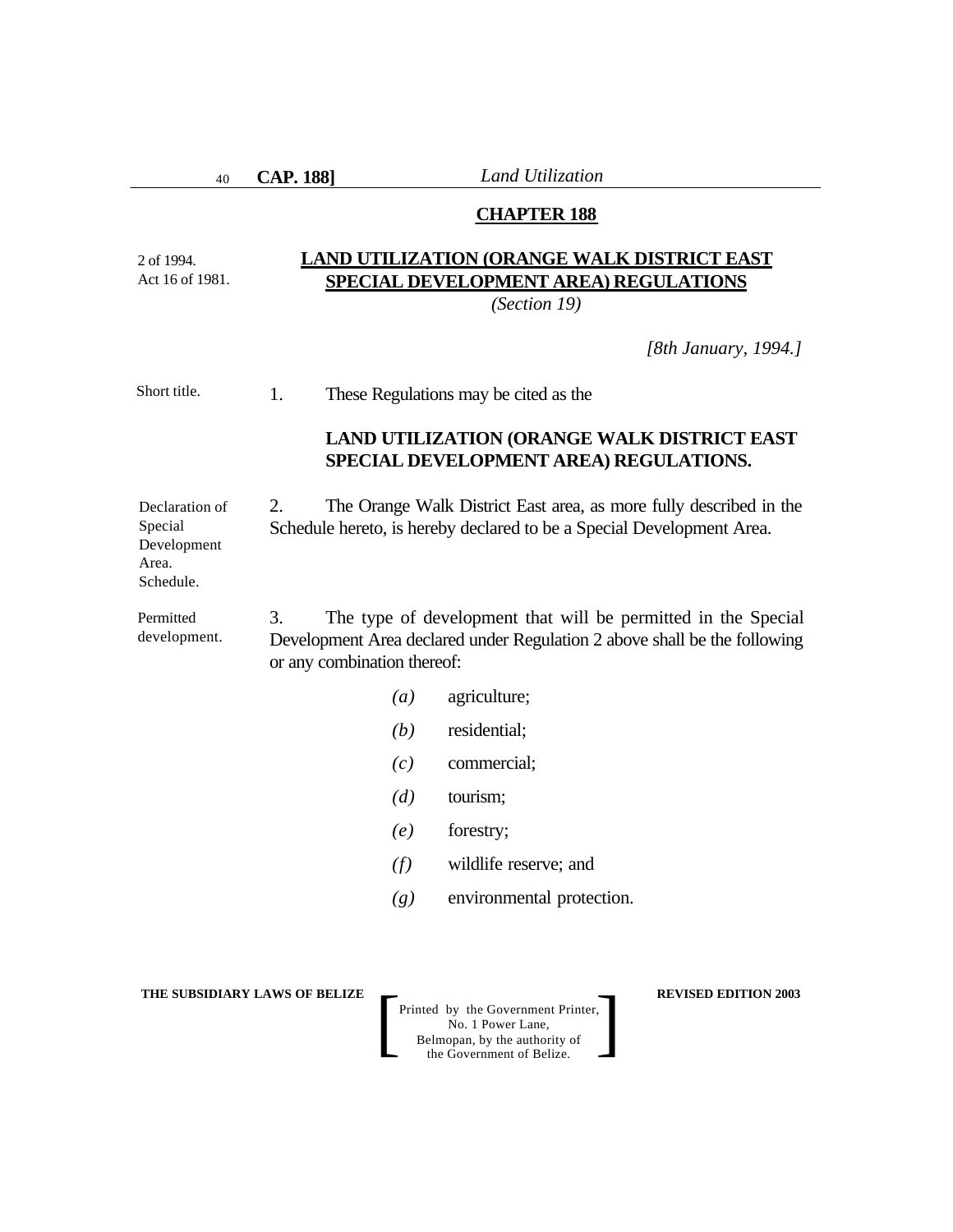## CHAPTER 188

2 of 1994.
Act 16 of 1981.

## LAND UTILIZATION (ORANGE WALK DISTRICT EAST SPECIAL DEVELOPMENT AREA) REGULATIONS

*(Section 19)*

*[8th January, 1994.]*

Short title.

1. These Regulations may be cited as the

**LAND UTILIZATION (ORANGE WALK DISTRICT EAST SPECIAL DEVELOPMENT AREA) REGULATIONS.**

Declaration of Special Development Area. Schedule.

2. The Orange Walk District East area, as more fully described in the Schedule hereto, is hereby declared to be a Special Development Area.

Permitted development.

3. The type of development that will be permitted in the Special Development Area declared under Regulation 2 above shall be the following or any combination thereof:

*(a)* agriculture;

*(b)* residential;

*(c)* commercial;

*(d)* tourism;

*(e)* forestry;

*(f)* wildlife reserve; and

*(g)* environmental protection.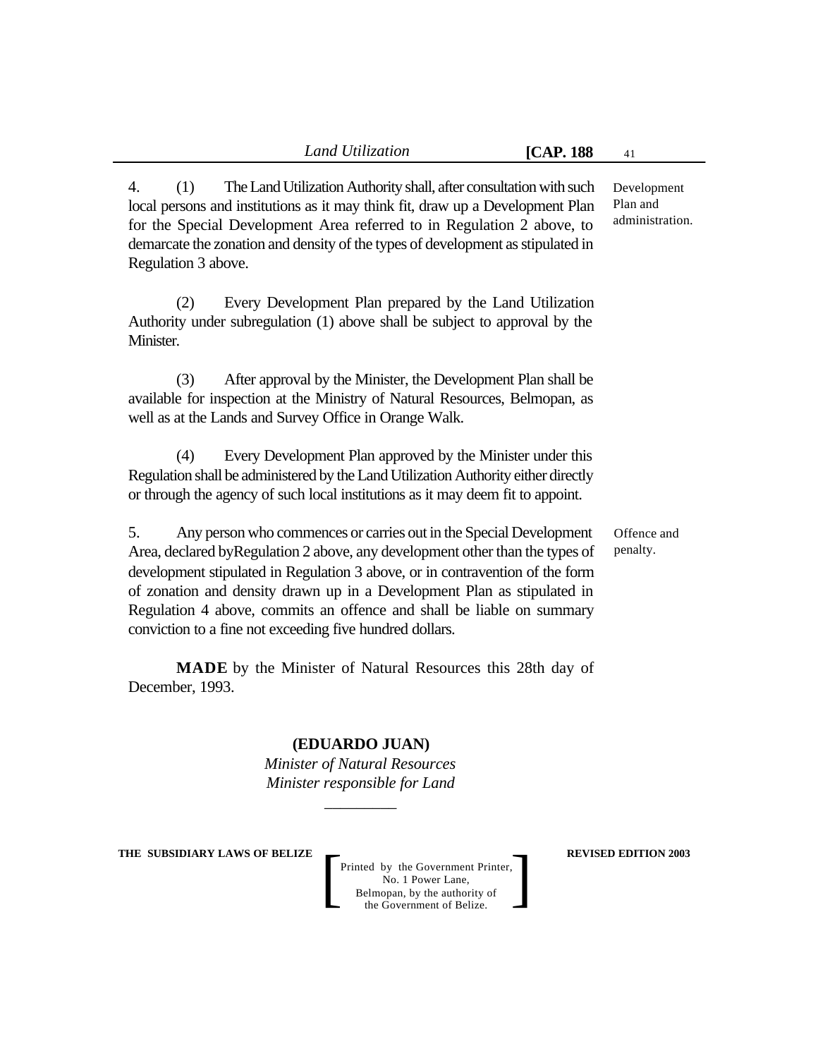4. (1) The Land Utilization Authority shall, after consultation with such local persons and institutions as it may think fit, draw up a Development Plan for the Special Development Area referred to in Regulation 2 above, to demarcate the zonation and density of the types of development as stipulated in Regulation 3 above.

Development Plan and administration.

(2) Every Development Plan prepared by the Land Utilization Authority under subregulation (1) above shall be subject to approval by the Minister.

(3) After approval by the Minister, the Development Plan shall be available for inspection at the Ministry of Natural Resources, Belmopan, as well as at the Lands and Survey Office in Orange Walk.

(4) Every Development Plan approved by the Minister under this Regulation shall be administered by the Land Utilization Authority either directly or through the agency of such local institutions as it may deem fit to appoint.

5. Any person who commences or carries out in the Special Development Area, declared byRegulation 2 above, any development other than the types of development stipulated in Regulation 3 above, or in contravention of the form of zonation and density drawn up in a Development Plan as stipulated in Regulation 4 above, commits an offence and shall be liable on summary conviction to a fine not exceeding five hundred dollars.

Offence and penalty.

**MADE** by the Minister of Natural Resources this 28th day of December, 1993.

**(EDUARDO JUAN)**
*Minister of Natural Resources*
*Minister responsible for Land*

_________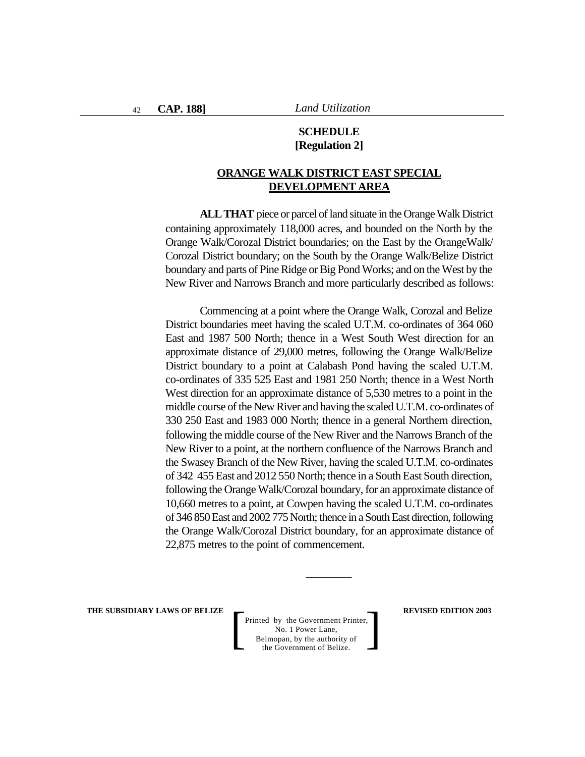**SCHEDULE**
**[Regulation 2]**

**ORANGE WALK DISTRICT EAST SPECIAL DEVELOPMENT AREA**

**ALL THAT** piece or parcel of land situate in the Orange Walk District containing approximately 118,000 acres, and bounded on the North by the Orange Walk/Corozal District boundaries; on the East by the OrangeWalk/ Corozal District boundary; on the South by the Orange Walk/Belize District boundary and parts of Pine Ridge or Big Pond Works; and on the West by the New River and Narrows Branch and more particularly described as follows:

Commencing at a point where the Orange Walk, Corozal and Belize District boundaries meet having the scaled U.T.M. co-ordinates of 364 060 East and 1987 500 North; thence in a West South West direction for an approximate distance of 29,000 metres, following the Orange Walk/Belize District boundary to a point at Calabash Pond having the scaled U.T.M. co-ordinates of 335 525 East and 1981 250 North; thence in a West North West direction for an approximate distance of 5,530 metres to a point in the middle course of the New River and having the scaled U.T.M. co-ordinates of 330 250 East and 1983 000 North; thence in a general Northern direction, following the middle course of the New River and the Narrows Branch of the New River to a point, at the northern confluence of the Narrows Branch and the Swasey Branch of the New River, having the scaled U.T.M. co-ordinates of 342 455 East and 2012 550 North; thence in a South East South direction, following the Orange Walk/Corozal boundary, for an approximate distance of 10,660 metres to a point, at Cowpen having the scaled U.T.M. co-ordinates of 346 850 East and 2002 775 North; thence in a South East direction, following the Orange Walk/Corozal District boundary, for an approximate distance of 22,875 metres to the point of commencement.

________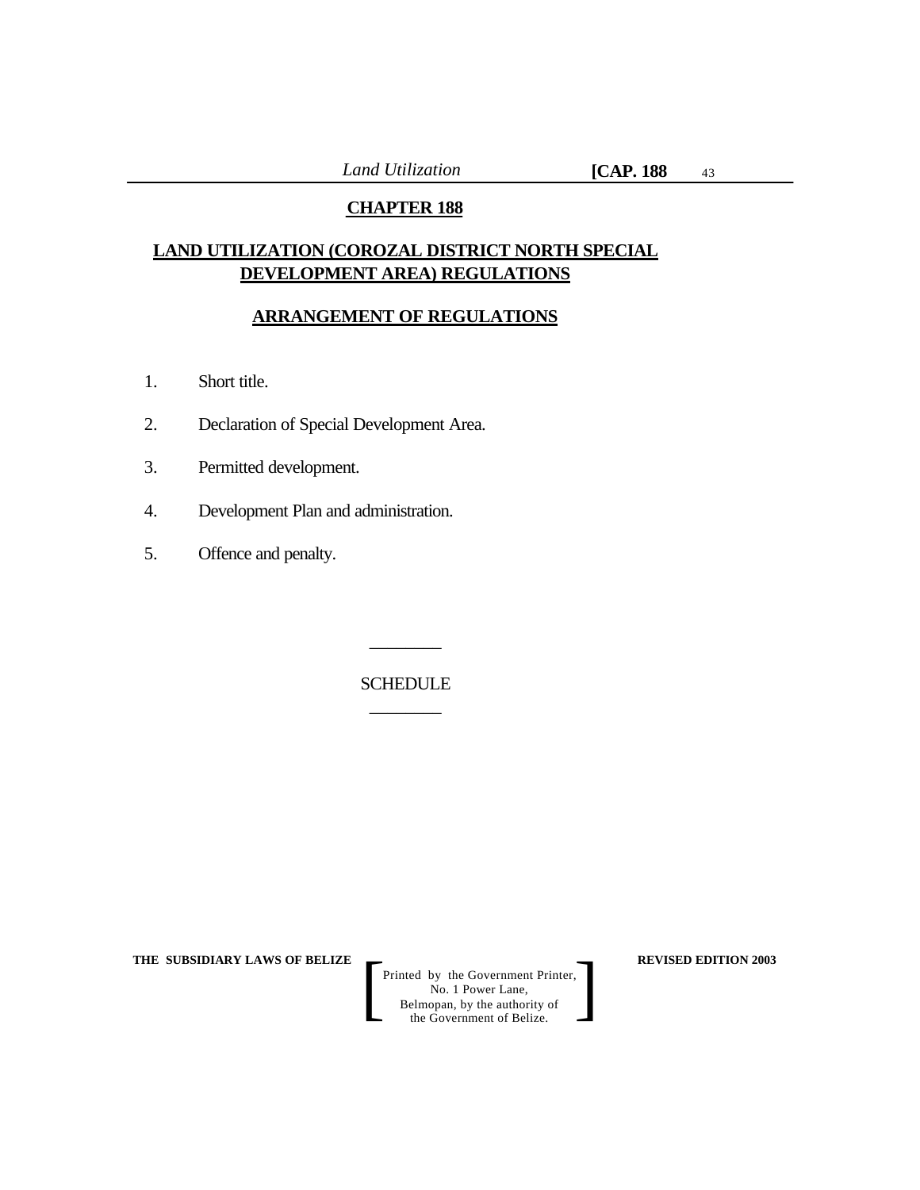# CHAPTER 188

## LAND UTILIZATION (COROZAL DISTRICT NORTH SPECIAL DEVELOPMENT AREA) REGULATIONS

## ARRANGEMENT OF REGULATIONS

1. Short title.
2. Declaration of Special Development Area.
3. Permitted development.
4. Development Plan and administration.
5. Offence and penalty.

________

SCHEDULE

________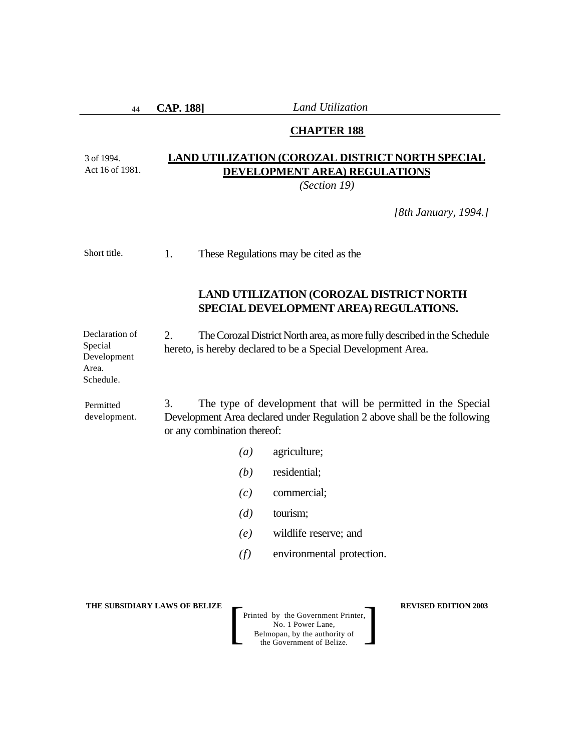## CHAPTER 188

3 of 1994.
Act 16 of 1981.

## LAND UTILIZATION (COROZAL DISTRICT NORTH SPECIAL DEVELOPMENT AREA) REGULATIONS

*(Section 19)*

*[8th January, 1994.]*

Short title.

1. These Regulations may be cited as the

**LAND UTILIZATION (COROZAL DISTRICT NORTH SPECIAL DEVELOPMENT AREA) REGULATIONS.**

Declaration of Special Development Area. Schedule.

2. The Corozal District North area, as more fully described in the Schedule hereto, is hereby declared to be a Special Development Area.

Permitted development.

3. The type of development that will be permitted in the Special Development Area declared under Regulation 2 above shall be the following or any combination thereof:

*(a)* agriculture;

*(b)* residential;

*(c)* commercial;

*(d)* tourism;

*(e)* wildlife reserve; and

*(f)* environmental protection.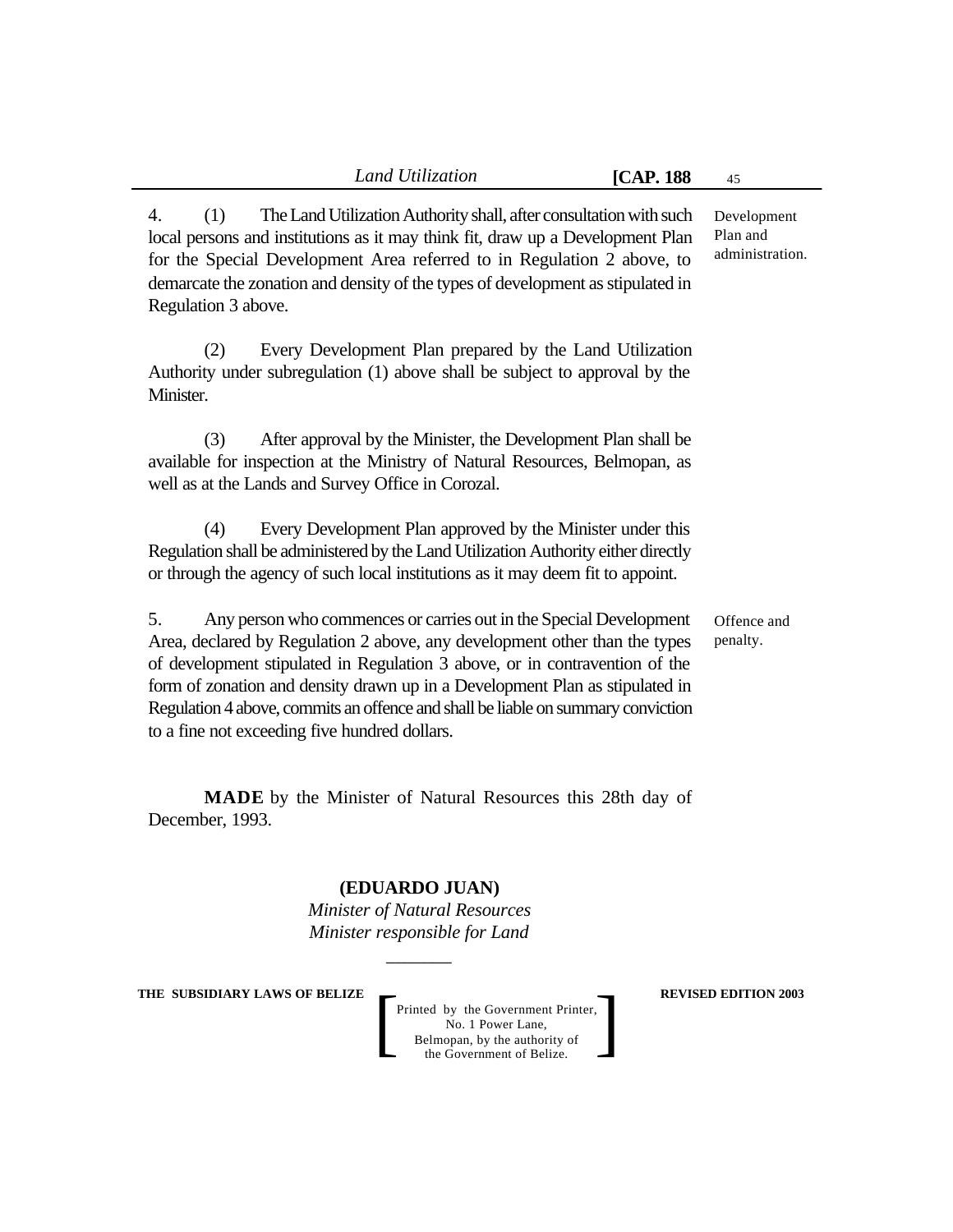4. (1) The Land Utilization Authority shall, after consultation with such local persons and institutions as it may think fit, draw up a Development Plan for the Special Development Area referred to in Regulation 2 above, to demarcate the zonation and density of the types of development as stipulated in Regulation 3 above.

Development Plan and administration.

(2) Every Development Plan prepared by the Land Utilization Authority under subregulation (1) above shall be subject to approval by the Minister.

(3) After approval by the Minister, the Development Plan shall be available for inspection at the Ministry of Natural Resources, Belmopan, as well as at the Lands and Survey Office in Corozal.

(4) Every Development Plan approved by the Minister under this Regulation shall be administered by the Land Utilization Authority either directly or through the agency of such local institutions as it may deem fit to appoint.

5. Any person who commences or carries out in the Special Development Area, declared by Regulation 2 above, any development other than the types of development stipulated in Regulation 3 above, or in contravention of the form of zonation and density drawn up in a Development Plan as stipulated in Regulation 4 above, commits an offence and shall be liable on summary conviction to a fine not exceeding five hundred dollars.

Offence and penalty.

**MADE** by the Minister of Natural Resources this 28th day of December, 1993.

**(EDUARDO JUAN)**
*Minister of Natural Resources*
*Minister responsible for Land*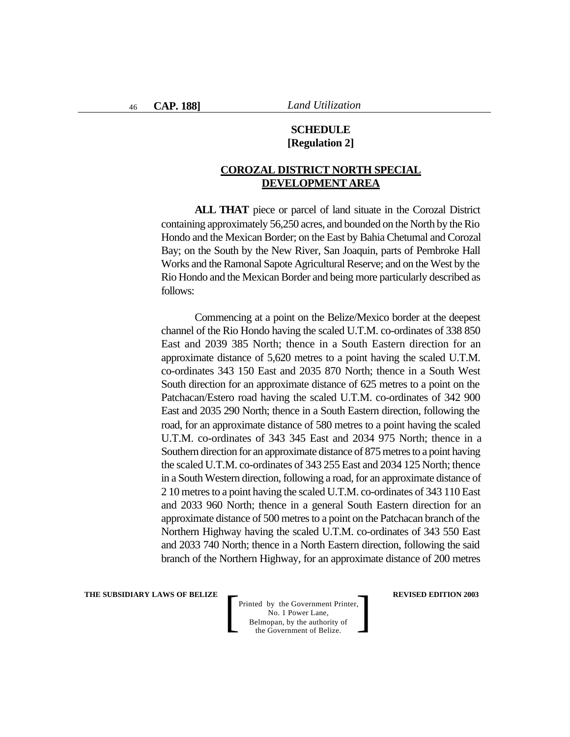**SCHEDULE**
**[Regulation 2]**

**COROZAL DISTRICT NORTH SPECIAL DEVELOPMENT AREA**

**ALL THAT** piece or parcel of land situate in the Corozal District containing approximately 56,250 acres, and bounded on the North by the Rio Hondo and the Mexican Border; on the East by Bahia Chetumal and Corozal Bay; on the South by the New River, San Joaquin, parts of Pembroke Hall Works and the Ramonal Sapote Agricultural Reserve; and on the West by the Rio Hondo and the Mexican Border and being more particularly described as follows:

Commencing at a point on the Belize/Mexico border at the deepest channel of the Rio Hondo having the scaled U.T.M. co-ordinates of 338 850 East and 2039 385 North; thence in a South Eastern direction for an approximate distance of 5,620 metres to a point having the scaled U.T.M. co-ordinates 343 150 East and 2035 870 North; thence in a South West South direction for an approximate distance of 625 metres to a point on the Patchacan/Estero road having the scaled U.T.M. co-ordinates of 342 900 East and 2035 290 North; thence in a South Eastern direction, following the road, for an approximate distance of 580 metres to a point having the scaled U.T.M. co-ordinates of 343 345 East and 2034 975 North; thence in a Southern direction for an approximate distance of 875 metres to a point having the scaled U.T.M. co-ordinates of 343 255 East and 2034 125 North; thence in a South Western direction, following a road, for an approximate distance of 2 10 metres to a point having the scaled U.T.M. co-ordinates of 343 110 East and 2033 960 North; thence in a general South Eastern direction for an approximate distance of 500 metres to a point on the Patchacan branch of the Northern Highway having the scaled U.T.M. co-ordinates of 343 550 East and 2033 740 North; thence in a North Eastern direction, following the said branch of the Northern Highway, for an approximate distance of 200 metres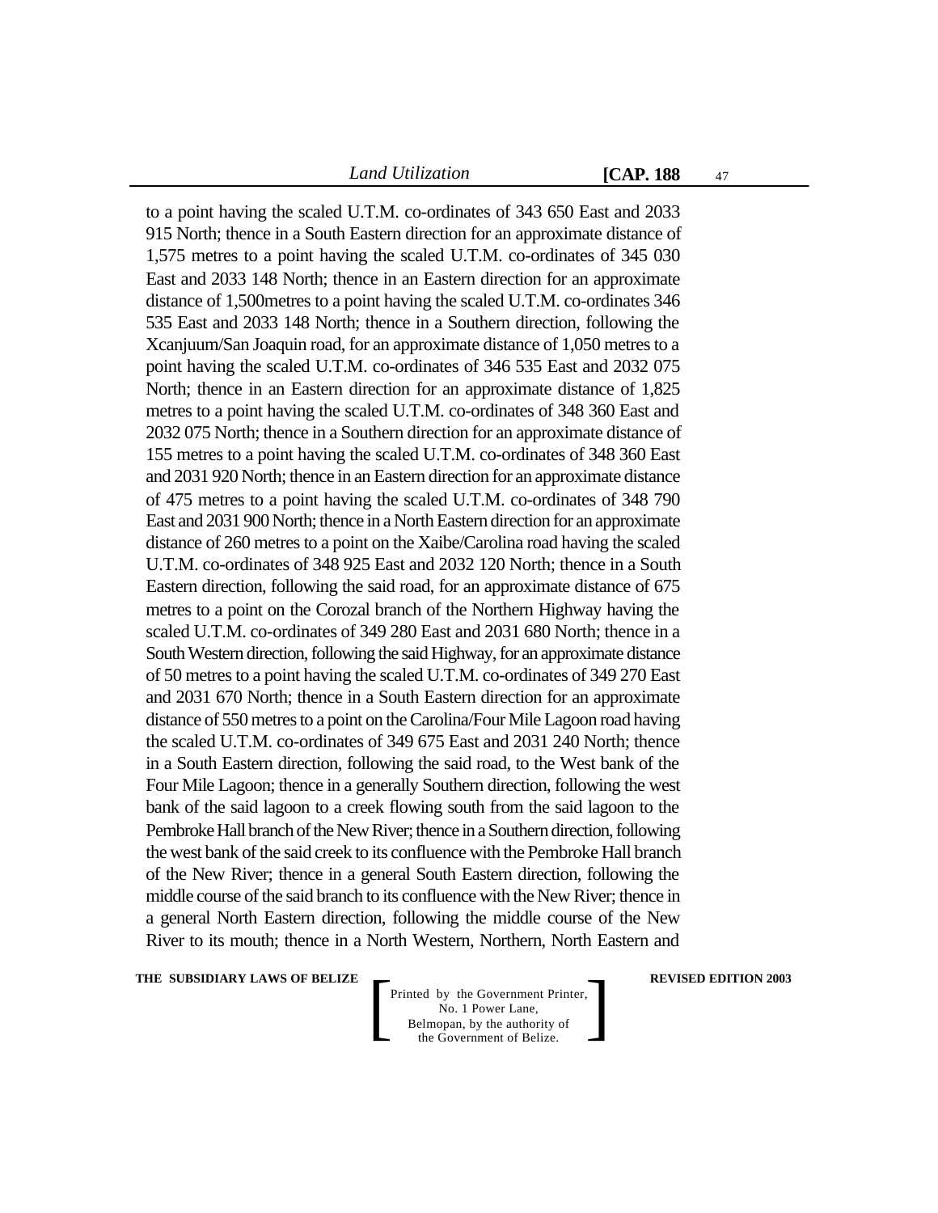to a point having the scaled U.T.M. co-ordinates of 343 650 East and 2033 915 North; thence in a South Eastern direction for an approximate distance of 1,575 metres to a point having the scaled U.T.M. co-ordinates of 345 030 East and 2033 148 North; thence in an Eastern direction for an approximate distance of 1,500metres to a point having the scaled U.T.M. co-ordinates 346 535 East and 2033 148 North; thence in a Southern direction, following the Xcanjuum/San Joaquin road, for an approximate distance of 1,050 metres to a point having the scaled U.T.M. co-ordinates of 346 535 East and 2032 075 North; thence in an Eastern direction for an approximate distance of 1,825 metres to a point having the scaled U.T.M. co-ordinates of 348 360 East and 2032 075 North; thence in a Southern direction for an approximate distance of 155 metres to a point having the scaled U.T.M. co-ordinates of 348 360 East and 2031 920 North; thence in an Eastern direction for an approximate distance of 475 metres to a point having the scaled U.T.M. co-ordinates of 348 790 East and 2031 900 North; thence in a North Eastern direction for an approximate distance of 260 metres to a point on the Xaibe/Carolina road having the scaled U.T.M. co-ordinates of 348 925 East and 2032 120 North; thence in a South Eastern direction, following the said road, for an approximate distance of 675 metres to a point on the Corozal branch of the Northern Highway having the scaled U.T.M. co-ordinates of 349 280 East and 2031 680 North; thence in a South Western direction, following the said Highway, for an approximate distance of 50 metres to a point having the scaled U.T.M. co-ordinates of 349 270 East and 2031 670 North; thence in a South Eastern direction for an approximate distance of 550 metres to a point on the Carolina/Four Mile Lagoon road having the scaled U.T.M. co-ordinates of 349 675 East and 2031 240 North; thence in a South Eastern direction, following the said road, to the West bank of the Four Mile Lagoon; thence in a generally Southern direction, following the west bank of the said lagoon to a creek flowing south from the said lagoon to the Pembroke Hall branch of the New River; thence in a Southern direction, following the west bank of the said creek to its confluence with the Pembroke Hall branch of the New River; thence in a general South Eastern direction, following the middle course of the said branch to its confluence with the New River; thence in a general North Eastern direction, following the middle course of the New River to its mouth; thence in a North Western, Northern, North Eastern and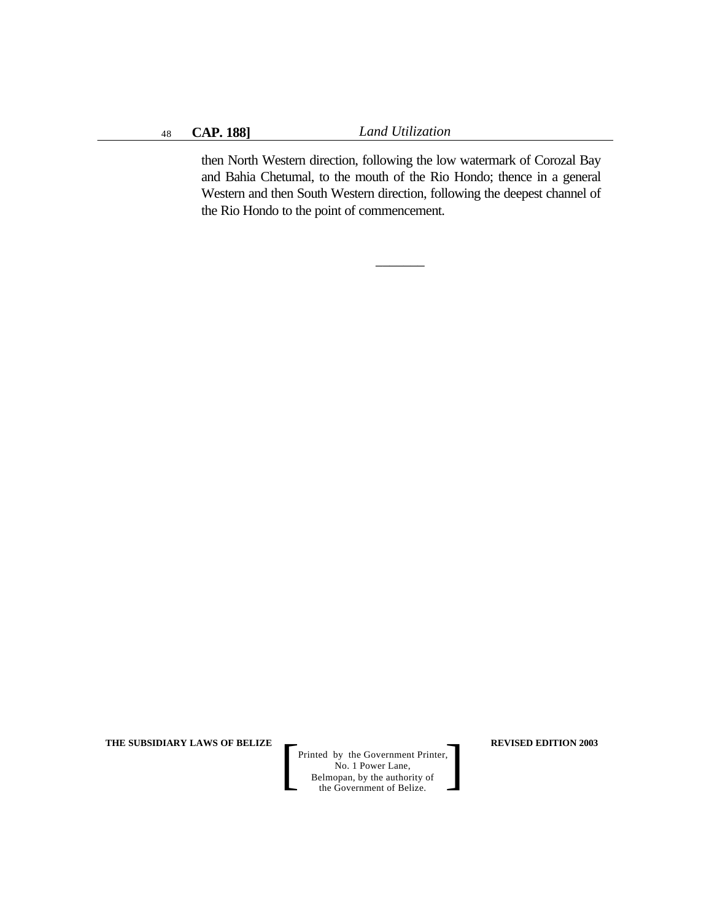then North Western direction, following the low watermark of Corozal Bay and Bahia Chetumal, to the mouth of the Rio Hondo; thence in a general Western and then South Western direction, following the deepest channel of the Rio Hondo to the point of commencement.

\_\_\_\_\_\_\_\_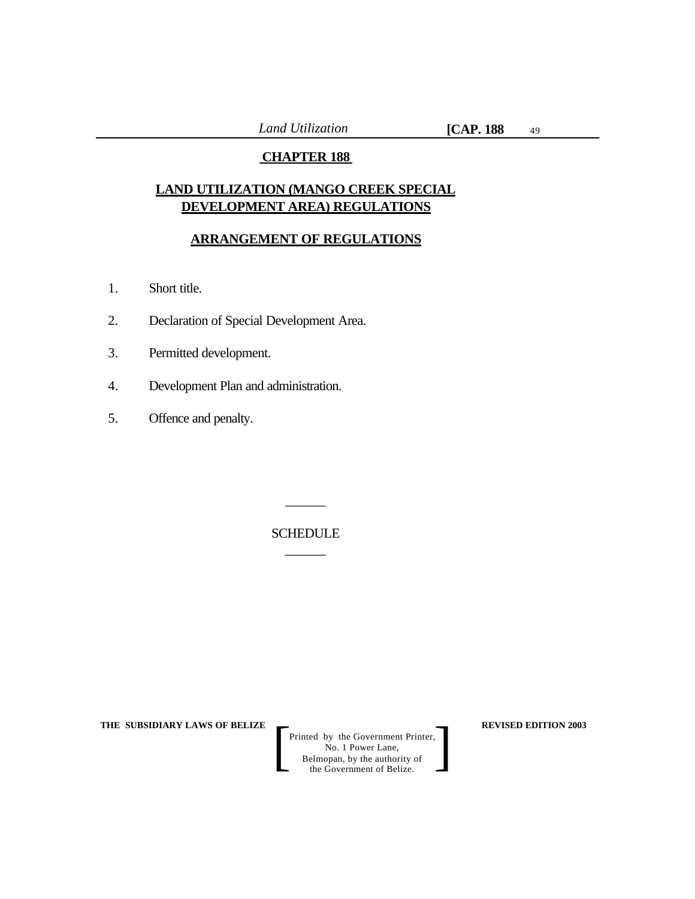# CHAPTER 188

## LAND UTILIZATION (MANGO CREEK SPECIAL DEVELOPMENT AREA) REGULATIONS

## ARRANGEMENT OF REGULATIONS

1. Short title.

2. Declaration of Special Development Area.

3. Permitted development.

4. Development Plan and administration.

5. Offence and penalty.

______

SCHEDULE

______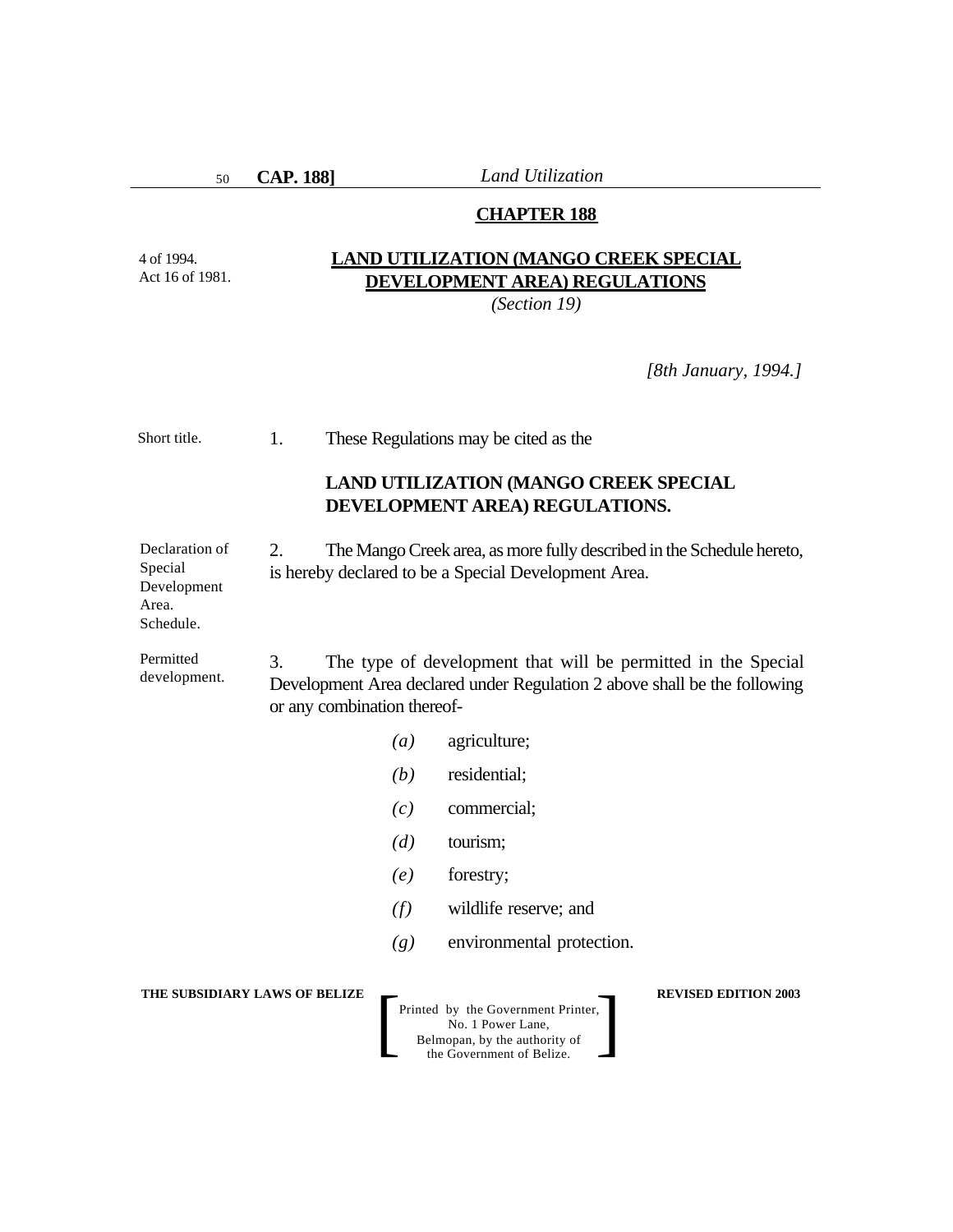## CHAPTER 188

4 of 1994.
Act 16 of 1981.

## LAND UTILIZATION (MANGO CREEK SPECIAL DEVELOPMENT AREA) REGULATIONS

*(Section 19)*

*[8th January, 1994.]*

Short title.

1. These Regulations may be cited as the

**LAND UTILIZATION (MANGO CREEK SPECIAL DEVELOPMENT AREA) REGULATIONS.**

Declaration of Special Development Area. Schedule.

2. The Mango Creek area, as more fully described in the Schedule hereto, is hereby declared to be a Special Development Area.

Permitted development.

3. The type of development that will be permitted in the Special Development Area declared under Regulation 2 above shall be the following or any combination thereof-

*(a)* agriculture;

*(b)* residential;

*(c)* commercial;

*(d)* tourism;

*(e)* forestry;

*(f)* wildlife reserve; and

*(g)* environmental protection.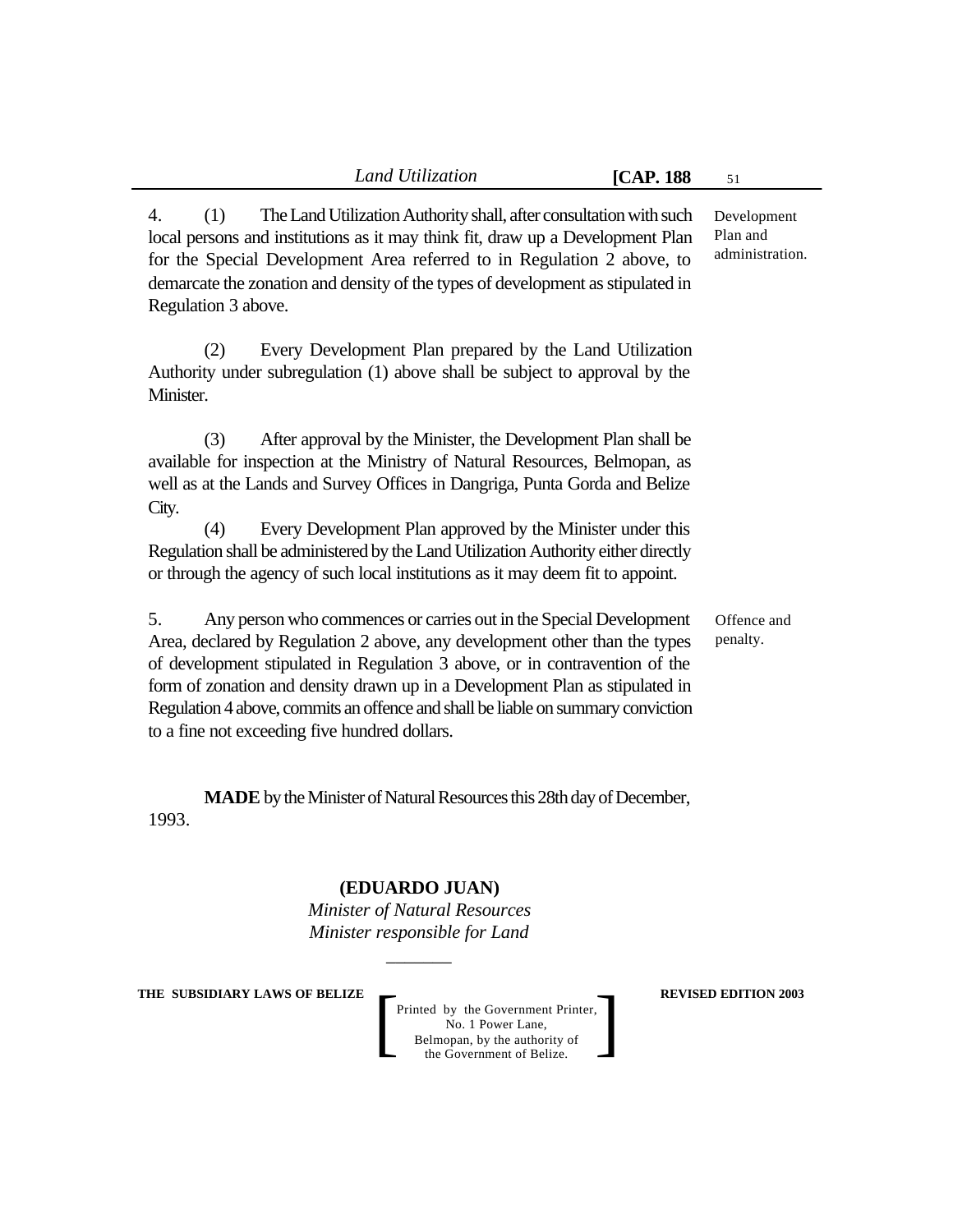4. (1) The Land Utilization Authority shall, after consultation with such local persons and institutions as it may think fit, draw up a Development Plan for the Special Development Area referred to in Regulation 2 above, to demarcate the zonation and density of the types of development as stipulated in Regulation 3 above.

Development Plan and administration.

(2) Every Development Plan prepared by the Land Utilization Authority under subregulation (1) above shall be subject to approval by the Minister.

(3) After approval by the Minister, the Development Plan shall be available for inspection at the Ministry of Natural Resources, Belmopan, as well as at the Lands and Survey Offices in Dangriga, Punta Gorda and Belize City.

(4) Every Development Plan approved by the Minister under this Regulation shall be administered by the Land Utilization Authority either directly or through the agency of such local institutions as it may deem fit to appoint.

5. Any person who commences or carries out in the Special Development Area, declared by Regulation 2 above, any development other than the types of development stipulated in Regulation 3 above, or in contravention of the form of zonation and density drawn up in a Development Plan as stipulated in Regulation 4 above, commits an offence and shall be liable on summary conviction to a fine not exceeding five hundred dollars.

Offence and penalty.

**MADE** by the Minister of Natural Resources this 28th day of December, 1993.

**(EDUARDO JUAN)**
*Minister of Natural Resources*
*Minister responsible for Land*

\_\_\_\_\_\_\_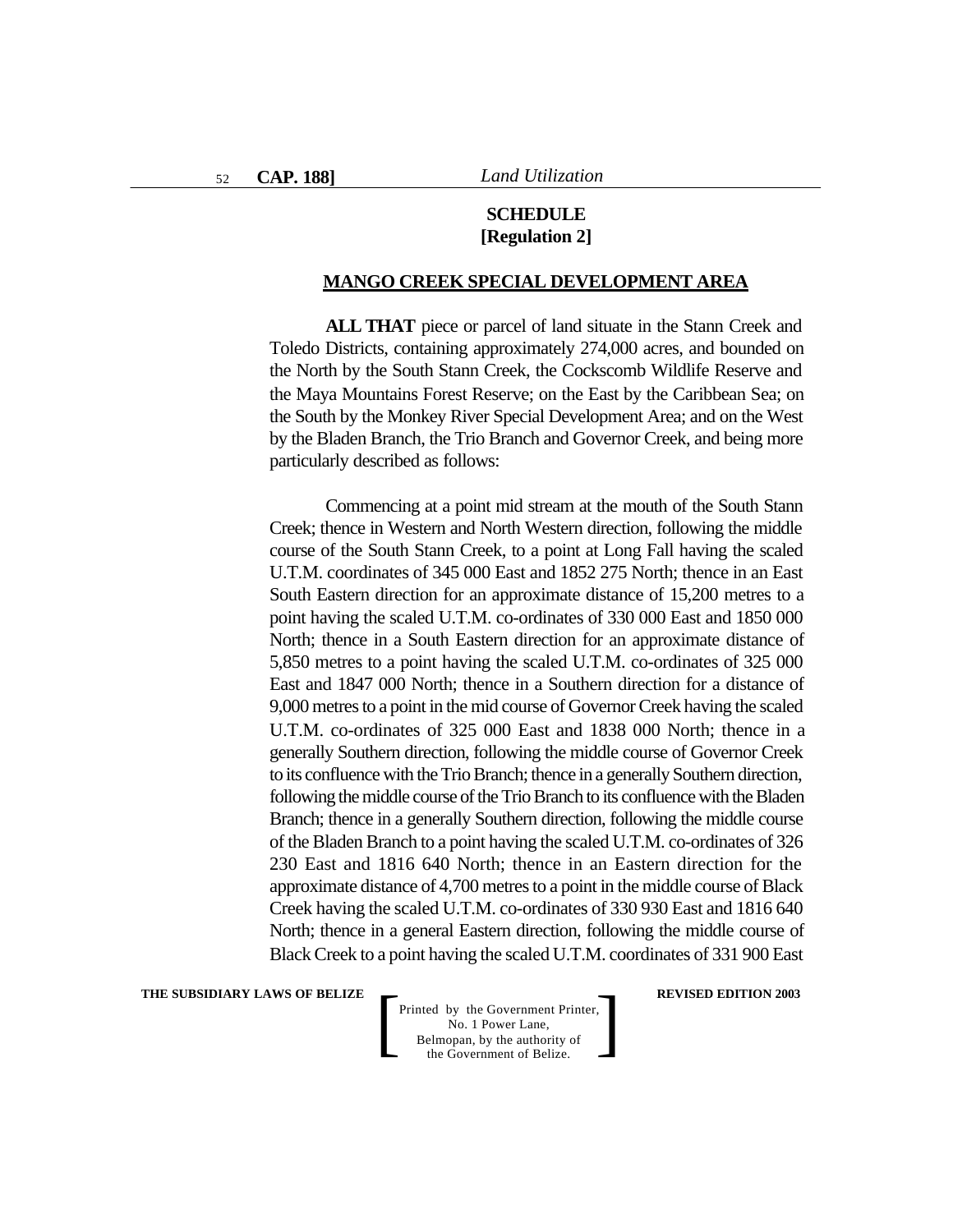## SCHEDULE
## [Regulation 2]

**MANGO CREEK SPECIAL DEVELOPMENT AREA**

**ALL THAT** piece or parcel of land situate in the Stann Creek and Toledo Districts, containing approximately 274,000 acres, and bounded on the North by the South Stann Creek, the Cockscomb Wildlife Reserve and the Maya Mountains Forest Reserve; on the East by the Caribbean Sea; on the South by the Monkey River Special Development Area; and on the West by the Bladen Branch, the Trio Branch and Governor Creek, and being more particularly described as follows:

Commencing at a point mid stream at the mouth of the South Stann Creek; thence in Western and North Western direction, following the middle course of the South Stann Creek, to a point at Long Fall having the scaled U.T.M. coordinates of 345 000 East and 1852 275 North; thence in an East South Eastern direction for an approximate distance of 15,200 metres to a point having the scaled U.T.M. co-ordinates of 330 000 East and 1850 000 North; thence in a South Eastern direction for an approximate distance of 5,850 metres to a point having the scaled U.T.M. co-ordinates of 325 000 East and 1847 000 North; thence in a Southern direction for a distance of 9,000 metres to a point in the mid course of Governor Creek having the scaled U.T.M. co-ordinates of 325 000 East and 1838 000 North; thence in a generally Southern direction, following the middle course of Governor Creek to its confluence with the Trio Branch; thence in a generally Southern direction, following the middle course of the Trio Branch to its confluence with the Bladen Branch; thence in a generally Southern direction, following the middle course of the Bladen Branch to a point having the scaled U.T.M. co-ordinates of 326 230 East and 1816 640 North; thence in an Eastern direction for the approximate distance of 4,700 metres to a point in the middle course of Black Creek having the scaled U.T.M. co-ordinates of 330 930 East and 1816 640 North; thence in a general Eastern direction, following the middle course of Black Creek to a point having the scaled U.T.M. coordinates of 331 900 East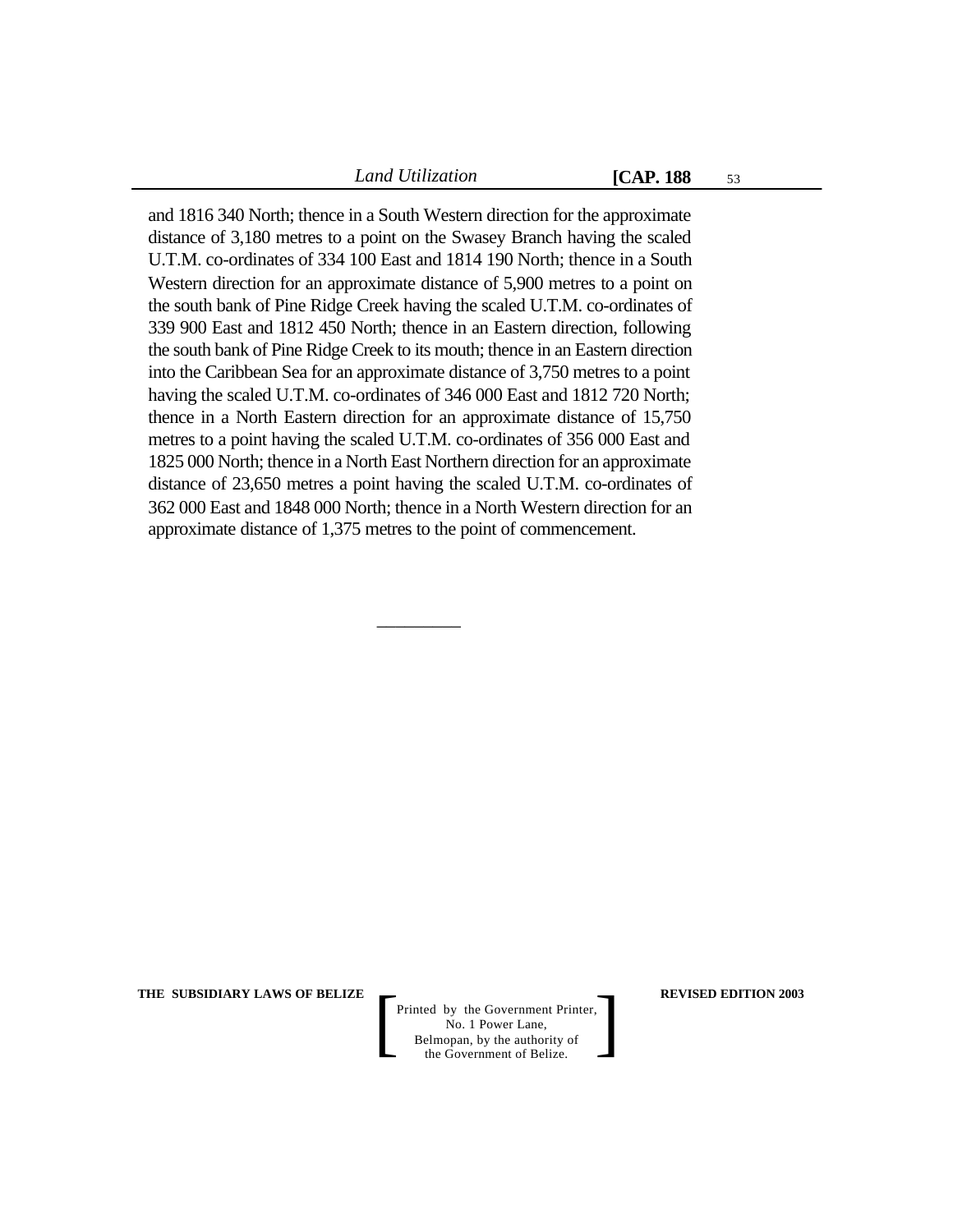and 1816 340 North; thence in a South Western direction for the approximate distance of 3,180 metres to a point on the Swasey Branch having the scaled U.T.M. co-ordinates of 334 100 East and 1814 190 North; thence in a South Western direction for an approximate distance of 5,900 metres to a point on the south bank of Pine Ridge Creek having the scaled U.T.M. co-ordinates of 339 900 East and 1812 450 North; thence in an Eastern direction, following the south bank of Pine Ridge Creek to its mouth; thence in an Eastern direction into the Caribbean Sea for an approximate distance of 3,750 metres to a point having the scaled U.T.M. co-ordinates of 346 000 East and 1812 720 North; thence in a North Eastern direction for an approximate distance of 15,750 metres to a point having the scaled U.T.M. co-ordinates of 356 000 East and 1825 000 North; thence in a North East Northern direction for an approximate distance of 23,650 metres a point having the scaled U.T.M. co-ordinates of 362 000 East and 1848 000 North; thence in a North Western direction for an approximate distance of 1,375 metres to the point of commencement.

---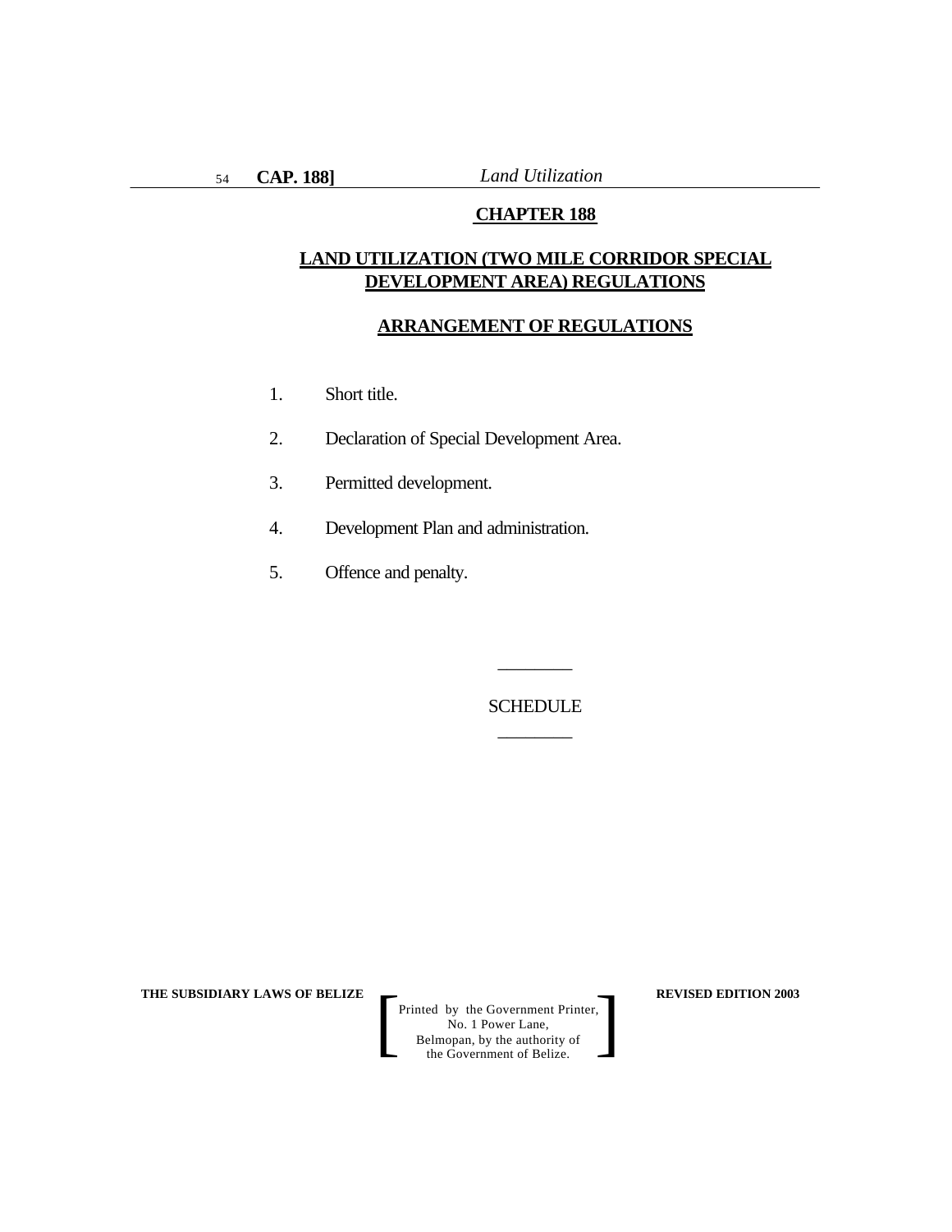## CHAPTER 188

## LAND UTILIZATION (TWO MILE CORRIDOR SPECIAL DEVELOPMENT AREA) REGULATIONS

### ARRANGEMENT OF REGULATIONS

1. Short title.
2. Declaration of Special Development Area.
3. Permitted development.
4. Development Plan and administration.
5. Offence and penalty.

---

SCHEDULE

---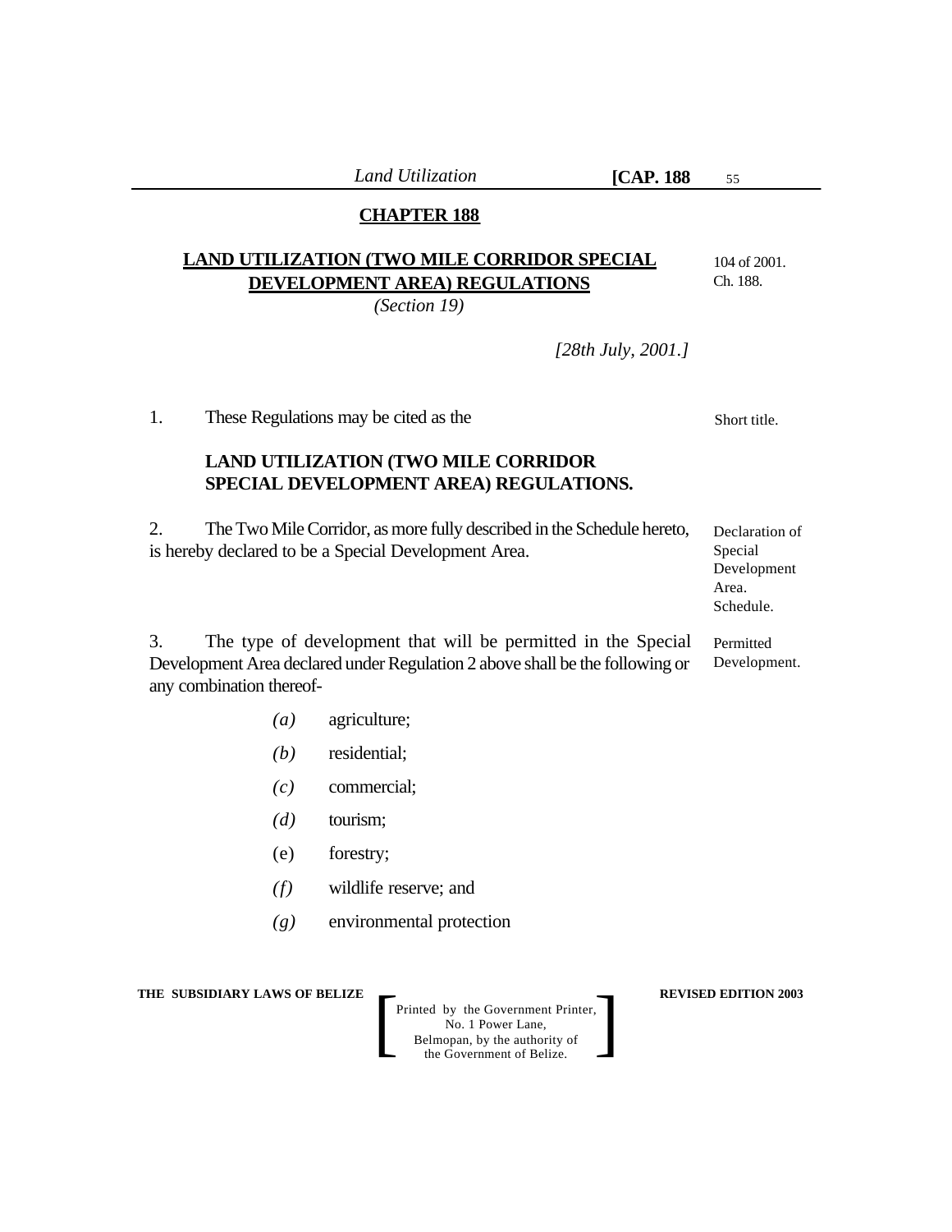## CHAPTER 188

## LAND UTILIZATION (TWO MILE CORRIDOR SPECIAL DEVELOPMENT AREA) REGULATIONS

*(Section 19)*

104 of 2001.
Ch. 188.

*[28th July, 2001.]*

1. These Regulations may be cited as the

**LAND UTILIZATION (TWO MILE CORRIDOR SPECIAL DEVELOPMENT AREA) REGULATIONS.**

Short title.

2. The Two Mile Corridor, as more fully described in the Schedule hereto, is hereby declared to be a Special Development Area.

Declaration of Special Development Area. Schedule.

3. The type of development that will be permitted in the Special Development Area declared under Regulation 2 above shall be the following or any combination thereof-

Permitted Development.

*(a)* agriculture;

*(b)* residential;

*(c)* commercial;

*(d)* tourism;

(e) forestry;

*(f)* wildlife reserve; and

*(g)* environmental protection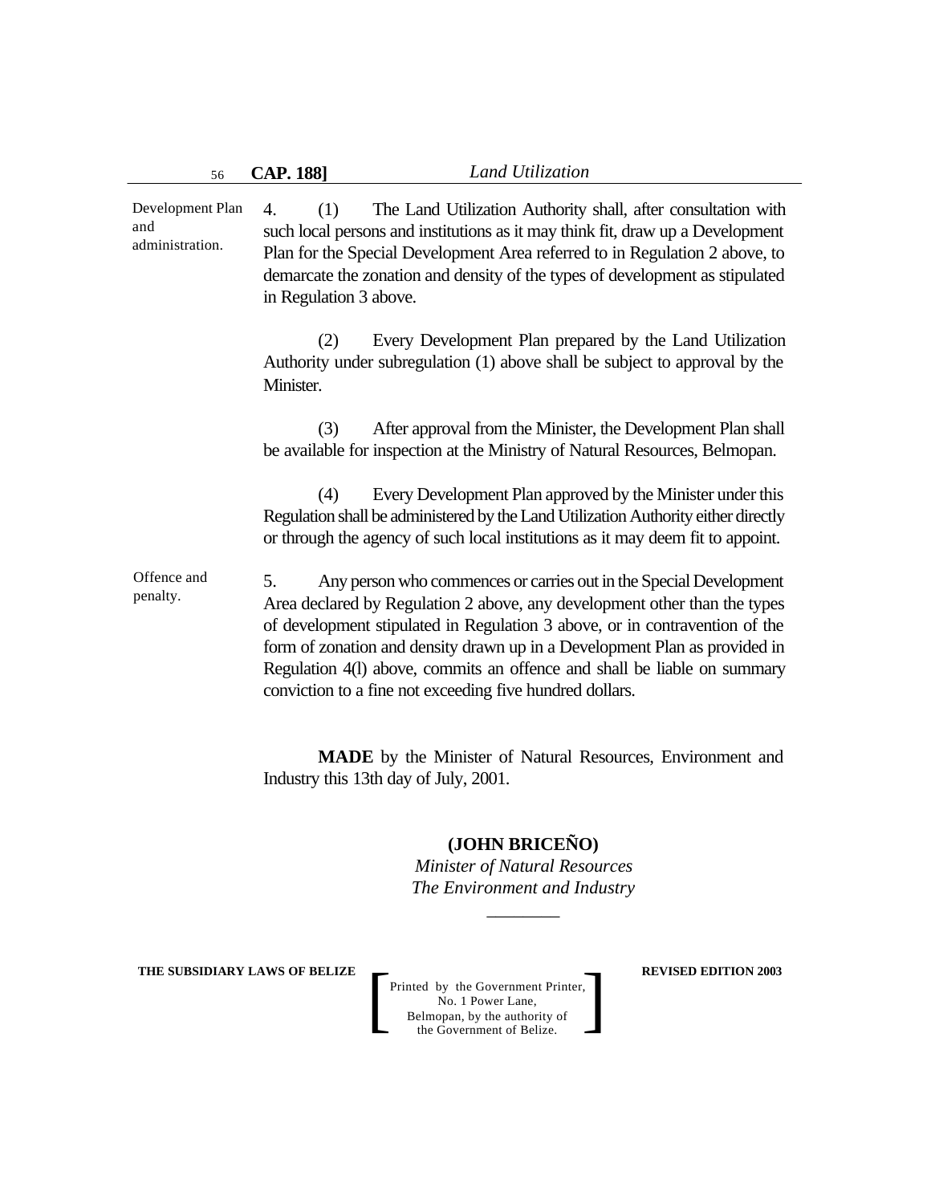**Development Plan and administration.**

4. (1) The Land Utilization Authority shall, after consultation with such local persons and institutions as it may think fit, draw up a Development Plan for the Special Development Area referred to in Regulation 2 above, to demarcate the zonation and density of the types of development as stipulated in Regulation 3 above.

(2) Every Development Plan prepared by the Land Utilization Authority under subregulation (1) above shall be subject to approval by the Minister.

(3) After approval from the Minister, the Development Plan shall be available for inspection at the Ministry of Natural Resources, Belmopan.

(4) Every Development Plan approved by the Minister under this Regulation shall be administered by the Land Utilization Authority either directly or through the agency of such local institutions as it may deem fit to appoint.

**Offence and penalty.**

5. Any person who commences or carries out in the Special Development Area declared by Regulation 2 above, any development other than the types of development stipulated in Regulation 3 above, or in contravention of the form of zonation and density drawn up in a Development Plan as provided in Regulation 4(l) above, commits an offence and shall be liable on summary conviction to a fine not exceeding five hundred dollars.

**MADE** by the Minister of Natural Resources, Environment and Industry this 13th day of July, 2001.

**(JOHN BRICEÑO)**
*Minister of Natural Resources*
*The Environment and Industry*

________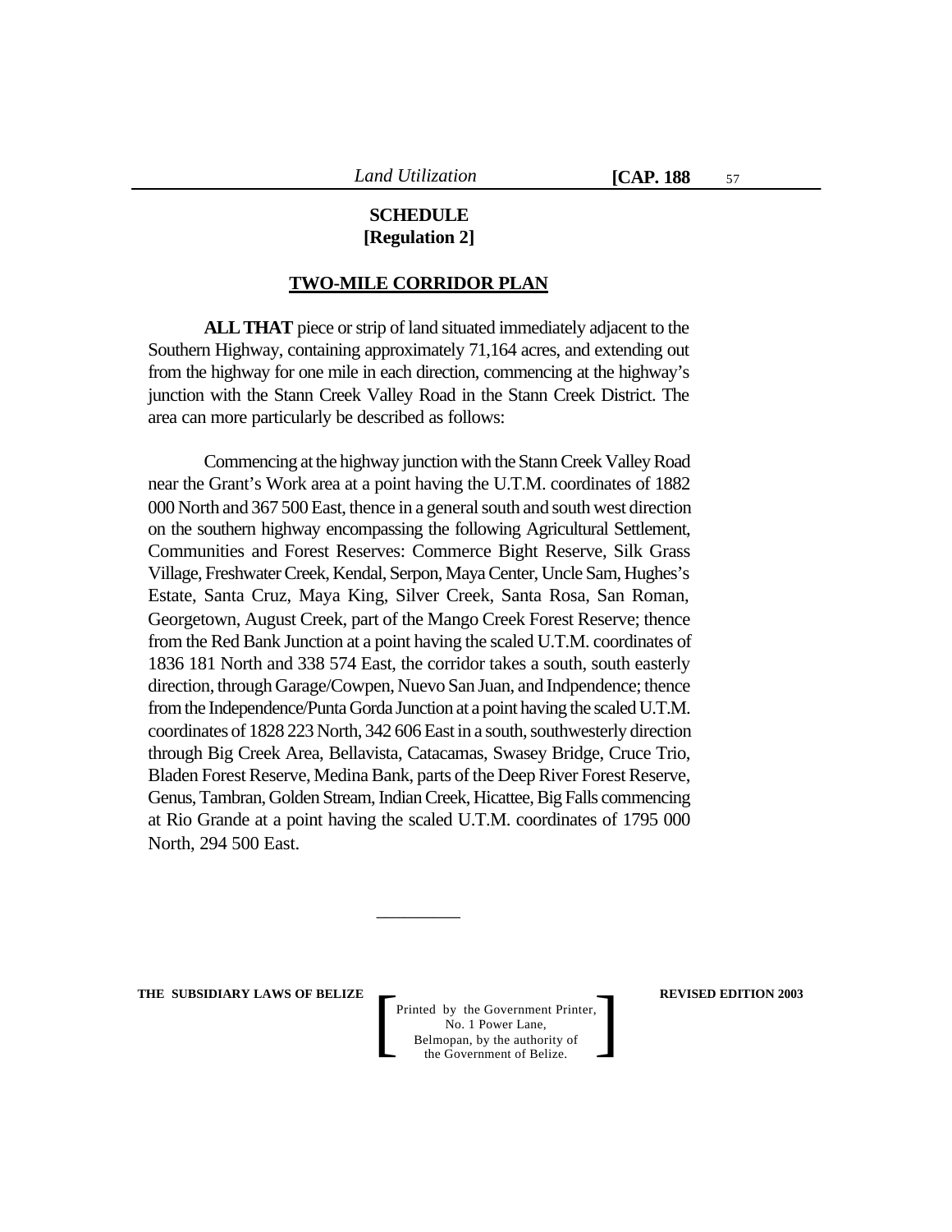## SCHEDULE
## [Regulation 2]

### TWO-MILE CORRIDOR PLAN

**ALL THAT** piece or strip of land situated immediately adjacent to the Southern Highway, containing approximately 71,164 acres, and extending out from the highway for one mile in each direction, commencing at the highway's junction with the Stann Creek Valley Road in the Stann Creek District. The area can more particularly be described as follows:

Commencing at the highway junction with the Stann Creek Valley Road near the Grant's Work area at a point having the U.T.M. coordinates of 1882 000 North and 367 500 East, thence in a general south and south west direction on the southern highway encompassing the following Agricultural Settlement, Communities and Forest Reserves: Commerce Bight Reserve, Silk Grass Village, Freshwater Creek, Kendal, Serpon, Maya Center, Uncle Sam, Hughes's Estate, Santa Cruz, Maya King, Silver Creek, Santa Rosa, San Roman, Georgetown, August Creek, part of the Mango Creek Forest Reserve; thence from the Red Bank Junction at a point having the scaled U.T.M. coordinates of 1836 181 North and 338 574 East, the corridor takes a south, south easterly direction, through Garage/Cowpen, Nuevo San Juan, and Indpendence; thence from the Independence/Punta Gorda Junction at a point having the scaled U.T.M. coordinates of 1828 223 North, 342 606 East in a south, southwesterly direction through Big Creek Area, Bellavista, Catacamas, Swasey Bridge, Cruce Trio, Bladen Forest Reserve, Medina Bank, parts of the Deep River Forest Reserve, Genus, Tambran, Golden Stream, Indian Creek, Hicattee, Big Falls commencing at Rio Grande at a point having the scaled U.T.M. coordinates of 1795 000 North, 294 500 East.